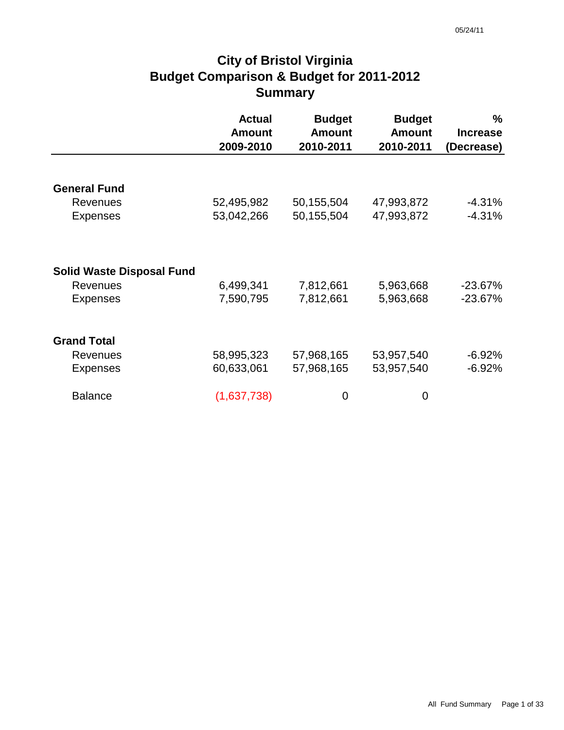05/24/11

# City of Bristol Virginia
## Budget Comparison & Budget for 2011-2012
## Summary

| | Actual Amount 2009-2010 | Budget Amount 2010-2011 | Budget Amount 2010-2011 | % Increase (Decrease) |
|---|---|---|---|---|
| **General Fund** | | | | |
| Revenues | 52,495,982 | 50,155,504 | 47,993,872 | -4.31% |
| Expenses | 53,042,266 | 50,155,504 | 47,993,872 | -4.31% |
| **Solid Waste Disposal Fund** | | | | |
| Revenues | 6,499,341 | 7,812,661 | 5,963,668 | -23.67% |
| Expenses | 7,590,795 | 7,812,661 | 5,963,668 | -23.67% |
| **Grand Total** | | | | |
| Revenues | 58,995,323 | 57,968,165 | 53,957,540 | -6.92% |
| Expenses | 60,633,061 | 57,968,165 | 53,957,540 | -6.92% |
| Balance | (1,637,738) | 0 | 0 | |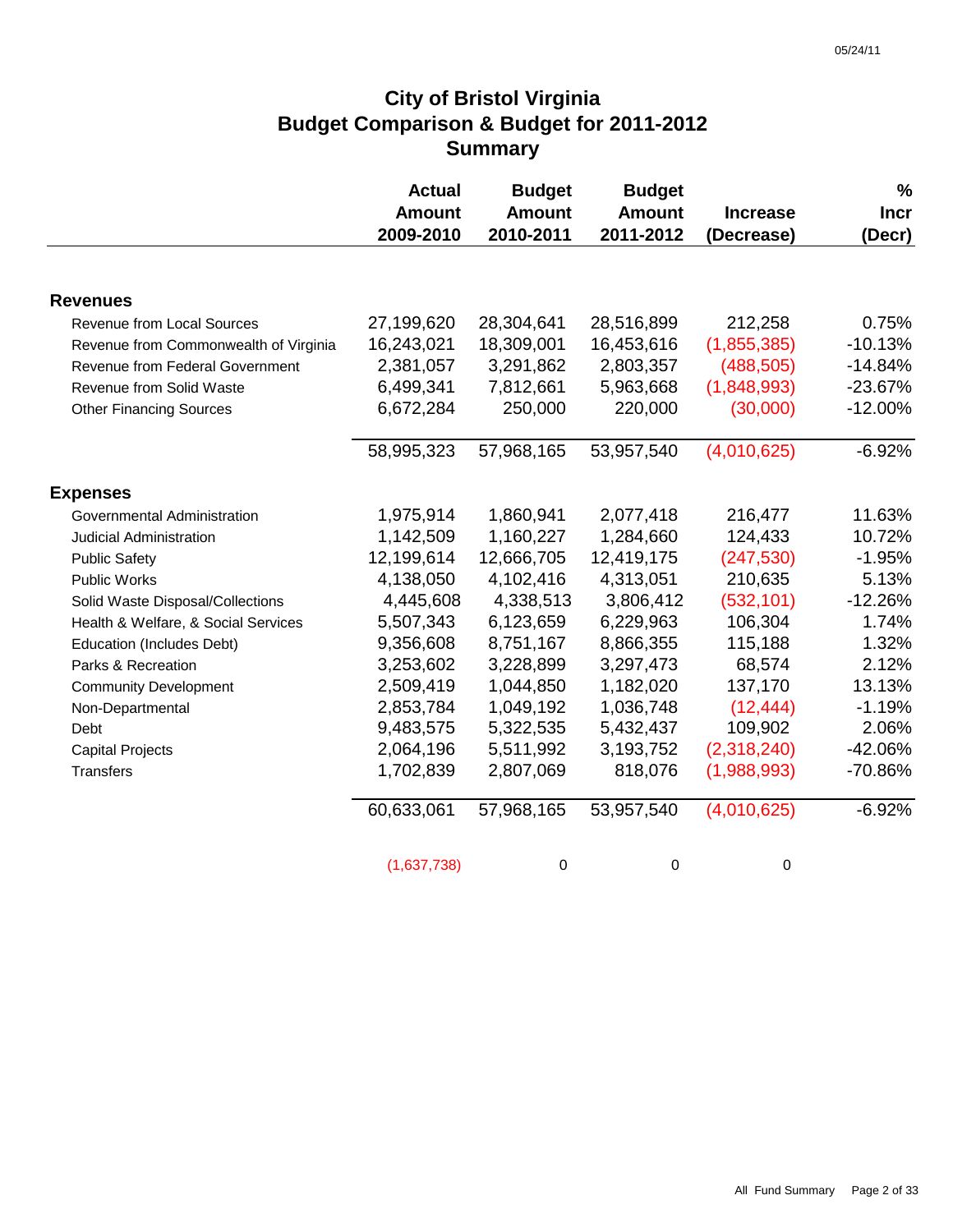# City of Bristol Virginia
# Budget Comparison & Budget for 2011-2012
# Summary

05/24/11

| | Actual Amount 2009-2010 | Budget Amount 2010-2011 | Budget Amount 2011-2012 | Increase (Decrease) | % Incr (Decr) |
|---|---|---|---|---|---|
| **Revenues** | | | | | |
| Revenue from Local Sources | 27,199,620 | 28,304,641 | 28,516,899 | 212,258 | 0.75% |
| Revenue from Commonwealth of Virginia | 16,243,021 | 18,309,001 | 16,453,616 | (1,855,385) | -10.13% |
| Revenue from Federal Government | 2,381,057 | 3,291,862 | 2,803,357 | (488,505) | -14.84% |
| Revenue from Solid Waste | 6,499,341 | 7,812,661 | 5,963,668 | (1,848,993) | -23.67% |
| Other Financing Sources | 6,672,284 | 250,000 | 220,000 | (30,000) | -12.00% |
| | 58,995,323 | 57,968,165 | 53,957,540 | (4,010,625) | -6.92% |
| **Expenses** | | | | | |
| Governmental Administration | 1,975,914 | 1,860,941 | 2,077,418 | 216,477 | 11.63% |
| Judicial Administration | 1,142,509 | 1,160,227 | 1,284,660 | 124,433 | 10.72% |
| Public Safety | 12,199,614 | 12,666,705 | 12,419,175 | (247,530) | -1.95% |
| Public Works | 4,138,050 | 4,102,416 | 4,313,051 | 210,635 | 5.13% |
| Solid Waste Disposal/Collections | 4,445,608 | 4,338,513 | 3,806,412 | (532,101) | -12.26% |
| Health & Welfare, & Social Services | 5,507,343 | 6,123,659 | 6,229,963 | 106,304 | 1.74% |
| Education (Includes Debt) | 9,356,608 | 8,751,167 | 8,866,355 | 115,188 | 1.32% |
| Parks & Recreation | 3,253,602 | 3,228,899 | 3,297,473 | 68,574 | 2.12% |
| Community Development | 2,509,419 | 1,044,850 | 1,182,020 | 137,170 | 13.13% |
| Non-Departmental | 2,853,784 | 1,049,192 | 1,036,748 | (12,444) | -1.19% |
| Debt | 9,483,575 | 5,322,535 | 5,432,437 | 109,902 | 2.06% |
| Capital Projects | 2,064,196 | 5,511,992 | 3,193,752 | (2,318,240) | -42.06% |
| Transfers | 1,702,839 | 2,807,069 | 818,076 | (1,988,993) | -70.86% |
| | 60,633,061 | 57,968,165 | 53,957,540 | (4,010,625) | -6.92% |
| | (1,637,738) | 0 | 0 | 0 | |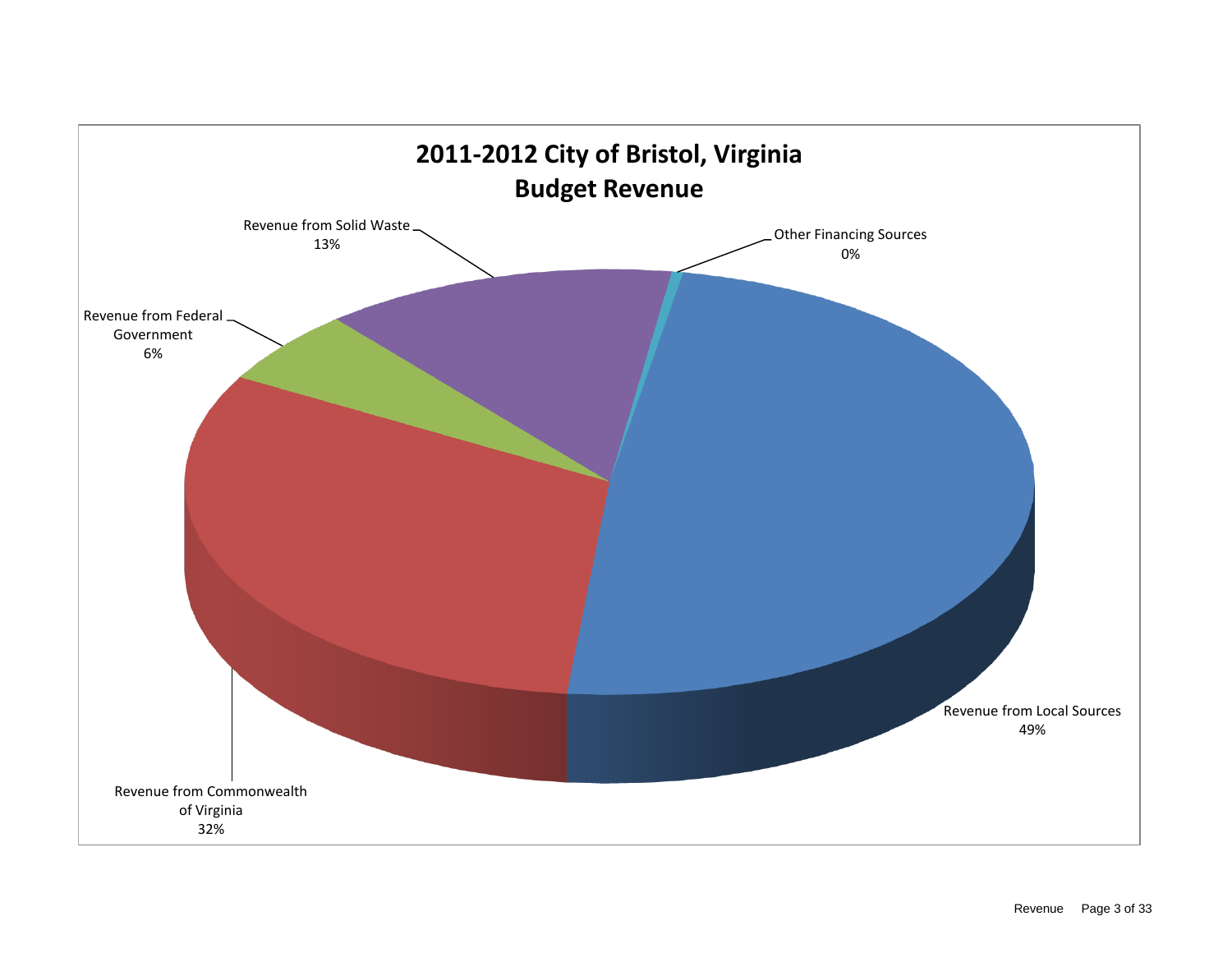# 2011-2012 City of Bristol, Virginia
## Budget Revenue

Revenue from Solid Waste
13%

Other Financing Sources
0%

Revenue from Federal Government
6%

Revenue from Local Sources
49%

Revenue from Commonwealth of Virginia
32%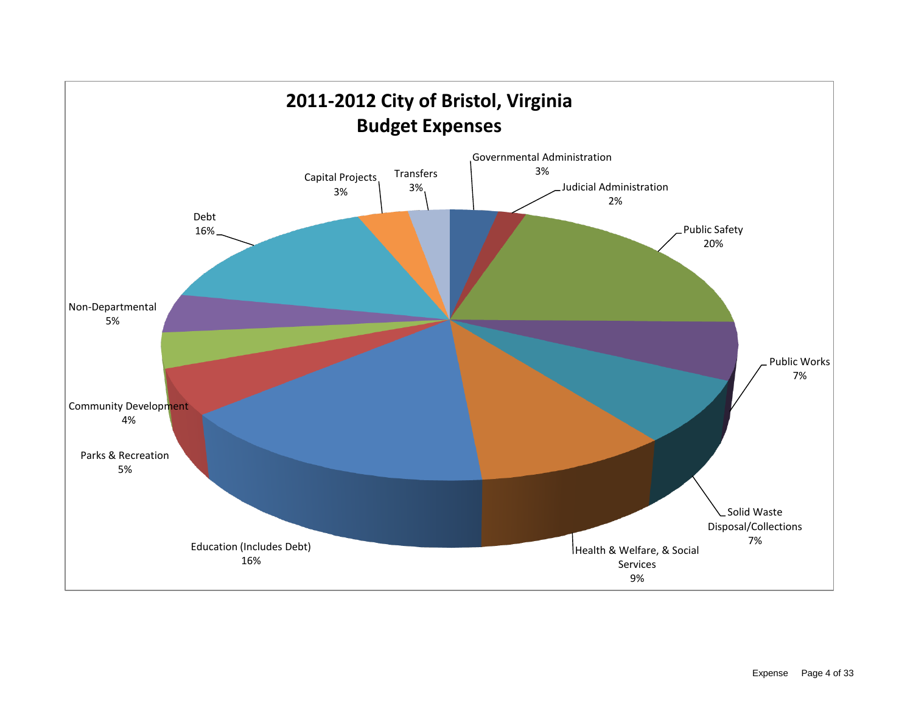# 2011-2012 City of Bristol, Virginia Budget Expenses

Governmental Administration 3%

Judicial Administration 2%

Public Safety 20%

Public Works 7%

Solid Waste Disposal/Collections 7%

Health & Welfare, & Social Services 9%

Education (Includes Debt) 16%

Parks & Recreation 5%

Community Development 4%

Non-Departmental 5%

Debt 16%

Capital Projects 3%

Transfers 3%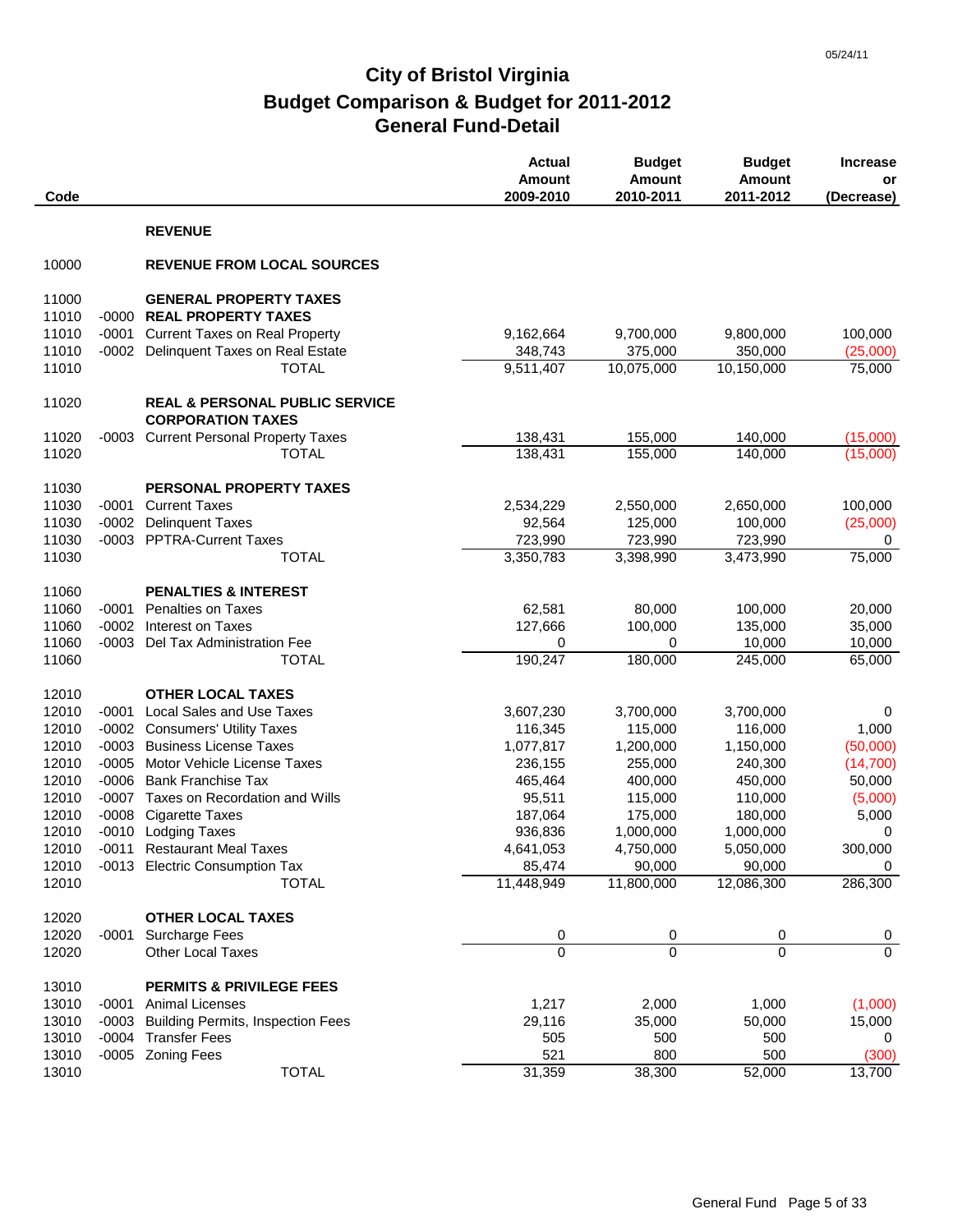# City of Bristol Virginia
## Budget Comparison & Budget for 2011-2012
## General Fund-Detail

| Code | | | Actual Amount 2009-2010 | Budget Amount 2010-2011 | Budget Amount 2011-2012 | Increase or (Decrease) |
|---|---|---|---|---|---|---|
| | | **REVENUE** | | | | |
| 10000 | | **REVENUE FROM LOCAL SOURCES** | | | | |
| 11000 | | **GENERAL PROPERTY TAXES** | | | | |
| 11010 | -0000 | **REAL PROPERTY TAXES** | | | | |
| 11010 | -0001 | Current Taxes on Real Property | 9,162,664 | 9,700,000 | 9,800,000 | 100,000 |
| 11010 | -0002 | Delinquent Taxes on Real Estate | 348,743 | 375,000 | 350,000 | (25,000) |
| 11010 | | TOTAL | 9,511,407 | 10,075,000 | 10,150,000 | 75,000 |
| 11020 | | **REAL & PERSONAL PUBLIC SERVICE CORPORATION TAXES** | | | | |
| 11020 | -0003 | Current Personal Property Taxes | 138,431 | 155,000 | 140,000 | (15,000) |
| 11020 | | TOTAL | 138,431 | 155,000 | 140,000 | (15,000) |
| 11030 | | **PERSONAL PROPERTY TAXES** | | | | |
| 11030 | -0001 | Current Taxes | 2,534,229 | 2,550,000 | 2,650,000 | 100,000 |
| 11030 | -0002 | Delinquent Taxes | 92,564 | 125,000 | 100,000 | (25,000) |
| 11030 | -0003 | PPTRA-Current Taxes | 723,990 | 723,990 | 723,990 | 0 |
| 11030 | | TOTAL | 3,350,783 | 3,398,990 | 3,473,990 | 75,000 |
| 11060 | | **PENALTIES & INTEREST** | | | | |
| 11060 | -0001 | Penalties on Taxes | 62,581 | 80,000 | 100,000 | 20,000 |
| 11060 | -0002 | Interest on Taxes | 127,666 | 100,000 | 135,000 | 35,000 |
| 11060 | -0003 | Del Tax Administration Fee | 0 | 0 | 10,000 | 10,000 |
| 11060 | | TOTAL | 190,247 | 180,000 | 245,000 | 65,000 |
| 12010 | | **OTHER LOCAL TAXES** | | | | |
| 12010 | -0001 | Local Sales and Use Taxes | 3,607,230 | 3,700,000 | 3,700,000 | 0 |
| 12010 | -0002 | Consumers' Utility Taxes | 116,345 | 115,000 | 116,000 | 1,000 |
| 12010 | -0003 | Business License Taxes | 1,077,817 | 1,200,000 | 1,150,000 | (50,000) |
| 12010 | -0005 | Motor Vehicle License Taxes | 236,155 | 255,000 | 240,300 | (14,700) |
| 12010 | -0006 | Bank Franchise Tax | 465,464 | 400,000 | 450,000 | 50,000 |
| 12010 | -0007 | Taxes on Recordation and Wills | 95,511 | 115,000 | 110,000 | (5,000) |
| 12010 | -0008 | Cigarette Taxes | 187,064 | 175,000 | 180,000 | 5,000 |
| 12010 | -0010 | Lodging Taxes | 936,836 | 1,000,000 | 1,000,000 | 0 |
| 12010 | -0011 | Restaurant Meal Taxes | 4,641,053 | 4,750,000 | 5,050,000 | 300,000 |
| 12010 | -0013 | Electric Consumption Tax | 85,474 | 90,000 | 90,000 | 0 |
| 12010 | | TOTAL | 11,448,949 | 11,800,000 | 12,086,300 | 286,300 |
| 12020 | | **OTHER LOCAL TAXES** | | | | |
| 12020 | -0001 | Surcharge Fees | 0 | 0 | 0 | 0 |
| 12020 | | Other Local Taxes | 0 | 0 | 0 | 0 |
| 13010 | | **PERMITS & PRIVILEGE FEES** | | | | |
| 13010 | -0001 | Animal Licenses | 1,217 | 2,000 | 1,000 | (1,000) |
| 13010 | -0003 | Building Permits, Inspection Fees | 29,116 | 35,000 | 50,000 | 15,000 |
| 13010 | -0004 | Transfer Fees | 505 | 500 | 500 | 0 |
| 13010 | -0005 | Zoning Fees | 521 | 800 | 500 | (300) |
| 13010 | | TOTAL | 31,359 | 38,300 | 52,000 | 13,700 |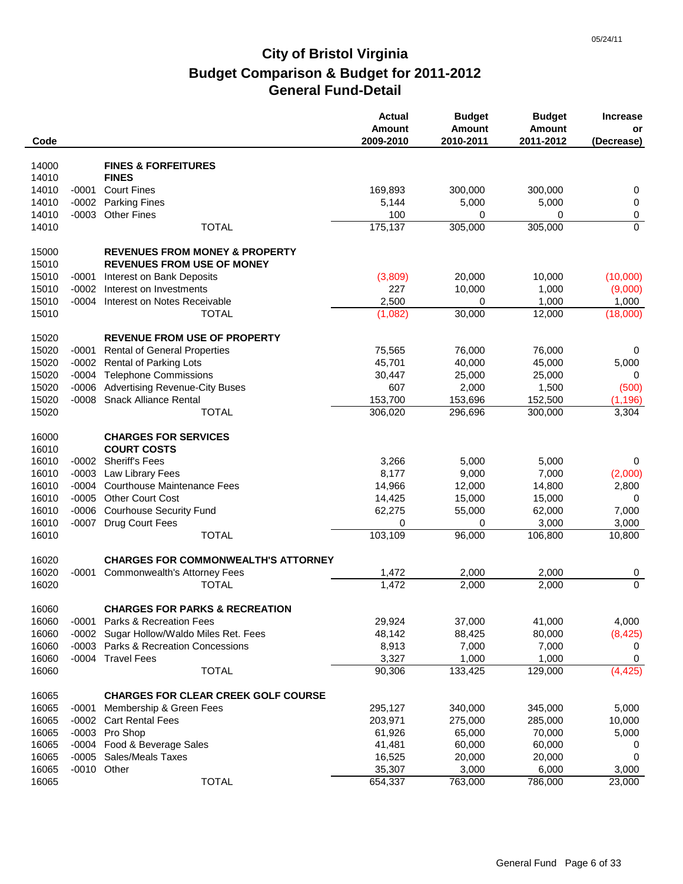# City of Bristol Virginia
## Budget Comparison & Budget for 2011-2012
## General Fund-Detail

| Code | | | Actual Amount 2009-2010 | Budget Amount 2010-2011 | Budget Amount 2011-2012 | Increase or (Decrease) |
|---|---|---|---|---|---|---|
| 14000 | | **FINES & FORFEITURES** | | | | |
| 14010 | | **FINES** | | | | |
| 14010 | -0001 | Court Fines | 169,893 | 300,000 | 300,000 | 0 |
| 14010 | -0002 | Parking Fines | 5,144 | 5,000 | 5,000 | 0 |
| 14010 | -0003 | Other Fines | 100 | 0 | 0 | 0 |
| 14010 | | TOTAL | 175,137 | 305,000 | 305,000 | 0 |
| 15000 | | **REVENUES FROM MONEY & PROPERTY** | | | | |
| 15010 | | **REVENUES FROM USE OF MONEY** | | | | |
| 15010 | -0001 | Interest on Bank Deposits | (3,809) | 20,000 | 10,000 | (10,000) |
| 15010 | -0002 | Interest on Investments | 227 | 10,000 | 1,000 | (9,000) |
| 15010 | -0004 | Interest on Notes Receivable | 2,500 | 0 | 1,000 | 1,000 |
| 15010 | | TOTAL | (1,082) | 30,000 | 12,000 | (18,000) |
| 15020 | | **REVENUE FROM USE OF PROPERTY** | | | | |
| 15020 | -0001 | Rental of General Properties | 75,565 | 76,000 | 76,000 | 0 |
| 15020 | -0002 | Rental of Parking Lots | 45,701 | 40,000 | 45,000 | 5,000 |
| 15020 | -0004 | Telephone Commissions | 30,447 | 25,000 | 25,000 | 0 |
| 15020 | -0006 | Advertising Revenue-City Buses | 607 | 2,000 | 1,500 | (500) |
| 15020 | -0008 | Snack Alliance Rental | 153,700 | 153,696 | 152,500 | (1,196) |
| 15020 | | TOTAL | 306,020 | 296,696 | 300,000 | 3,304 |
| 16000 | | **CHARGES FOR SERVICES** | | | | |
| 16010 | | **COURT COSTS** | | | | |
| 16010 | -0002 | Sheriff's Fees | 3,266 | 5,000 | 5,000 | 0 |
| 16010 | -0003 | Law Library Fees | 8,177 | 9,000 | 7,000 | (2,000) |
| 16010 | -0004 | Courthouse Maintenance Fees | 14,966 | 12,000 | 14,800 | 2,800 |
| 16010 | -0005 | Other Court Cost | 14,425 | 15,000 | 15,000 | 0 |
| 16010 | -0006 | Courhouse Security Fund | 62,275 | 55,000 | 62,000 | 7,000 |
| 16010 | -0007 | Drug Court Fees | 0 | 0 | 3,000 | 3,000 |
| 16010 | | TOTAL | 103,109 | 96,000 | 106,800 | 10,800 |
| 16020 | | **CHARGES FOR COMMONWEALTH'S ATTORNEY** | | | | |
| 16020 | -0001 | Commonwealth's Attorney Fees | 1,472 | 2,000 | 2,000 | 0 |
| 16020 | | TOTAL | 1,472 | 2,000 | 2,000 | 0 |
| 16060 | | **CHARGES FOR PARKS & RECREATION** | | | | |
| 16060 | -0001 | Parks & Recreation Fees | 29,924 | 37,000 | 41,000 | 4,000 |
| 16060 | -0002 | Sugar Hollow/Waldo Miles Ret. Fees | 48,142 | 88,425 | 80,000 | (8,425) |
| 16060 | -0003 | Parks & Recreation Concessions | 8,913 | 7,000 | 7,000 | 0 |
| 16060 | -0004 | Travel Fees | 3,327 | 1,000 | 1,000 | 0 |
| 16060 | | TOTAL | 90,306 | 133,425 | 129,000 | (4,425) |
| 16065 | | **CHARGES FOR CLEAR CREEK GOLF COURSE** | | | | |
| 16065 | -0001 | Membership & Green Fees | 295,127 | 340,000 | 345,000 | 5,000 |
| 16065 | -0002 | Cart Rental Fees | 203,971 | 275,000 | 285,000 | 10,000 |
| 16065 | -0003 | Pro Shop | 61,926 | 65,000 | 70,000 | 5,000 |
| 16065 | -0004 | Food & Beverage Sales | 41,481 | 60,000 | 60,000 | 0 |
| 16065 | -0005 | Sales/Meals Taxes | 16,525 | 20,000 | 20,000 | 0 |
| 16065 | -0010 | Other | 35,307 | 3,000 | 6,000 | 3,000 |
| 16065 | | TOTAL | 654,337 | 763,000 | 786,000 | 23,000 |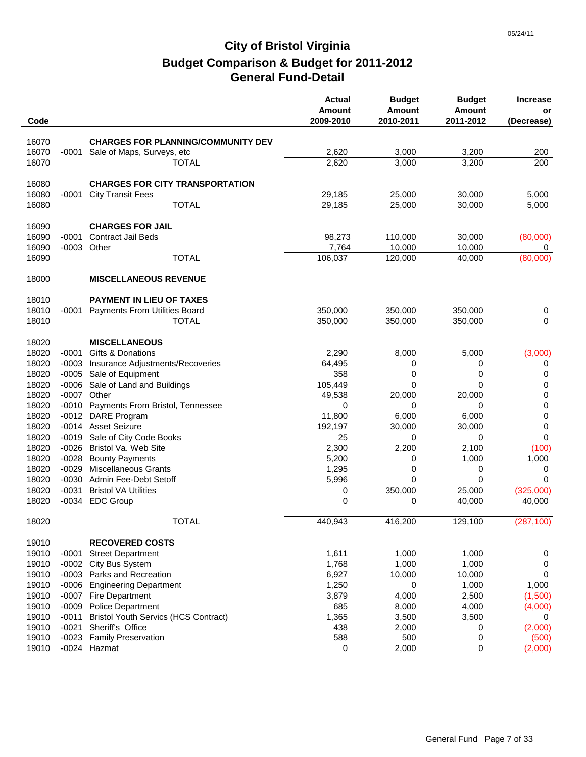# City of Bristol Virginia
## Budget Comparison & Budget for 2011-2012
## General Fund-Detail

| Code | | | Actual Amount 2009-2010 | Budget Amount 2010-2011 | Budget Amount 2011-2012 | Increase or (Decrease) |
|---|---|---|---|---|---|---|
| 16070 | | **CHARGES FOR PLANNING/COMMUNITY DEV** | | | | |
| 16070 | -0001 | Sale of Maps, Surveys, etc | 2,620 | 3,000 | 3,200 | 200 |
| 16070 | | TOTAL | 2,620 | 3,000 | 3,200 | 200 |
| 16080 | | **CHARGES FOR CITY TRANSPORTATION** | | | | |
| 16080 | -0001 | City Transit Fees | 29,185 | 25,000 | 30,000 | 5,000 |
| 16080 | | TOTAL | 29,185 | 25,000 | 30,000 | 5,000 |
| 16090 | | **CHARGES FOR JAIL** | | | | |
| 16090 | -0001 | Contract Jail Beds | 98,273 | 110,000 | 30,000 | (80,000) |
| 16090 | -0003 | Other | 7,764 | 10,000 | 10,000 | 0 |
| 16090 | | TOTAL | 106,037 | 120,000 | 40,000 | (80,000) |
| 18000 | | **MISCELLANEOUS REVENUE** | | | | |
| 18010 | | **PAYMENT IN LIEU OF TAXES** | | | | |
| 18010 | -0001 | Payments From Utilities Board | 350,000 | 350,000 | 350,000 | 0 |
| 18010 | | TOTAL | 350,000 | 350,000 | 350,000 | 0 |
| 18020 | | **MISCELLANEOUS** | | | | |
| 18020 | -0001 | Gifts & Donations | 2,290 | 8,000 | 5,000 | (3,000) |
| 18020 | -0003 | Insurance Adjustments/Recoveries | 64,495 | 0 | 0 | 0 |
| 18020 | -0005 | Sale of Equipment | 358 | 0 | 0 | 0 |
| 18020 | -0006 | Sale of Land and Buildings | 105,449 | 0 | 0 | 0 |
| 18020 | -0007 | Other | 49,538 | 20,000 | 20,000 | 0 |
| 18020 | -0010 | Payments From Bristol, Tennessee | 0 | 0 | 0 | 0 |
| 18020 | -0012 | DARE Program | 11,800 | 6,000 | 6,000 | 0 |
| 18020 | -0014 | Asset Seizure | 192,197 | 30,000 | 30,000 | 0 |
| 18020 | -0019 | Sale of City Code Books | 25 | 0 | 0 | 0 |
| 18020 | -0026 | Bristol Va. Web Site | 2,300 | 2,200 | 2,100 | (100) |
| 18020 | -0028 | Bounty Payments | 5,200 | 0 | 1,000 | 1,000 |
| 18020 | -0029 | Miscellaneous Grants | 1,295 | 0 | 0 | 0 |
| 18020 | -0030 | Admin Fee-Debt Setoff | 5,996 | 0 | 0 | 0 |
| 18020 | -0031 | Bristol VA Utilities | 0 | 350,000 | 25,000 | (325,000) |
| 18020 | -0034 | EDC Group | 0 | 0 | 40,000 | 40,000 |
| 18020 | | TOTAL | 440,943 | 416,200 | 129,100 | (287,100) |
| 19010 | | **RECOVERED COSTS** | | | | |
| 19010 | -0001 | Street Department | 1,611 | 1,000 | 1,000 | 0 |
| 19010 | -0002 | City Bus System | 1,768 | 1,000 | 1,000 | 0 |
| 19010 | -0003 | Parks and Recreation | 6,927 | 10,000 | 10,000 | 0 |
| 19010 | -0006 | Engineering Department | 1,250 | 0 | 1,000 | 1,000 |
| 19010 | -0007 | Fire Department | 3,879 | 4,000 | 2,500 | (1,500) |
| 19010 | -0009 | Police Department | 685 | 8,000 | 4,000 | (4,000) |
| 19010 | -0011 | Bristol Youth Servics (HCS Contract) | 1,365 | 3,500 | 3,500 | 0 |
| 19010 | -0021 | Sheriff's Office | 438 | 2,000 | 0 | (2,000) |
| 19010 | -0023 | Family Preservation | 588 | 500 | 0 | (500) |
| 19010 | -0024 | Hazmat | 0 | 2,000 | 0 | (2,000) |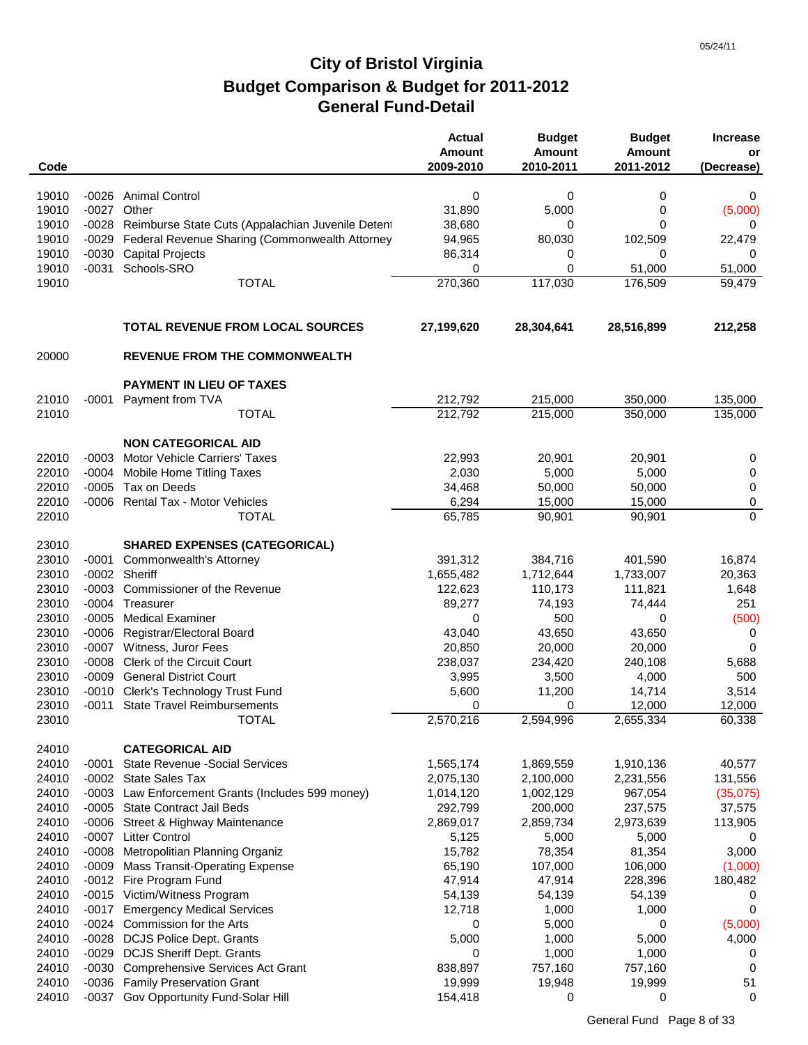05/24/11

# City of Bristol Virginia
## Budget Comparison & Budget for 2011-2012
## General Fund-Detail

| Code | | | Actual Amount 2009-2010 | Budget Amount 2010-2011 | Budget Amount 2011-2012 | Increase or (Decrease) |
|---|---|---|---|---|---|---|
| 19010 | -0026 | Animal Control | 0 | 0 | 0 | 0 |
| 19010 | -0027 | Other | 31,890 | 5,000 | 0 | (5,000) |
| 19010 | -0028 | Reimburse State Cuts (Appalachian Juvenile Detent | 38,680 | 0 | 0 | 0 |
| 19010 | -0029 | Federal Revenue Sharing (Commonwealth Attorney | 94,965 | 80,030 | 102,509 | 22,479 |
| 19010 | -0030 | Capital Projects | 86,314 | 0 | 0 | 0 |
| 19010 | -0031 | Schools-SRO | 0 | 0 | 51,000 | 51,000 |
| 19010 | | TOTAL | 270,360 | 117,030 | 176,509 | 59,479 |
| | | **TOTAL REVENUE FROM LOCAL SOURCES** | **27,199,620** | **28,304,641** | **28,516,899** | **212,258** |
| 20000 | | **REVENUE FROM THE COMMONWEALTH** | | | | |
| | | **PAYMENT IN LIEU OF TAXES** | | | | |
| 21010 | -0001 | Payment from TVA | 212,792 | 215,000 | 350,000 | 135,000 |
| 21010 | | TOTAL | 212,792 | 215,000 | 350,000 | 135,000 |
| | | **NON CATEGORICAL AID** | | | | |
| 22010 | -0003 | Motor Vehicle Carriers' Taxes | 22,993 | 20,901 | 20,901 | 0 |
| 22010 | -0004 | Mobile Home Titling Taxes | 2,030 | 5,000 | 5,000 | 0 |
| 22010 | -0005 | Tax on Deeds | 34,468 | 50,000 | 50,000 | 0 |
| 22010 | -0006 | Rental Tax - Motor Vehicles | 6,294 | 15,000 | 15,000 | 0 |
| 22010 | | TOTAL | 65,785 | 90,901 | 90,901 | 0 |
| 23010 | | **SHARED EXPENSES (CATEGORICAL)** | | | | |
| 23010 | -0001 | Commonwealth's Attorney | 391,312 | 384,716 | 401,590 | 16,874 |
| 23010 | -0002 | Sheriff | 1,655,482 | 1,712,644 | 1,733,007 | 20,363 |
| 23010 | -0003 | Commissioner of the Revenue | 122,623 | 110,173 | 111,821 | 1,648 |
| 23010 | -0004 | Treasurer | 89,277 | 74,193 | 74,444 | 251 |
| 23010 | -0005 | Medical Examiner | 0 | 500 | 0 | (500) |
| 23010 | -0006 | Registrar/Electoral Board | 43,040 | 43,650 | 43,650 | 0 |
| 23010 | -0007 | Witness, Juror Fees | 20,850 | 20,000 | 20,000 | 0 |
| 23010 | -0008 | Clerk of the Circuit Court | 238,037 | 234,420 | 240,108 | 5,688 |
| 23010 | -0009 | General District Court | 3,995 | 3,500 | 4,000 | 500 |
| 23010 | -0010 | Clerk's Technology Trust Fund | 5,600 | 11,200 | 14,714 | 3,514 |
| 23010 | -0011 | State Travel Reimbursements | 0 | 0 | 12,000 | 12,000 |
| 23010 | | TOTAL | 2,570,216 | 2,594,996 | 2,655,334 | 60,338 |
| 24010 | | **CATEGORICAL AID** | | | | |
| 24010 | -0001 | State Revenue -Social Services | 1,565,174 | 1,869,559 | 1,910,136 | 40,577 |
| 24010 | -0002 | State Sales Tax | 2,075,130 | 2,100,000 | 2,231,556 | 131,556 |
| 24010 | -0003 | Law Enforcement Grants (Includes 599 money) | 1,014,120 | 1,002,129 | 967,054 | (35,075) |
| 24010 | -0005 | State Contract Jail Beds | 292,799 | 200,000 | 237,575 | 37,575 |
| 24010 | -0006 | Street & Highway Maintenance | 2,869,017 | 2,859,734 | 2,973,639 | 113,905 |
| 24010 | -0007 | Litter Control | 5,125 | 5,000 | 5,000 | 0 |
| 24010 | -0008 | Metropolitian Planning Organiz | 15,782 | 78,354 | 81,354 | 3,000 |
| 24010 | -0009 | Mass Transit-Operating Expense | 65,190 | 107,000 | 106,000 | (1,000) |
| 24010 | -0012 | Fire Program Fund | 47,914 | 47,914 | 228,396 | 180,482 |
| 24010 | -0015 | Victim/Witness Program | 54,139 | 54,139 | 54,139 | 0 |
| 24010 | -0017 | Emergency Medical Services | 12,718 | 1,000 | 1,000 | 0 |
| 24010 | -0024 | Commission for the Arts | 0 | 5,000 | 0 | (5,000) |
| 24010 | -0028 | DCJS Police Dept. Grants | 5,000 | 1,000 | 5,000 | 4,000 |
| 24010 | -0029 | DCJS Sheriff Dept. Grants | 0 | 1,000 | 1,000 | 0 |
| 24010 | -0030 | Comprehensive Services Act Grant | 838,897 | 757,160 | 757,160 | 0 |
| 24010 | -0036 | Family Preservation Grant | 19,999 | 19,948 | 19,999 | 51 |
| 24010 | -0037 | Gov Opportunity Fund-Solar Hill | 154,418 | 0 | 0 | 0 |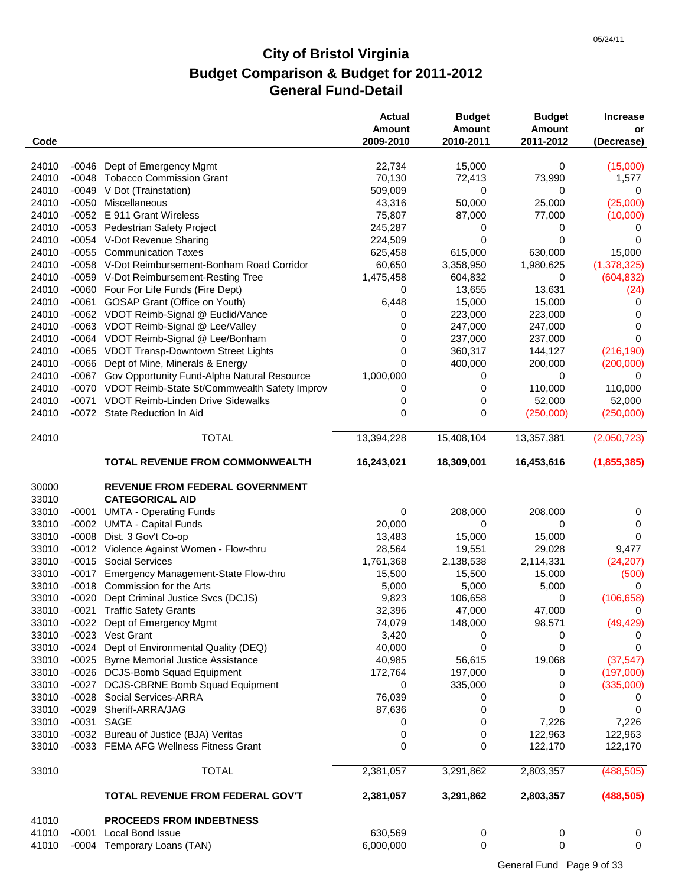# City of Bristol Virginia
## Budget Comparison & Budget for 2011-2012
## General Fund-Detail

| Code | | | Actual Amount 2009-2010 | Budget Amount 2010-2011 | Budget Amount 2011-2012 | Increase or (Decrease) |
|---|---|---|---|---|---|---|
| 24010 | -0046 | Dept of Emergency Mgmt | 22,734 | 15,000 | 0 | (15,000) |
| 24010 | -0048 | Tobacco Commission Grant | 70,130 | 72,413 | 73,990 | 1,577 |
| 24010 | -0049 | V Dot (Trainstation) | 509,009 | 0 | 0 | 0 |
| 24010 | -0050 | Miscellaneous | 43,316 | 50,000 | 25,000 | (25,000) |
| 24010 | -0052 | E 911 Grant Wireless | 75,807 | 87,000 | 77,000 | (10,000) |
| 24010 | -0053 | Pedestrian Safety Project | 245,287 | 0 | 0 | 0 |
| 24010 | -0054 | V-Dot Revenue Sharing | 224,509 | 0 | 0 | 0 |
| 24010 | -0055 | Communication Taxes | 625,458 | 615,000 | 630,000 | 15,000 |
| 24010 | -0058 | V-Dot Reimbursement-Bonham Road Corridor | 60,650 | 3,358,950 | 1,980,625 | (1,378,325) |
| 24010 | -0059 | V-Dot Reimbursement-Resting Tree | 1,475,458 | 604,832 | 0 | (604,832) |
| 24010 | -0060 | Four For Life Funds (Fire Dept) | 0 | 13,655 | 13,631 | (24) |
| 24010 | -0061 | GOSAP Grant (Office on Youth) | 6,448 | 15,000 | 15,000 | 0 |
| 24010 | -0062 | VDOT Reimb-Signal @ Euclid/Vance | 0 | 223,000 | 223,000 | 0 |
| 24010 | -0063 | VDOT Reimb-Signal @ Lee/Valley | 0 | 247,000 | 247,000 | 0 |
| 24010 | -0064 | VDOT Reimb-Signal @ Lee/Bonham | 0 | 237,000 | 237,000 | 0 |
| 24010 | -0065 | VDOT Transp-Downtown Street Lights | 0 | 360,317 | 144,127 | (216,190) |
| 24010 | -0066 | Dept of Mine, Minerals & Energy | 0 | 400,000 | 200,000 | (200,000) |
| 24010 | -0067 | Gov Opportunity Fund-Alpha Natural Resource | 1,000,000 | 0 | 0 | 0 |
| 24010 | -0070 | VDOT Reimb-State St/Commwealth Safety Improv | 0 | 0 | 110,000 | 110,000 |
| 24010 | -0071 | VDOT Reimb-Linden Drive Sidewalks | 0 | 0 | 52,000 | 52,000 |
| 24010 | -0072 | State Reduction In Aid | 0 | 0 | (250,000) | (250,000) |
| 24010 | | TOTAL | 13,394,228 | 15,408,104 | 13,357,381 | (2,050,723) |
| | | **TOTAL REVENUE FROM COMMONWEALTH** | **16,243,021** | **18,309,001** | **16,453,616** | **(1,855,385)** |
| 30000 | | **REVENUE FROM FEDERAL GOVERNMENT** | | | | |
| 33010 | | **CATEGORICAL AID** | | | | |
| 33010 | -0001 | UMTA - Operating Funds | 0 | 208,000 | 208,000 | 0 |
| 33010 | -0002 | UMTA - Capital Funds | 20,000 | 0 | 0 | 0 |
| 33010 | -0008 | Dist. 3 Gov't Co-op | 13,483 | 15,000 | 15,000 | 0 |
| 33010 | -0012 | Violence Against Women - Flow-thru | 28,564 | 19,551 | 29,028 | 9,477 |
| 33010 | -0015 | Social Services | 1,761,368 | 2,138,538 | 2,114,331 | (24,207) |
| 33010 | -0017 | Emergency Management-State Flow-thru | 15,500 | 15,500 | 15,000 | (500) |
| 33010 | -0018 | Commission for the Arts | 5,000 | 5,000 | 5,000 | 0 |
| 33010 | -0020 | Dept Criminal Justice Svcs (DCJS) | 9,823 | 106,658 | 0 | (106,658) |
| 33010 | -0021 | Traffic Safety Grants | 32,396 | 47,000 | 47,000 | 0 |
| 33010 | -0022 | Dept of Emergency Mgmt | 74,079 | 148,000 | 98,571 | (49,429) |
| 33010 | -0023 | Vest Grant | 3,420 | 0 | 0 | 0 |
| 33010 | -0024 | Dept of Environmental Quality (DEQ) | 40,000 | 0 | 0 | 0 |
| 33010 | -0025 | Byrne Memorial Justice Assistance | 40,985 | 56,615 | 19,068 | (37,547) |
| 33010 | -0026 | DCJS-Bomb Squad Equipment | 172,764 | 197,000 | 0 | (197,000) |
| 33010 | -0027 | DCJS-CBRNE Bomb Squad Equipment | 0 | 335,000 | 0 | (335,000) |
| 33010 | -0028 | Social Services-ARRA | 76,039 | 0 | 0 | 0 |
| 33010 | -0029 | Sheriff-ARRA/JAG | 87,636 | 0 | 0 | 0 |
| 33010 | -0031 | SAGE | 0 | 0 | 7,226 | 7,226 |
| 33010 | -0032 | Bureau of Justice (BJA) Veritas | 0 | 0 | 122,963 | 122,963 |
| 33010 | -0033 | FEMA AFG Wellness Fitness Grant | 0 | 0 | 122,170 | 122,170 |
| 33010 | | TOTAL | 2,381,057 | 3,291,862 | 2,803,357 | (488,505) |
| | | **TOTAL REVENUE FROM FEDERAL GOV'T** | **2,381,057** | **3,291,862** | **2,803,357** | **(488,505)** |
| 41010 | | **PROCEEDS FROM INDEBTNESS** | | | | |
| 41010 | -0001 | Local Bond Issue | 630,569 | 0 | 0 | 0 |
| 41010 | -0004 | Temporary Loans (TAN) | 6,000,000 | 0 | 0 | 0 |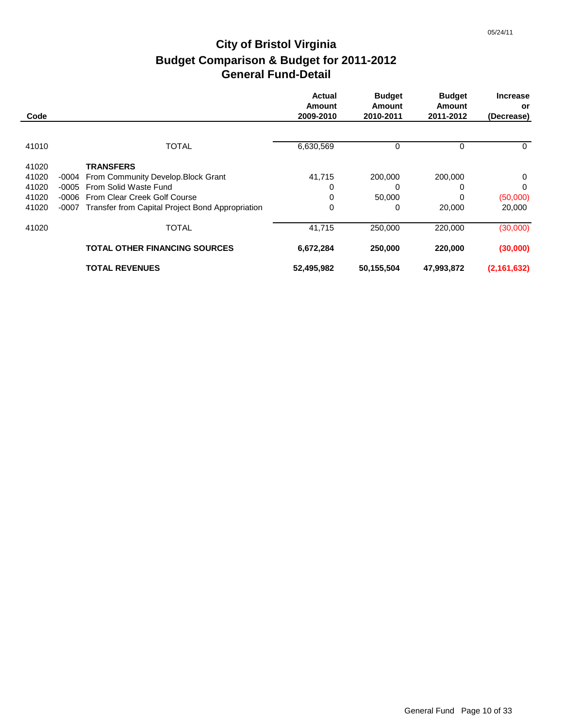# City of Bristol Virginia
## Budget Comparison & Budget for 2011-2012
## General Fund-Detail

05/24/11

| Code | | | Actual Amount 2009-2010 | Budget Amount 2010-2011 | Budget Amount 2011-2012 | Increase or (Decrease) |
|---|---|---|---|---|---|---|
| 41010 | | TOTAL | 6,630,569 | 0 | 0 | 0 |
| 41020 | | **TRANSFERS** | | | | |
| 41020 | -0004 | From Community Develop.Block Grant | 41,715 | 200,000 | 200,000 | 0 |
| 41020 | -0005 | From Solid Waste Fund | 0 | 0 | 0 | 0 |
| 41020 | -0006 | From Clear Creek Golf Course | 0 | 50,000 | 0 | (50,000) |
| 41020 | -0007 | Transfer from Capital Project Bond Appropriation | 0 | 0 | 20,000 | 20,000 |
| 41020 | | TOTAL | 41,715 | 250,000 | 220,000 | (30,000) |
| | | **TOTAL OTHER FINANCING SOURCES** | **6,672,284** | **250,000** | **220,000** | **(30,000)** |
| | | **TOTAL REVENUES** | **52,495,982** | **50,155,504** | **47,993,872** | **(2,161,632)** |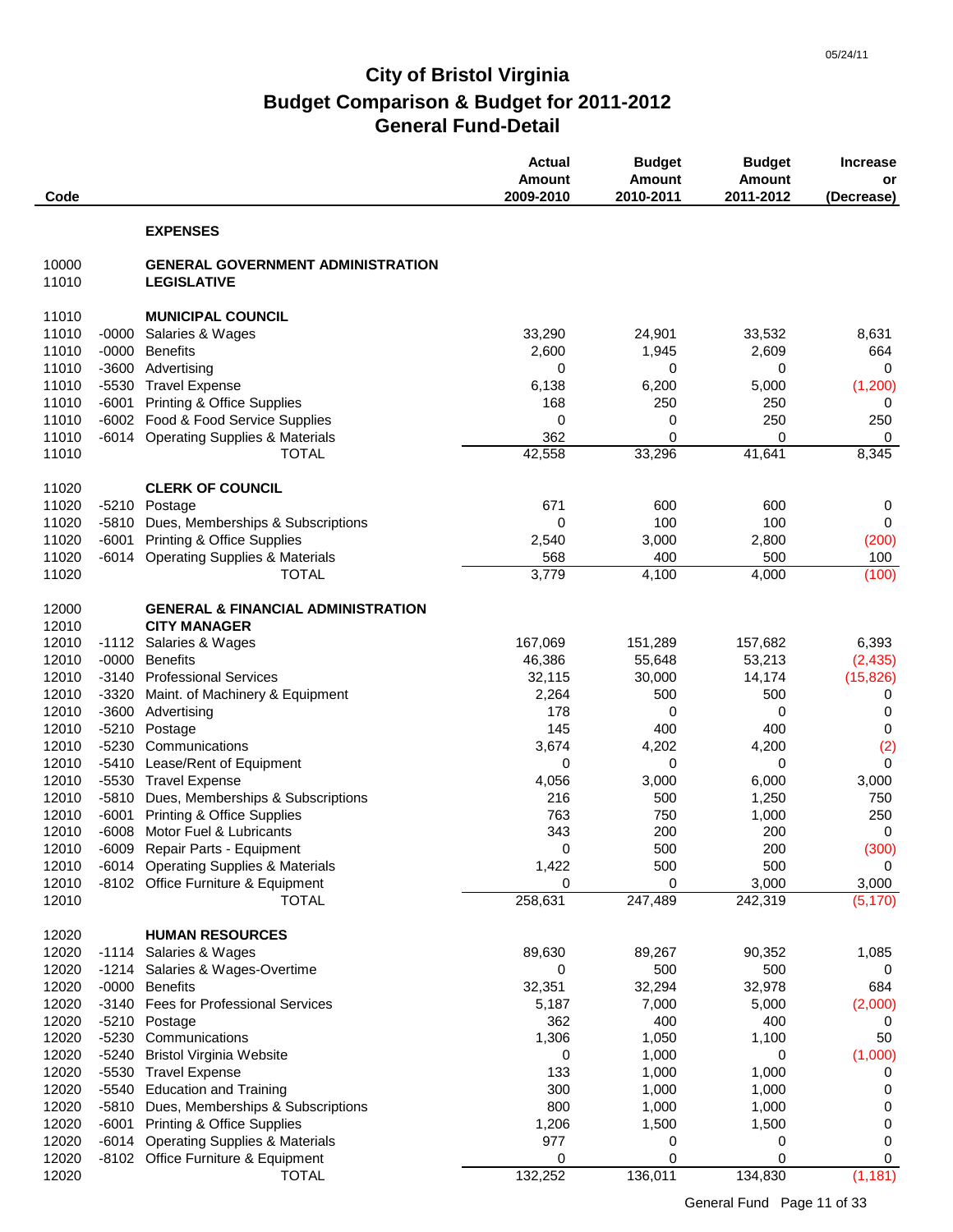# City of Bristol Virginia

## Budget Comparison & Budget for 2011-2012

## General Fund-Detail

| Code | | | Actual Amount 2009-2010 | Budget Amount 2010-2011 | Budget Amount 2011-2012 | Increase or (Decrease) |
|---|---|---|---|---|---|---|
| | | **EXPENSES** | | | | |
| 10000 | | **GENERAL GOVERNMENT ADMINISTRATION** | | | | |
| 11010 | | **LEGISLATIVE** | | | | |
| 11010 | | **MUNICIPAL COUNCIL** | | | | |
| 11010 | -0000 | Salaries & Wages | 33,290 | 24,901 | 33,532 | 8,631 |
| 11010 | -0000 | Benefits | 2,600 | 1,945 | 2,609 | 664 |
| 11010 | -3600 | Advertising | 0 | 0 | 0 | 0 |
| 11010 | -5530 | Travel Expense | 6,138 | 6,200 | 5,000 | (1,200) |
| 11010 | -6001 | Printing & Office Supplies | 168 | 250 | 250 | 0 |
| 11010 | -6002 | Food & Food Service Supplies | 0 | 0 | 250 | 250 |
| 11010 | -6014 | Operating Supplies & Materials | 362 | 0 | 0 | 0 |
| 11010 | | TOTAL | 42,558 | 33,296 | 41,641 | 8,345 |
| 11020 | | **CLERK OF COUNCIL** | | | | |
| 11020 | -5210 | Postage | 671 | 600 | 600 | 0 |
| 11020 | -5810 | Dues, Memberships & Subscriptions | 0 | 100 | 100 | 0 |
| 11020 | -6001 | Printing & Office Supplies | 2,540 | 3,000 | 2,800 | (200) |
| 11020 | -6014 | Operating Supplies & Materials | 568 | 400 | 500 | 100 |
| 11020 | | TOTAL | 3,779 | 4,100 | 4,000 | (100) |
| 12000 | | **GENERAL & FINANCIAL ADMINISTRATION** | | | | |
| 12010 | | **CITY MANAGER** | | | | |
| 12010 | -1112 | Salaries & Wages | 167,069 | 151,289 | 157,682 | 6,393 |
| 12010 | -0000 | Benefits | 46,386 | 55,648 | 53,213 | (2,435) |
| 12010 | -3140 | Professional Services | 32,115 | 30,000 | 14,174 | (15,826) |
| 12010 | -3320 | Maint. of Machinery & Equipment | 2,264 | 500 | 500 | 0 |
| 12010 | -3600 | Advertising | 178 | 0 | 0 | 0 |
| 12010 | -5210 | Postage | 145 | 400 | 400 | 0 |
| 12010 | -5230 | Communications | 3,674 | 4,202 | 4,200 | (2) |
| 12010 | -5410 | Lease/Rent of Equipment | 0 | 0 | 0 | 0 |
| 12010 | -5530 | Travel Expense | 4,056 | 3,000 | 6,000 | 3,000 |
| 12010 | -5810 | Dues, Memberships & Subscriptions | 216 | 500 | 1,250 | 750 |
| 12010 | -6001 | Printing & Office Supplies | 763 | 750 | 1,000 | 250 |
| 12010 | -6008 | Motor Fuel & Lubricants | 343 | 200 | 200 | 0 |
| 12010 | -6009 | Repair Parts - Equipment | 0 | 500 | 200 | (300) |
| 12010 | -6014 | Operating Supplies & Materials | 1,422 | 500 | 500 | 0 |
| 12010 | -8102 | Office Furniture & Equipment | 0 | 0 | 3,000 | 3,000 |
| 12010 | | TOTAL | 258,631 | 247,489 | 242,319 | (5,170) |
| 12020 | | **HUMAN RESOURCES** | | | | |
| 12020 | -1114 | Salaries & Wages | 89,630 | 89,267 | 90,352 | 1,085 |
| 12020 | -1214 | Salaries & Wages-Overtime | 0 | 500 | 500 | 0 |
| 12020 | -0000 | Benefits | 32,351 | 32,294 | 32,978 | 684 |
| 12020 | -3140 | Fees for Professional Services | 5,187 | 7,000 | 5,000 | (2,000) |
| 12020 | -5210 | Postage | 362 | 400 | 400 | 0 |
| 12020 | -5230 | Communications | 1,306 | 1,050 | 1,100 | 50 |
| 12020 | -5240 | Bristol Virginia Website | 0 | 1,000 | 0 | (1,000) |
| 12020 | -5530 | Travel Expense | 133 | 1,000 | 1,000 | 0 |
| 12020 | -5540 | Education and Training | 300 | 1,000 | 1,000 | 0 |
| 12020 | -5810 | Dues, Memberships & Subscriptions | 800 | 1,000 | 1,000 | 0 |
| 12020 | -6001 | Printing & Office Supplies | 1,206 | 1,500 | 1,500 | 0 |
| 12020 | -6014 | Operating Supplies & Materials | 977 | 0 | 0 | 0 |
| 12020 | -8102 | Office Furniture & Equipment | 0 | 0 | 0 | 0 |
| 12020 | | TOTAL | 132,252 | 136,011 | 134,830 | (1,181) |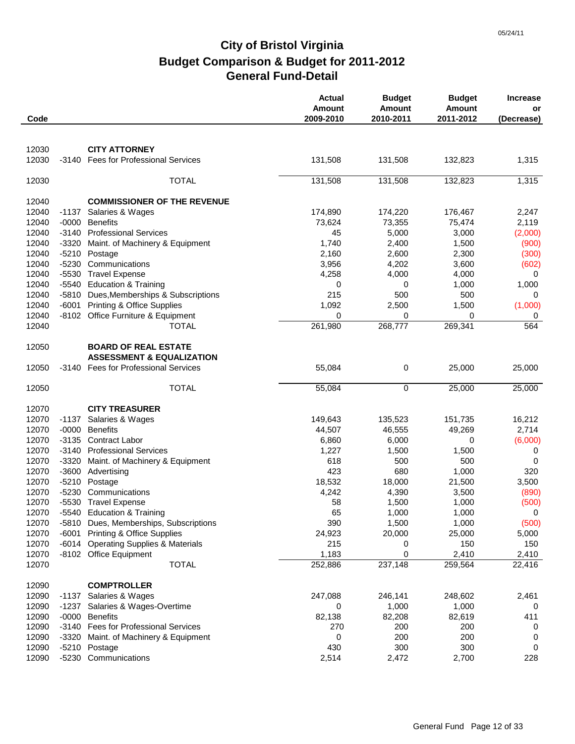# City of Bristol Virginia
## Budget Comparison & Budget for 2011-2012
## General Fund-Detail

| Code | | | Actual Amount 2009-2010 | Budget Amount 2010-2011 | Budget Amount 2011-2012 | Increase or (Decrease) |
|---|---|---|---|---|---|---|
| 12030 | | **CITY ATTORNEY** | | | | |
| 12030 | -3140 | Fees for Professional Services | 131,508 | 131,508 | 132,823 | 1,315 |
| 12030 | | TOTAL | 131,508 | 131,508 | 132,823 | 1,315 |
| 12040 | | **COMMISSIONER OF THE REVENUE** | | | | |
| 12040 | -1137 | Salaries & Wages | 174,890 | 174,220 | 176,467 | 2,247 |
| 12040 | -0000 | Benefits | 73,624 | 73,355 | 75,474 | 2,119 |
| 12040 | -3140 | Professional Services | 45 | 5,000 | 3,000 | (2,000) |
| 12040 | -3320 | Maint. of Machinery & Equipment | 1,740 | 2,400 | 1,500 | (900) |
| 12040 | -5210 | Postage | 2,160 | 2,600 | 2,300 | (300) |
| 12040 | -5230 | Communications | 3,956 | 4,202 | 3,600 | (602) |
| 12040 | -5530 | Travel Expense | 4,258 | 4,000 | 4,000 | 0 |
| 12040 | -5540 | Education & Training | 0 | 0 | 1,000 | 1,000 |
| 12040 | -5810 | Dues,Memberships & Subscriptions | 215 | 500 | 500 | 0 |
| 12040 | -6001 | Printing & Office Supplies | 1,092 | 2,500 | 1,500 | (1,000) |
| 12040 | -8102 | Office Furniture & Equipment | 0 | 0 | 0 | 0 |
| 12040 | | TOTAL | 261,980 | 268,777 | 269,341 | 564 |
| 12050 | | **BOARD OF REAL ESTATE ASSESSMENT & EQUALIZATION** | | | | |
| 12050 | -3140 | Fees for Professional Services | 55,084 | 0 | 25,000 | 25,000 |
| 12050 | | TOTAL | 55,084 | 0 | 25,000 | 25,000 |
| 12070 | | **CITY TREASURER** | | | | |
| 12070 | -1137 | Salaries & Wages | 149,643 | 135,523 | 151,735 | 16,212 |
| 12070 | -0000 | Benefits | 44,507 | 46,555 | 49,269 | 2,714 |
| 12070 | -3135 | Contract Labor | 6,860 | 6,000 | 0 | (6,000) |
| 12070 | -3140 | Professional Services | 1,227 | 1,500 | 1,500 | 0 |
| 12070 | -3320 | Maint. of Machinery & Equipment | 618 | 500 | 500 | 0 |
| 12070 | -3600 | Advertising | 423 | 680 | 1,000 | 320 |
| 12070 | -5210 | Postage | 18,532 | 18,000 | 21,500 | 3,500 |
| 12070 | -5230 | Communications | 4,242 | 4,390 | 3,500 | (890) |
| 12070 | -5530 | Travel Expense | 58 | 1,500 | 1,000 | (500) |
| 12070 | -5540 | Education & Training | 65 | 1,000 | 1,000 | 0 |
| 12070 | -5810 | Dues, Memberships, Subscriptions | 390 | 1,500 | 1,000 | (500) |
| 12070 | -6001 | Printing & Office Supplies | 24,923 | 20,000 | 25,000 | 5,000 |
| 12070 | -6014 | Operating Supplies & Materials | 215 | 0 | 150 | 150 |
| 12070 | -8102 | Office Equipment | 1,183 | 0 | 2,410 | 2,410 |
| 12070 | | TOTAL | 252,886 | 237,148 | 259,564 | 22,416 |
| 12090 | | **COMPTROLLER** | | | | |
| 12090 | -1137 | Salaries & Wages | 247,088 | 246,141 | 248,602 | 2,461 |
| 12090 | -1237 | Salaries & Wages-Overtime | 0 | 1,000 | 1,000 | 0 |
| 12090 | -0000 | Benefits | 82,138 | 82,208 | 82,619 | 411 |
| 12090 | -3140 | Fees for Professional Services | 270 | 200 | 200 | 0 |
| 12090 | -3320 | Maint. of Machinery & Equipment | 0 | 200 | 200 | 0 |
| 12090 | -5210 | Postage | 430 | 300 | 300 | 0 |
| 12090 | -5230 | Communications | 2,514 | 2,472 | 2,700 | 228 |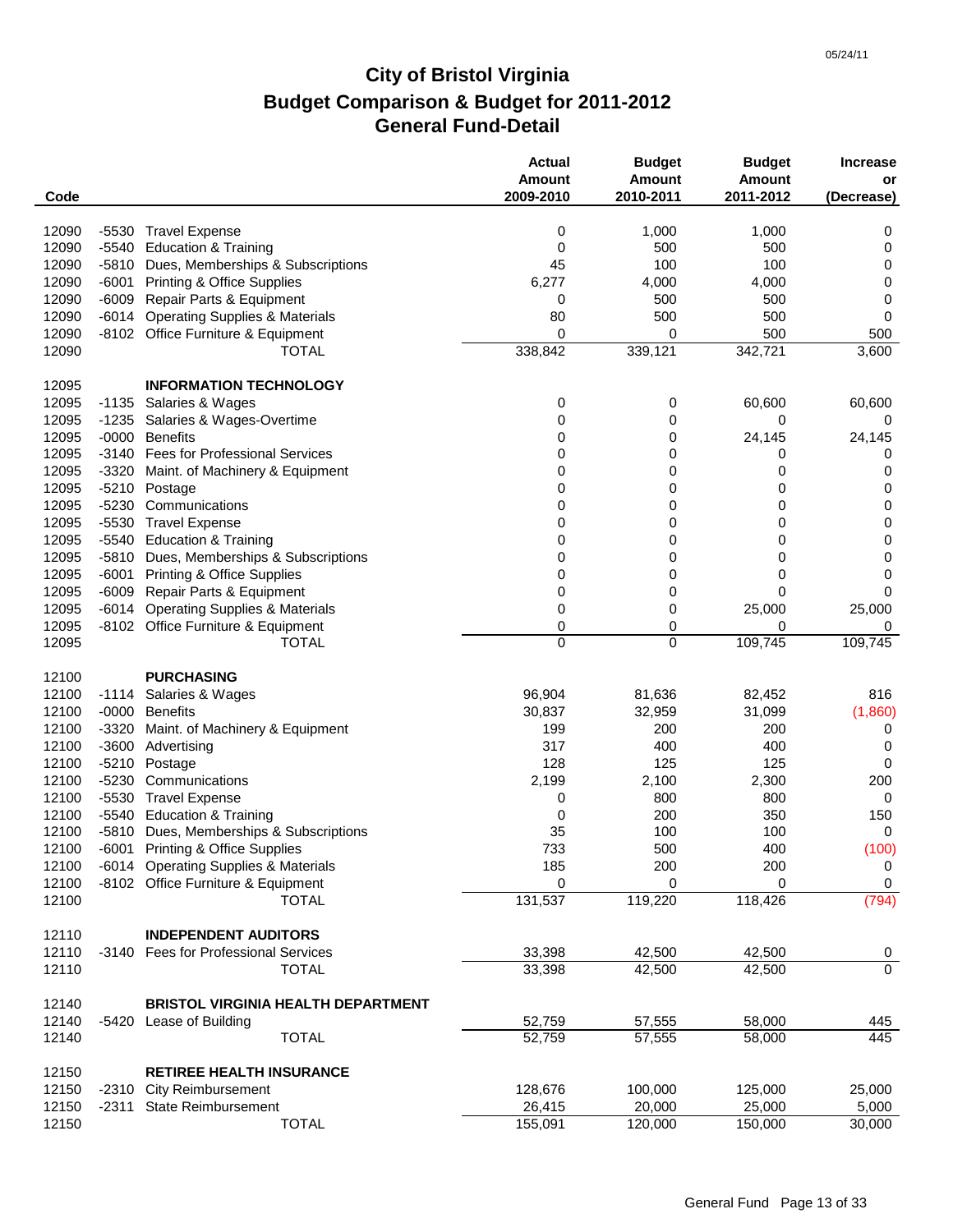05/24/11

# City of Bristol Virginia
## Budget Comparison & Budget for 2011-2012
## General Fund-Detail

| Code | | | Actual Amount 2009-2010 | Budget Amount 2010-2011 | Budget Amount 2011-2012 | Increase or (Decrease) |
|---|---|---|---|---|---|---|
| 12090 | -5530 | Travel Expense | 0 | 1,000 | 1,000 | 0 |
| 12090 | -5540 | Education & Training | 0 | 500 | 500 | 0 |
| 12090 | -5810 | Dues, Memberships & Subscriptions | 45 | 100 | 100 | 0 |
| 12090 | -6001 | Printing & Office Supplies | 6,277 | 4,000 | 4,000 | 0 |
| 12090 | -6009 | Repair Parts & Equipment | 0 | 500 | 500 | 0 |
| 12090 | -6014 | Operating Supplies & Materials | 80 | 500 | 500 | 0 |
| 12090 | -8102 | Office Furniture & Equipment | 0 | 0 | 500 | 500 |
| 12090 | | TOTAL | 338,842 | 339,121 | 342,721 | 3,600 |
| | | | | | | |
| 12095 | | **INFORMATION TECHNOLOGY** | | | | |
| 12095 | -1135 | Salaries & Wages | 0 | 0 | 60,600 | 60,600 |
| 12095 | -1235 | Salaries & Wages-Overtime | 0 | 0 | 0 | 0 |
| 12095 | -0000 | Benefits | 0 | 0 | 24,145 | 24,145 |
| 12095 | -3140 | Fees for Professional Services | 0 | 0 | 0 | 0 |
| 12095 | -3320 | Maint. of Machinery & Equipment | 0 | 0 | 0 | 0 |
| 12095 | -5210 | Postage | 0 | 0 | 0 | 0 |
| 12095 | -5230 | Communications | 0 | 0 | 0 | 0 |
| 12095 | -5530 | Travel Expense | 0 | 0 | 0 | 0 |
| 12095 | -5540 | Education & Training | 0 | 0 | 0 | 0 |
| 12095 | -5810 | Dues, Memberships & Subscriptions | 0 | 0 | 0 | 0 |
| 12095 | -6001 | Printing & Office Supplies | 0 | 0 | 0 | 0 |
| 12095 | -6009 | Repair Parts & Equipment | 0 | 0 | 0 | 0 |
| 12095 | -6014 | Operating Supplies & Materials | 0 | 0 | 25,000 | 25,000 |
| 12095 | -8102 | Office Furniture & Equipment | 0 | 0 | 0 | 0 |
| 12095 | | TOTAL | 0 | 0 | 109,745 | 109,745 |
| | | | | | | |
| 12100 | | **PURCHASING** | | | | |
| 12100 | -1114 | Salaries & Wages | 96,904 | 81,636 | 82,452 | 816 |
| 12100 | -0000 | Benefits | 30,837 | 32,959 | 31,099 | (1,860) |
| 12100 | -3320 | Maint. of Machinery & Equipment | 199 | 200 | 200 | 0 |
| 12100 | -3600 | Advertising | 317 | 400 | 400 | 0 |
| 12100 | -5210 | Postage | 128 | 125 | 125 | 0 |
| 12100 | -5230 | Communications | 2,199 | 2,100 | 2,300 | 200 |
| 12100 | -5530 | Travel Expense | 0 | 800 | 800 | 0 |
| 12100 | -5540 | Education & Training | 0 | 200 | 350 | 150 |
| 12100 | -5810 | Dues, Memberships & Subscriptions | 35 | 100 | 100 | 0 |
| 12100 | -6001 | Printing & Office Supplies | 733 | 500 | 400 | (100) |
| 12100 | -6014 | Operating Supplies & Materials | 185 | 200 | 200 | 0 |
| 12100 | -8102 | Office Furniture & Equipment | 0 | 0 | 0 | 0 |
| 12100 | | TOTAL | 131,537 | 119,220 | 118,426 | (794) |
| | | | | | | |
| 12110 | | **INDEPENDENT AUDITORS** | | | | |
| 12110 | -3140 | Fees for Professional Services | 33,398 | 42,500 | 42,500 | 0 |
| 12110 | | TOTAL | 33,398 | 42,500 | 42,500 | 0 |
| | | | | | | |
| 12140 | | **BRISTOL VIRGINIA HEALTH DEPARTMENT** | | | | |
| 12140 | -5420 | Lease of Building | 52,759 | 57,555 | 58,000 | 445 |
| 12140 | | TOTAL | 52,759 | 57,555 | 58,000 | 445 |
| | | | | | | |
| 12150 | | **RETIREE HEALTH INSURANCE** | | | | |
| 12150 | -2310 | City Reimbursement | 128,676 | 100,000 | 125,000 | 25,000 |
| 12150 | -2311 | State Reimbursement | 26,415 | 20,000 | 25,000 | 5,000 |
| 12150 | | TOTAL | 155,091 | 120,000 | 150,000 | 30,000 |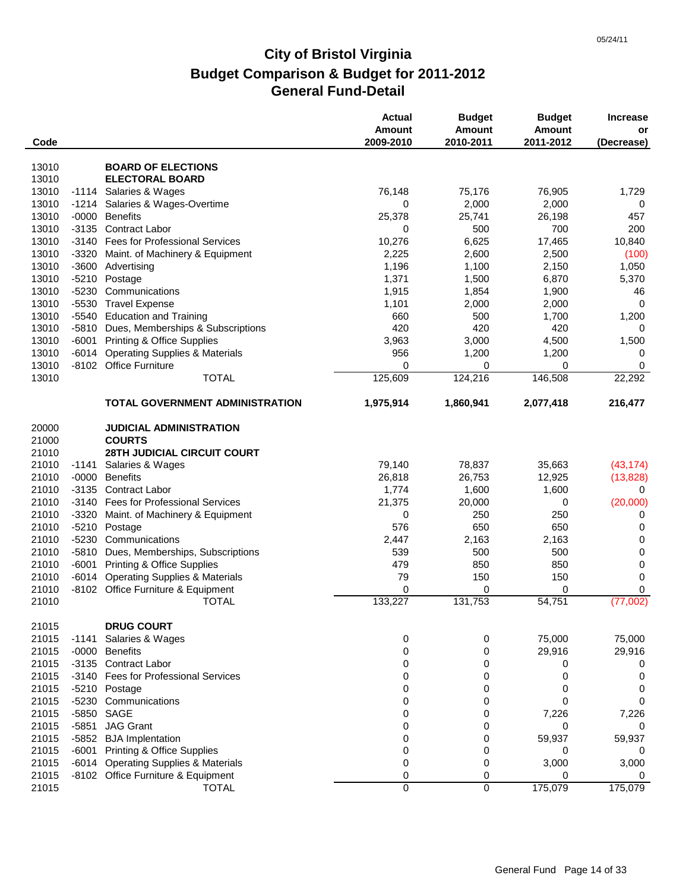# City of Bristol Virginia
## Budget Comparison & Budget for 2011-2012
## General Fund-Detail

| Code | | | Actual Amount 2009-2010 | Budget Amount 2010-2011 | Budget Amount 2011-2012 | Increase or (Decrease) |
|---|---|---|---|---|---|---|
| 13010 | | **BOARD OF ELECTIONS** | | | | |
| 13010 | | **ELECTORAL BOARD** | | | | |
| 13010 | -1114 | Salaries & Wages | 76,148 | 75,176 | 76,905 | 1,729 |
| 13010 | -1214 | Salaries & Wages-Overtime | 0 | 2,000 | 2,000 | 0 |
| 13010 | -0000 | Benefits | 25,378 | 25,741 | 26,198 | 457 |
| 13010 | -3135 | Contract Labor | 0 | 500 | 700 | 200 |
| 13010 | -3140 | Fees for Professional Services | 10,276 | 6,625 | 17,465 | 10,840 |
| 13010 | -3320 | Maint. of Machinery & Equipment | 2,225 | 2,600 | 2,500 | (100) |
| 13010 | -3600 | Advertising | 1,196 | 1,100 | 2,150 | 1,050 |
| 13010 | -5210 | Postage | 1,371 | 1,500 | 6,870 | 5,370 |
| 13010 | -5230 | Communications | 1,915 | 1,854 | 1,900 | 46 |
| 13010 | -5530 | Travel Expense | 1,101 | 2,000 | 2,000 | 0 |
| 13010 | -5540 | Education and Training | 660 | 500 | 1,700 | 1,200 |
| 13010 | -5810 | Dues, Memberships & Subscriptions | 420 | 420 | 420 | 0 |
| 13010 | -6001 | Printing & Office Supplies | 3,963 | 3,000 | 4,500 | 1,500 |
| 13010 | -6014 | Operating Supplies & Materials | 956 | 1,200 | 1,200 | 0 |
| 13010 | -8102 | Office Furniture | 0 | 0 | 0 | 0 |
| 13010 | | TOTAL | 125,609 | 124,216 | 146,508 | 22,292 |
| | | **TOTAL GOVERNMENT ADMINISTRATION** | **1,975,914** | **1,860,941** | **2,077,418** | **216,477** |
| 20000 | | **JUDICIAL ADMINISTRATION** | | | | |
| 21000 | | **COURTS** | | | | |
| 21010 | | **28TH JUDICIAL CIRCUIT COURT** | | | | |
| 21010 | -1141 | Salaries & Wages | 79,140 | 78,837 | 35,663 | (43,174) |
| 21010 | -0000 | Benefits | 26,818 | 26,753 | 12,925 | (13,828) |
| 21010 | -3135 | Contract Labor | 1,774 | 1,600 | 1,600 | 0 |
| 21010 | -3140 | Fees for Professional Services | 21,375 | 20,000 | 0 | (20,000) |
| 21010 | -3320 | Maint. of Machinery & Equipment | 0 | 250 | 250 | 0 |
| 21010 | -5210 | Postage | 576 | 650 | 650 | 0 |
| 21010 | -5230 | Communications | 2,447 | 2,163 | 2,163 | 0 |
| 21010 | -5810 | Dues, Memberships, Subscriptions | 539 | 500 | 500 | 0 |
| 21010 | -6001 | Printing & Office Supplies | 479 | 850 | 850 | 0 |
| 21010 | -6014 | Operating Supplies & Materials | 79 | 150 | 150 | 0 |
| 21010 | -8102 | Office Furniture & Equipment | 0 | 0 | 0 | 0 |
| 21010 | | TOTAL | 133,227 | 131,753 | 54,751 | (77,002) |
| 21015 | | **DRUG COURT** | | | | |
| 21015 | -1141 | Salaries & Wages | 0 | 0 | 75,000 | 75,000 |
| 21015 | -0000 | Benefits | 0 | 0 | 29,916 | 29,916 |
| 21015 | -3135 | Contract Labor | 0 | 0 | 0 | 0 |
| 21015 | -3140 | Fees for Professional Services | 0 | 0 | 0 | 0 |
| 21015 | -5210 | Postage | 0 | 0 | 0 | 0 |
| 21015 | -5230 | Communications | 0 | 0 | 0 | 0 |
| 21015 | -5850 | SAGE | 0 | 0 | 7,226 | 7,226 |
| 21015 | -5851 | JAG Grant | 0 | 0 | 0 | 0 |
| 21015 | -5852 | BJA Implentation | 0 | 0 | 59,937 | 59,937 |
| 21015 | -6001 | Printing & Office Supplies | 0 | 0 | 0 | 0 |
| 21015 | -6014 | Operating Supplies & Materials | 0 | 0 | 3,000 | 3,000 |
| 21015 | -8102 | Office Furniture & Equipment | 0 | 0 | 0 | 0 |
| 21015 | | TOTAL | 0 | 0 | 175,079 | 175,079 |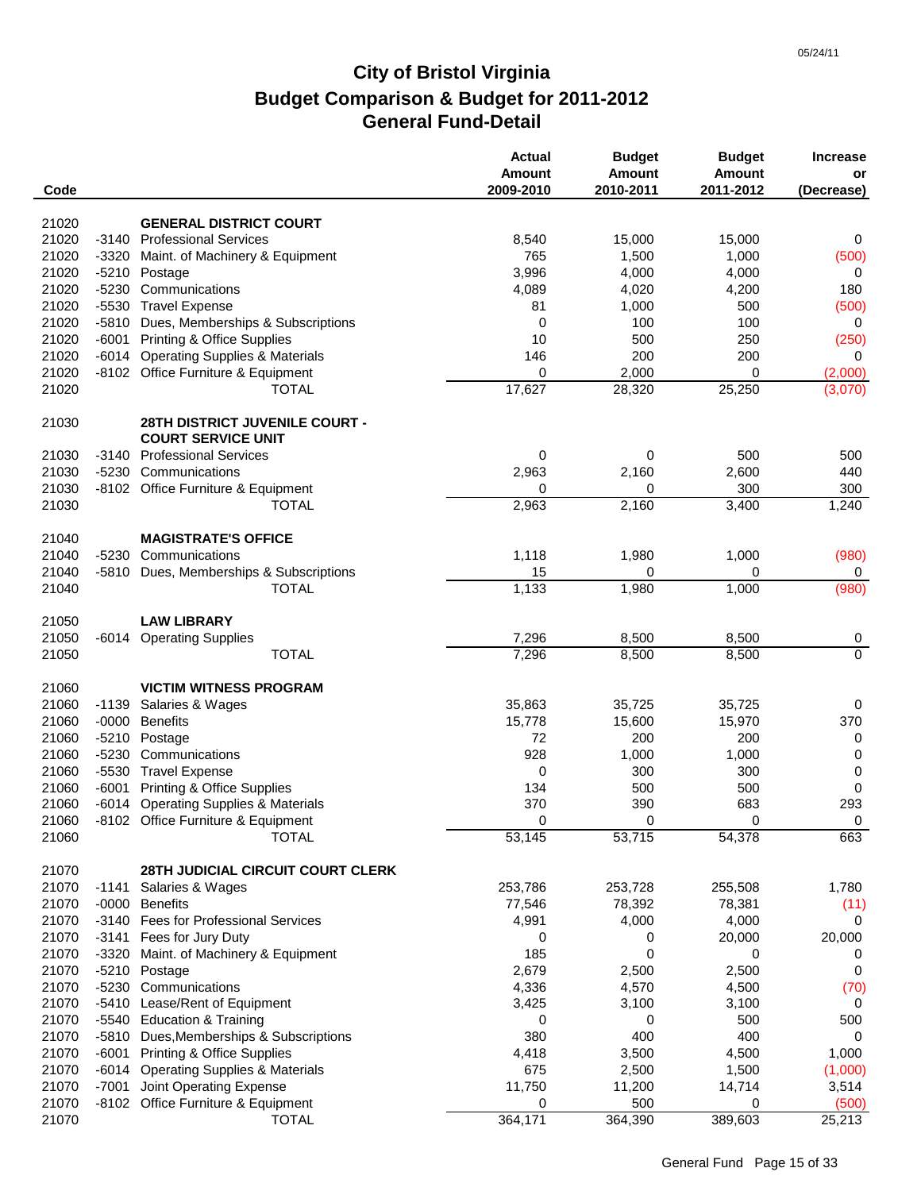# City of Bristol Virginia
## Budget Comparison & Budget for 2011-2012
### General Fund-Detail

| Code | | | Actual Amount 2009-2010 | Budget Amount 2010-2011 | Budget Amount 2011-2012 | Increase or (Decrease) |
|---|---|---|---|---|---|---|
| 21020 | | **GENERAL DISTRICT COURT** | | | | |
| 21020 | -3140 | Professional Services | 8,540 | 15,000 | 15,000 | 0 |
| 21020 | -3320 | Maint. of Machinery & Equipment | 765 | 1,500 | 1,000 | (500) |
| 21020 | -5210 | Postage | 3,996 | 4,000 | 4,000 | 0 |
| 21020 | -5230 | Communications | 4,089 | 4,020 | 4,200 | 180 |
| 21020 | -5530 | Travel Expense | 81 | 1,000 | 500 | (500) |
| 21020 | -5810 | Dues, Memberships & Subscriptions | 0 | 100 | 100 | 0 |
| 21020 | -6001 | Printing & Office Supplies | 10 | 500 | 250 | (250) |
| 21020 | -6014 | Operating Supplies & Materials | 146 | 200 | 200 | 0 |
| 21020 | -8102 | Office Furniture & Equipment | 0 | 2,000 | 0 | (2,000) |
| 21020 | | TOTAL | 17,627 | 28,320 | 25,250 | (3,070) |
| 21030 | | **28TH DISTRICT JUVENILE COURT - COURT SERVICE UNIT** | | | | |
| 21030 | -3140 | Professional Services | 0 | 0 | 500 | 500 |
| 21030 | -5230 | Communications | 2,963 | 2,160 | 2,600 | 440 |
| 21030 | -8102 | Office Furniture & Equipment | 0 | 0 | 300 | 300 |
| 21030 | | TOTAL | 2,963 | 2,160 | 3,400 | 1,240 |
| 21040 | | **MAGISTRATE'S OFFICE** | | | | |
| 21040 | -5230 | Communications | 1,118 | 1,980 | 1,000 | (980) |
| 21040 | -5810 | Dues, Memberships & Subscriptions | 15 | 0 | 0 | 0 |
| 21040 | | TOTAL | 1,133 | 1,980 | 1,000 | (980) |
| 21050 | | **LAW LIBRARY** | | | | |
| 21050 | -6014 | Operating Supplies | 7,296 | 8,500 | 8,500 | 0 |
| 21050 | | TOTAL | 7,296 | 8,500 | 8,500 | 0 |
| 21060 | | **VICTIM WITNESS PROGRAM** | | | | |
| 21060 | -1139 | Salaries & Wages | 35,863 | 35,725 | 35,725 | 0 |
| 21060 | -0000 | Benefits | 15,778 | 15,600 | 15,970 | 370 |
| 21060 | -5210 | Postage | 72 | 200 | 200 | 0 |
| 21060 | -5230 | Communications | 928 | 1,000 | 1,000 | 0 |
| 21060 | -5530 | Travel Expense | 0 | 300 | 300 | 0 |
| 21060 | -6001 | Printing & Office Supplies | 134 | 500 | 500 | 0 |
| 21060 | -6014 | Operating Supplies & Materials | 370 | 390 | 683 | 293 |
| 21060 | -8102 | Office Furniture & Equipment | 0 | 0 | 0 | 0 |
| 21060 | | TOTAL | 53,145 | 53,715 | 54,378 | 663 |
| 21070 | | **28TH JUDICIAL CIRCUIT COURT CLERK** | | | | |
| 21070 | -1141 | Salaries & Wages | 253,786 | 253,728 | 255,508 | 1,780 |
| 21070 | -0000 | Benefits | 77,546 | 78,392 | 78,381 | (11) |
| 21070 | -3140 | Fees for Professional Services | 4,991 | 4,000 | 4,000 | 0 |
| 21070 | -3141 | Fees for Jury Duty | 0 | 0 | 20,000 | 20,000 |
| 21070 | -3320 | Maint. of Machinery & Equipment | 185 | 0 | 0 | 0 |
| 21070 | -5210 | Postage | 2,679 | 2,500 | 2,500 | 0 |
| 21070 | -5230 | Communications | 4,336 | 4,570 | 4,500 | (70) |
| 21070 | -5410 | Lease/Rent of Equipment | 3,425 | 3,100 | 3,100 | 0 |
| 21070 | -5540 | Education & Training | 0 | 0 | 500 | 500 |
| 21070 | -5810 | Dues,Memberships & Subscriptions | 380 | 400 | 400 | 0 |
| 21070 | -6001 | Printing & Office Supplies | 4,418 | 3,500 | 4,500 | 1,000 |
| 21070 | -6014 | Operating Supplies & Materials | 675 | 2,500 | 1,500 | (1,000) |
| 21070 | -7001 | Joint Operating Expense | 11,750 | 11,200 | 14,714 | 3,514 |
| 21070 | -8102 | Office Furniture & Equipment | 0 | 500 | 0 | (500) |
| 21070 | | TOTAL | 364,171 | 364,390 | 389,603 | 25,213 |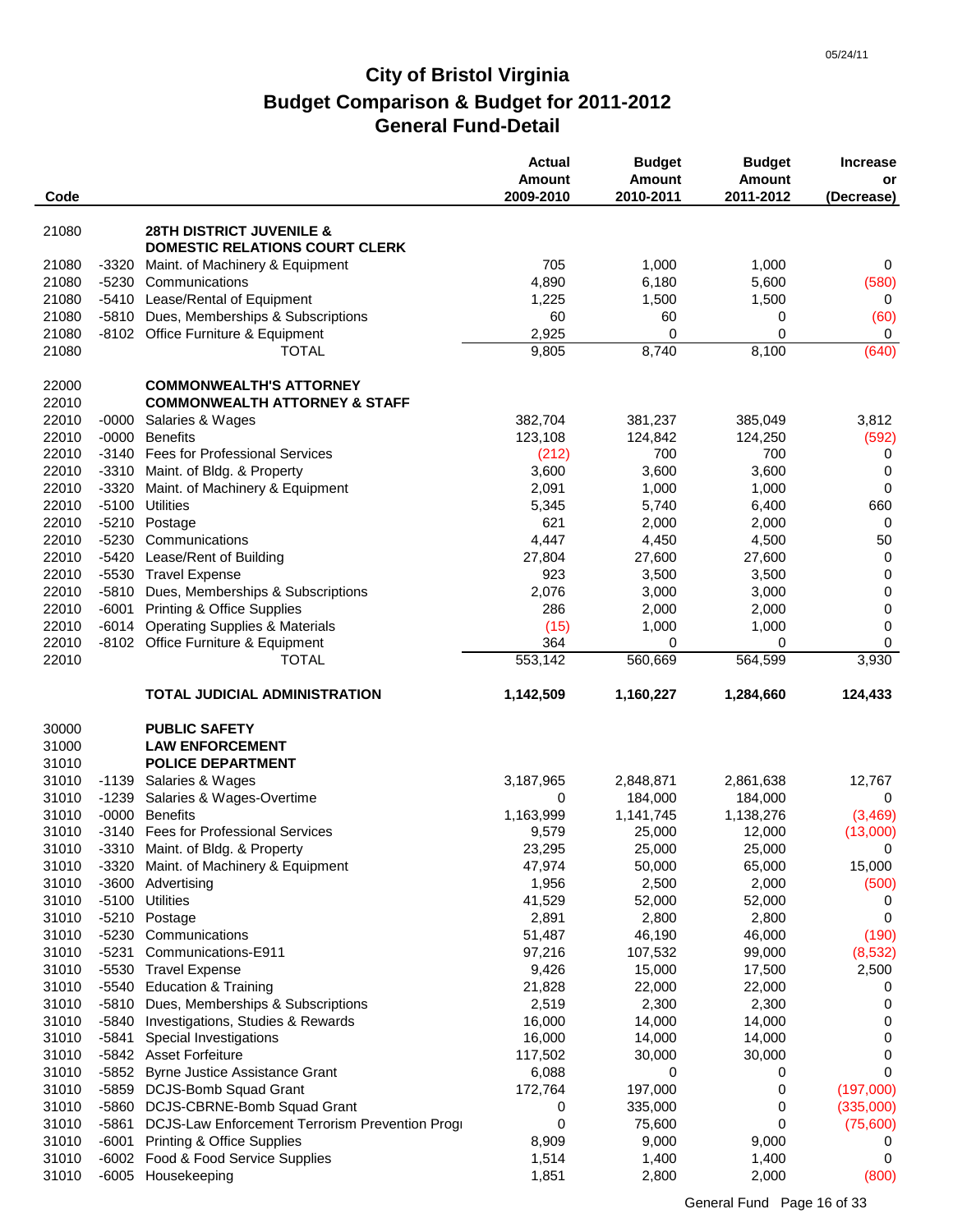05/24/11

# City of Bristol Virginia
## Budget Comparison & Budget for 2011-2012
## General Fund-Detail

| Code | | | Actual Amount 2009-2010 | Budget Amount 2010-2011 | Budget Amount 2011-2012 | Increase or (Decrease) |
|---|---|---|---|---|---|---|
| 21080 | | **28TH DISTRICT JUVENILE & DOMESTIC RELATIONS COURT CLERK** | | | | |
| 21080 | -3320 | Maint. of Machinery & Equipment | 705 | 1,000 | 1,000 | 0 |
| 21080 | -5230 | Communications | 4,890 | 6,180 | 5,600 | (580) |
| 21080 | -5410 | Lease/Rental of Equipment | 1,225 | 1,500 | 1,500 | 0 |
| 21080 | -5810 | Dues, Memberships & Subscriptions | 60 | 60 | 0 | (60) |
| 21080 | -8102 | Office Furniture & Equipment | 2,925 | 0 | 0 | 0 |
| 21080 | | TOTAL | 9,805 | 8,740 | 8,100 | (640) |
| 22000 | | **COMMONWEALTH'S ATTORNEY** | | | | |
| 22010 | | **COMMONWEALTH ATTORNEY & STAFF** | | | | |
| 22010 | -0000 | Salaries & Wages | 382,704 | 381,237 | 385,049 | 3,812 |
| 22010 | -0000 | Benefits | 123,108 | 124,842 | 124,250 | (592) |
| 22010 | -3140 | Fees for Professional Services | (212) | 700 | 700 | 0 |
| 22010 | -3310 | Maint. of Bldg. & Property | 3,600 | 3,600 | 3,600 | 0 |
| 22010 | -3320 | Maint. of Machinery & Equipment | 2,091 | 1,000 | 1,000 | 0 |
| 22010 | -5100 | Utilities | 5,345 | 5,740 | 6,400 | 660 |
| 22010 | -5210 | Postage | 621 | 2,000 | 2,000 | 0 |
| 22010 | -5230 | Communications | 4,447 | 4,450 | 4,500 | 50 |
| 22010 | -5420 | Lease/Rent of Building | 27,804 | 27,600 | 27,600 | 0 |
| 22010 | -5530 | Travel Expense | 923 | 3,500 | 3,500 | 0 |
| 22010 | -5810 | Dues, Memberships & Subscriptions | 2,076 | 3,000 | 3,000 | 0 |
| 22010 | -6001 | Printing & Office Supplies | 286 | 2,000 | 2,000 | 0 |
| 22010 | -6014 | Operating Supplies & Materials | (15) | 1,000 | 1,000 | 0 |
| 22010 | -8102 | Office Furniture & Equipment | 364 | 0 | 0 | 0 |
| 22010 | | TOTAL | 553,142 | 560,669 | 564,599 | 3,930 |
| | | **TOTAL JUDICIAL ADMINISTRATION** | **1,142,509** | **1,160,227** | **1,284,660** | **124,433** |
| 30000 | | **PUBLIC SAFETY** | | | | |
| 31000 | | **LAW ENFORCEMENT** | | | | |
| 31010 | | **POLICE DEPARTMENT** | | | | |
| 31010 | -1139 | Salaries & Wages | 3,187,965 | 2,848,871 | 2,861,638 | 12,767 |
| 31010 | -1239 | Salaries & Wages-Overtime | 0 | 184,000 | 184,000 | 0 |
| 31010 | -0000 | Benefits | 1,163,999 | 1,141,745 | 1,138,276 | (3,469) |
| 31010 | -3140 | Fees for Professional Services | 9,579 | 25,000 | 12,000 | (13,000) |
| 31010 | -3310 | Maint. of Bldg. & Property | 23,295 | 25,000 | 25,000 | 0 |
| 31010 | -3320 | Maint. of Machinery & Equipment | 47,974 | 50,000 | 65,000 | 15,000 |
| 31010 | -3600 | Advertising | 1,956 | 2,500 | 2,000 | (500) |
| 31010 | -5100 | Utilities | 41,529 | 52,000 | 52,000 | 0 |
| 31010 | -5210 | Postage | 2,891 | 2,800 | 2,800 | 0 |
| 31010 | -5230 | Communications | 51,487 | 46,190 | 46,000 | (190) |
| 31010 | -5231 | Communications-E911 | 97,216 | 107,532 | 99,000 | (8,532) |
| 31010 | -5530 | Travel Expense | 9,426 | 15,000 | 17,500 | 2,500 |
| 31010 | -5540 | Education & Training | 21,828 | 22,000 | 22,000 | 0 |
| 31010 | -5810 | Dues, Memberships & Subscriptions | 2,519 | 2,300 | 2,300 | 0 |
| 31010 | -5840 | Investigations, Studies & Rewards | 16,000 | 14,000 | 14,000 | 0 |
| 31010 | -5841 | Special Investigations | 16,000 | 14,000 | 14,000 | 0 |
| 31010 | -5842 | Asset Forfeiture | 117,502 | 30,000 | 30,000 | 0 |
| 31010 | -5852 | Byrne Justice Assistance Grant | 6,088 | 0 | 0 | 0 |
| 31010 | -5859 | DCJS-Bomb Squad Grant | 172,764 | 197,000 | 0 | (197,000) |
| 31010 | -5860 | DCJS-CBRNE-Bomb Squad Grant | 0 | 335,000 | 0 | (335,000) |
| 31010 | -5861 | DCJS-Law Enforcement Terrorism Prevention Progr | 0 | 75,600 | 0 | (75,600) |
| 31010 | -6001 | Printing & Office Supplies | 8,909 | 9,000 | 9,000 | 0 |
| 31010 | -6002 | Food & Food Service Supplies | 1,514 | 1,400 | 1,400 | 0 |
| 31010 | -6005 | Housekeeping | 1,851 | 2,800 | 2,000 | (800) |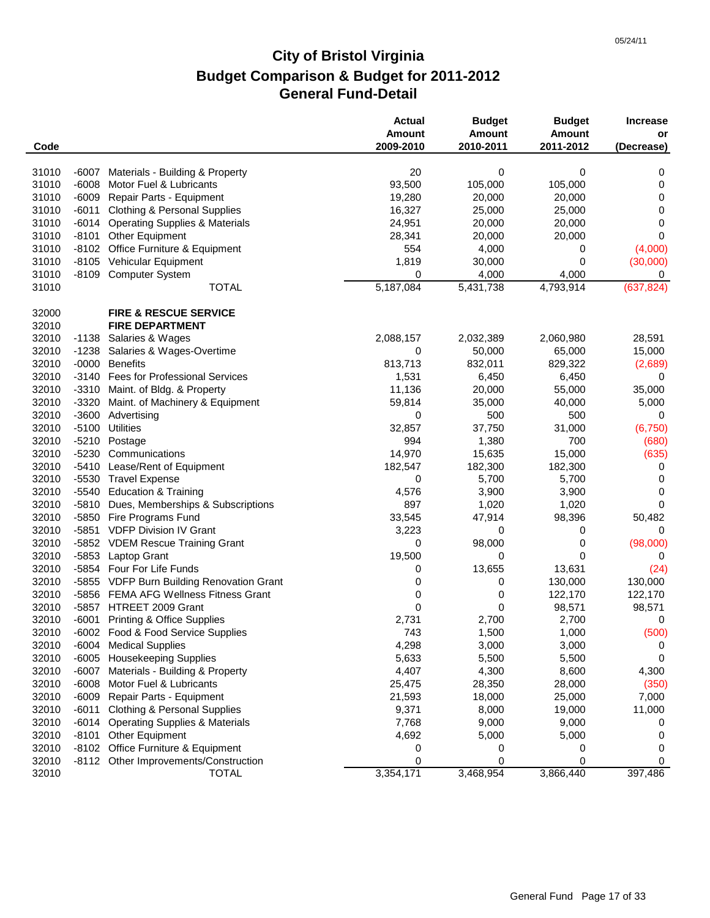# City of Bristol Virginia
## Budget Comparison & Budget for 2011-2012
## General Fund-Detail

| Code | | | Actual Amount 2009-2010 | Budget Amount 2010-2011 | Budget Amount 2011-2012 | Increase or (Decrease) |
|---|---|---|---|---|---|---|
| 31010 | -6007 | Materials - Building & Property | 20 | 0 | 0 | 0 |
| 31010 | -6008 | Motor Fuel & Lubricants | 93,500 | 105,000 | 105,000 | 0 |
| 31010 | -6009 | Repair Parts - Equipment | 19,280 | 20,000 | 20,000 | 0 |
| 31010 | -6011 | Clothing & Personal Supplies | 16,327 | 25,000 | 25,000 | 0 |
| 31010 | -6014 | Operating Supplies & Materials | 24,951 | 20,000 | 20,000 | 0 |
| 31010 | -8101 | Other Equipment | 28,341 | 20,000 | 20,000 | 0 |
| 31010 | -8102 | Office Furniture & Equipment | 554 | 4,000 | 0 | (4,000) |
| 31010 | -8105 | Vehicular Equipment | 1,819 | 30,000 | 0 | (30,000) |
| 31010 | -8109 | Computer System | 0 | 4,000 | 4,000 | 0 |
| 31010 | | TOTAL | 5,187,084 | 5,431,738 | 4,793,914 | (637,824) |
| | | | | | | |
| 32000 | | **FIRE & RESCUE SERVICE** | | | | |
| 32010 | | **FIRE DEPARTMENT** | | | | |
| 32010 | -1138 | Salaries & Wages | 2,088,157 | 2,032,389 | 2,060,980 | 28,591 |
| 32010 | -1238 | Salaries & Wages-Overtime | 0 | 50,000 | 65,000 | 15,000 |
| 32010 | -0000 | Benefits | 813,713 | 832,011 | 829,322 | (2,689) |
| 32010 | -3140 | Fees for Professional Services | 1,531 | 6,450 | 6,450 | 0 |
| 32010 | -3310 | Maint. of Bldg. & Property | 11,136 | 20,000 | 55,000 | 35,000 |
| 32010 | -3320 | Maint. of Machinery & Equipment | 59,814 | 35,000 | 40,000 | 5,000 |
| 32010 | -3600 | Advertising | 0 | 500 | 500 | 0 |
| 32010 | -5100 | Utilities | 32,857 | 37,750 | 31,000 | (6,750) |
| 32010 | -5210 | Postage | 994 | 1,380 | 700 | (680) |
| 32010 | -5230 | Communications | 14,970 | 15,635 | 15,000 | (635) |
| 32010 | -5410 | Lease/Rent of Equipment | 182,547 | 182,300 | 182,300 | 0 |
| 32010 | -5530 | Travel Expense | 0 | 5,700 | 5,700 | 0 |
| 32010 | -5540 | Education & Training | 4,576 | 3,900 | 3,900 | 0 |
| 32010 | -5810 | Dues, Memberships & Subscriptions | 897 | 1,020 | 1,020 | 0 |
| 32010 | -5850 | Fire Programs Fund | 33,545 | 47,914 | 98,396 | 50,482 |
| 32010 | -5851 | VDFP Division IV Grant | 3,223 | 0 | 0 | 0 |
| 32010 | -5852 | VDEM Rescue Training Grant | 0 | 98,000 | 0 | (98,000) |
| 32010 | -5853 | Laptop Grant | 19,500 | 0 | 0 | 0 |
| 32010 | -5854 | Four For Life Funds | 0 | 13,655 | 13,631 | (24) |
| 32010 | -5855 | VDFP Burn Building Renovation Grant | 0 | 0 | 130,000 | 130,000 |
| 32010 | -5856 | FEMA AFG Wellness Fitness Grant | 0 | 0 | 122,170 | 122,170 |
| 32010 | -5857 | HTREET 2009 Grant | 0 | 0 | 98,571 | 98,571 |
| 32010 | -6001 | Printing & Office Supplies | 2,731 | 2,700 | 2,700 | 0 |
| 32010 | -6002 | Food & Food Service Supplies | 743 | 1,500 | 1,000 | (500) |
| 32010 | -6004 | Medical Supplies | 4,298 | 3,000 | 3,000 | 0 |
| 32010 | -6005 | Housekeeping Supplies | 5,633 | 5,500 | 5,500 | 0 |
| 32010 | -6007 | Materials - Building & Property | 4,407 | 4,300 | 8,600 | 4,300 |
| 32010 | -6008 | Motor Fuel & Lubricants | 25,475 | 28,350 | 28,000 | (350) |
| 32010 | -6009 | Repair Parts - Equipment | 21,593 | 18,000 | 25,000 | 7,000 |
| 32010 | -6011 | Clothing & Personal Supplies | 9,371 | 8,000 | 19,000 | 11,000 |
| 32010 | -6014 | Operating Supplies & Materials | 7,768 | 9,000 | 9,000 | 0 |
| 32010 | -8101 | Other Equipment | 4,692 | 5,000 | 5,000 | 0 |
| 32010 | -8102 | Office Furniture & Equipment | 0 | 0 | 0 | 0 |
| 32010 | -8112 | Other Improvements/Construction | 0 | 0 | 0 | 0 |
| 32010 | | TOTAL | 3,354,171 | 3,468,954 | 3,866,440 | 397,486 |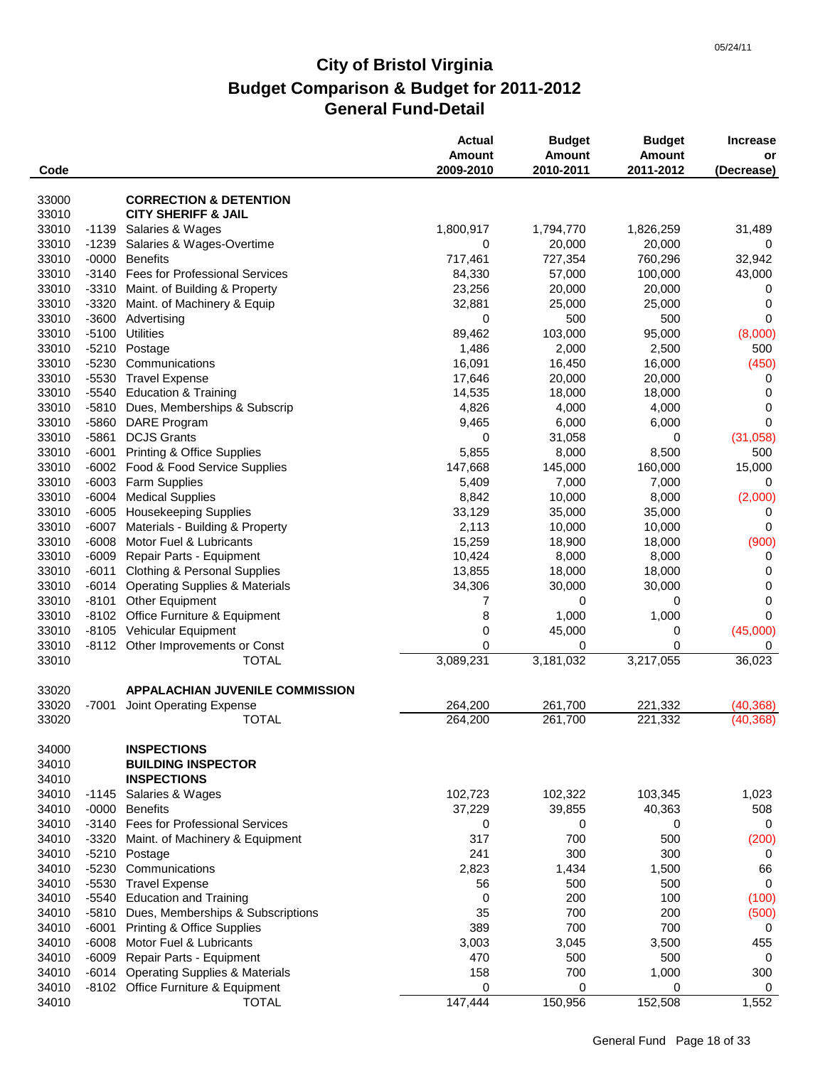# City of Bristol Virginia
## Budget Comparison & Budget for 2011-2012
## General Fund-Detail

| Code | | | Actual Amount 2009-2010 | Budget Amount 2010-2011 | Budget Amount 2011-2012 | Increase or (Decrease) |
|---|---|---|---|---|---|---|
| 33000 | | **CORRECTION & DETENTION** | | | | |
| 33010 | | **CITY SHERIFF & JAIL** | | | | |
| 33010 | -1139 | Salaries & Wages | 1,800,917 | 1,794,770 | 1,826,259 | 31,489 |
| 33010 | -1239 | Salaries & Wages-Overtime | 0 | 20,000 | 20,000 | 0 |
| 33010 | -0000 | Benefits | 717,461 | 727,354 | 760,296 | 32,942 |
| 33010 | -3140 | Fees for Professional Services | 84,330 | 57,000 | 100,000 | 43,000 |
| 33010 | -3310 | Maint. of Building & Property | 23,256 | 20,000 | 20,000 | 0 |
| 33010 | -3320 | Maint. of Machinery & Equip | 32,881 | 25,000 | 25,000 | 0 |
| 33010 | -3600 | Advertising | 0 | 500 | 500 | 0 |
| 33010 | -5100 | Utilities | 89,462 | 103,000 | 95,000 | (8,000) |
| 33010 | -5210 | Postage | 1,486 | 2,000 | 2,500 | 500 |
| 33010 | -5230 | Communications | 16,091 | 16,450 | 16,000 | (450) |
| 33010 | -5530 | Travel Expense | 17,646 | 20,000 | 20,000 | 0 |
| 33010 | -5540 | Education & Training | 14,535 | 18,000 | 18,000 | 0 |
| 33010 | -5810 | Dues, Memberships & Subscrip | 4,826 | 4,000 | 4,000 | 0 |
| 33010 | -5860 | DARE Program | 9,465 | 6,000 | 6,000 | 0 |
| 33010 | -5861 | DCJS Grants | 0 | 31,058 | 0 | (31,058) |
| 33010 | -6001 | Printing & Office Supplies | 5,855 | 8,000 | 8,500 | 500 |
| 33010 | -6002 | Food & Food Service Supplies | 147,668 | 145,000 | 160,000 | 15,000 |
| 33010 | -6003 | Farm Supplies | 5,409 | 7,000 | 7,000 | 0 |
| 33010 | -6004 | Medical Supplies | 8,842 | 10,000 | 8,000 | (2,000) |
| 33010 | -6005 | Housekeeping Supplies | 33,129 | 35,000 | 35,000 | 0 |
| 33010 | -6007 | Materials - Building & Property | 2,113 | 10,000 | 10,000 | 0 |
| 33010 | -6008 | Motor Fuel & Lubricants | 15,259 | 18,900 | 18,000 | (900) |
| 33010 | -6009 | Repair Parts - Equipment | 10,424 | 8,000 | 8,000 | 0 |
| 33010 | -6011 | Clothing & Personal Supplies | 13,855 | 18,000 | 18,000 | 0 |
| 33010 | -6014 | Operating Supplies & Materials | 34,306 | 30,000 | 30,000 | 0 |
| 33010 | -8101 | Other Equipment | 7 | 0 | 0 | 0 |
| 33010 | -8102 | Office Furniture & Equipment | 8 | 1,000 | 1,000 | 0 |
| 33010 | -8105 | Vehicular Equipment | 0 | 45,000 | 0 | (45,000) |
| 33010 | -8112 | Other Improvements or Const | 0 | 0 | 0 | 0 |
| 33010 | | TOTAL | 3,089,231 | 3,181,032 | 3,217,055 | 36,023 |
| | | | | | | |
| 33020 | | **APPALACHIAN JUVENILE COMMISSION** | | | | |
| 33020 | -7001 | Joint Operating Expense | 264,200 | 261,700 | 221,332 | (40,368) |
| 33020 | | TOTAL | 264,200 | 261,700 | 221,332 | (40,368) |
| | | | | | | |
| 34000 | | **INSPECTIONS** | | | | |
| 34010 | | **BUILDING INSPECTOR** | | | | |
| 34010 | | **INSPECTIONS** | | | | |
| 34010 | -1145 | Salaries & Wages | 102,723 | 102,322 | 103,345 | 1,023 |
| 34010 | -0000 | Benefits | 37,229 | 39,855 | 40,363 | 508 |
| 34010 | -3140 | Fees for Professional Services | 0 | 0 | 0 | 0 |
| 34010 | -3320 | Maint. of Machinery & Equipment | 317 | 700 | 500 | (200) |
| 34010 | -5210 | Postage | 241 | 300 | 300 | 0 |
| 34010 | -5230 | Communications | 2,823 | 1,434 | 1,500 | 66 |
| 34010 | -5530 | Travel Expense | 56 | 500 | 500 | 0 |
| 34010 | -5540 | Education and Training | 0 | 200 | 100 | (100) |
| 34010 | -5810 | Dues, Memberships & Subscriptions | 35 | 700 | 200 | (500) |
| 34010 | -6001 | Printing & Office Supplies | 389 | 700 | 700 | 0 |
| 34010 | -6008 | Motor Fuel & Lubricants | 3,003 | 3,045 | 3,500 | 455 |
| 34010 | -6009 | Repair Parts - Equipment | 470 | 500 | 500 | 0 |
| 34010 | -6014 | Operating Supplies & Materials | 158 | 700 | 1,000 | 300 |
| 34010 | -8102 | Office Furniture & Equipment | 0 | 0 | 0 | 0 |
| 34010 | | TOTAL | 147,444 | 150,956 | 152,508 | 1,552 |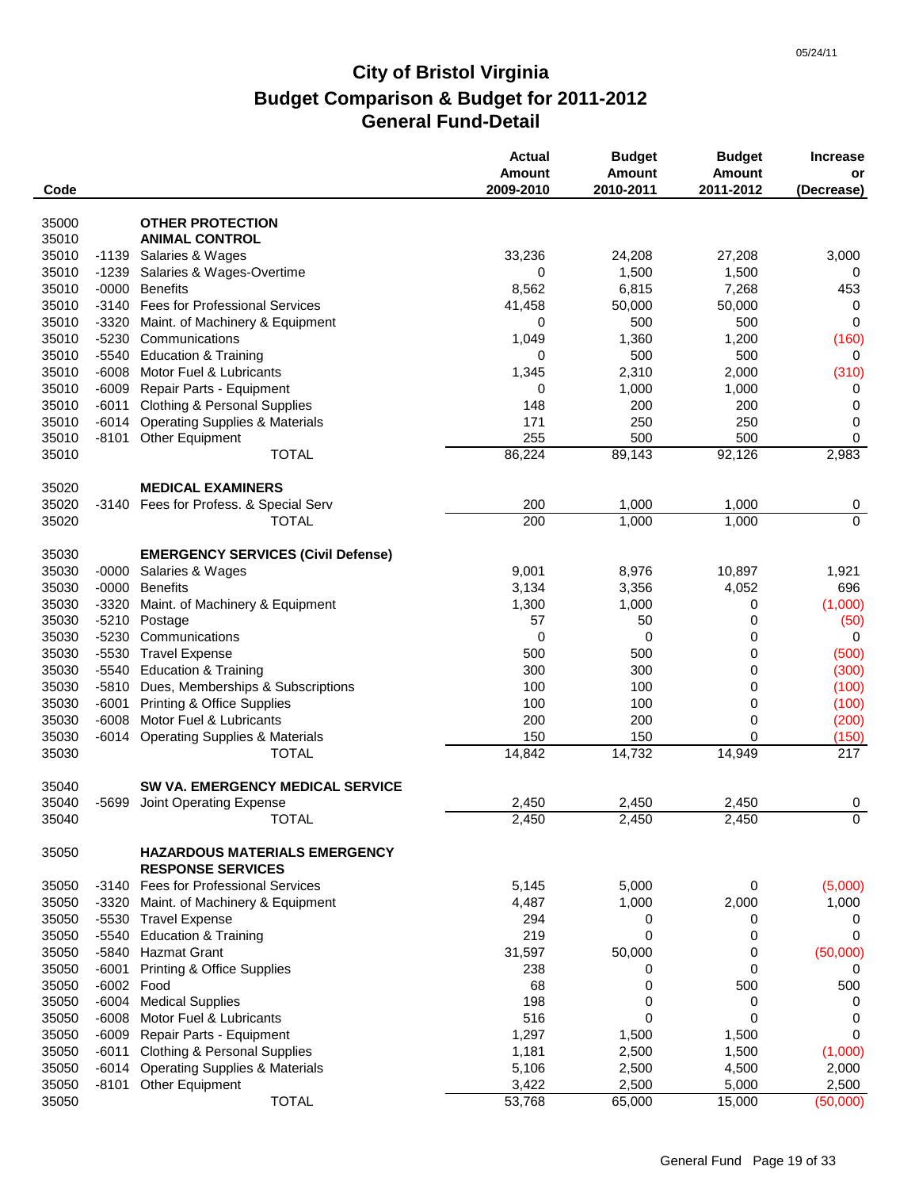05/24/11

# City of Bristol Virginia
## Budget Comparison & Budget for 2011-2012
## General Fund-Detail

| Code | | | Actual Amount 2009-2010 | Budget Amount 2010-2011 | Budget Amount 2011-2012 | Increase or (Decrease) |
|---|---|---|---|---|---|---|
| 35000 | | **OTHER PROTECTION** | | | | |
| 35010 | | **ANIMAL CONTROL** | | | | |
| 35010 | -1139 | Salaries & Wages | 33,236 | 24,208 | 27,208 | 3,000 |
| 35010 | -1239 | Salaries & Wages-Overtime | 0 | 1,500 | 1,500 | 0 |
| 35010 | -0000 | Benefits | 8,562 | 6,815 | 7,268 | 453 |
| 35010 | -3140 | Fees for Professional Services | 41,458 | 50,000 | 50,000 | 0 |
| 35010 | -3320 | Maint. of Machinery & Equipment | 0 | 500 | 500 | 0 |
| 35010 | -5230 | Communications | 1,049 | 1,360 | 1,200 | (160) |
| 35010 | -5540 | Education & Training | 0 | 500 | 500 | 0 |
| 35010 | -6008 | Motor Fuel & Lubricants | 1,345 | 2,310 | 2,000 | (310) |
| 35010 | -6009 | Repair Parts - Equipment | 0 | 1,000 | 1,000 | 0 |
| 35010 | -6011 | Clothing & Personal Supplies | 148 | 200 | 200 | 0 |
| 35010 | -6014 | Operating Supplies & Materials | 171 | 250 | 250 | 0 |
| 35010 | -8101 | Other Equipment | 255 | 500 | 500 | 0 |
| 35010 | | TOTAL | 86,224 | 89,143 | 92,126 | 2,983 |
| 35020 | | **MEDICAL EXAMINERS** | | | | |
| 35020 | -3140 | Fees for Profess. & Special Serv | 200 | 1,000 | 1,000 | 0 |
| 35020 | | TOTAL | 200 | 1,000 | 1,000 | 0 |
| 35030 | | **EMERGENCY SERVICES (Civil Defense)** | | | | |
| 35030 | -0000 | Salaries & Wages | 9,001 | 8,976 | 10,897 | 1,921 |
| 35030 | -0000 | Benefits | 3,134 | 3,356 | 4,052 | 696 |
| 35030 | -3320 | Maint. of Machinery & Equipment | 1,300 | 1,000 | 0 | (1,000) |
| 35030 | -5210 | Postage | 57 | 50 | 0 | (50) |
| 35030 | -5230 | Communications | 0 | 0 | 0 | 0 |
| 35030 | -5530 | Travel Expense | 500 | 500 | 0 | (500) |
| 35030 | -5540 | Education & Training | 300 | 300 | 0 | (300) |
| 35030 | -5810 | Dues, Memberships & Subscriptions | 100 | 100 | 0 | (100) |
| 35030 | -6001 | Printing & Office Supplies | 100 | 100 | 0 | (100) |
| 35030 | -6008 | Motor Fuel & Lubricants | 200 | 200 | 0 | (200) |
| 35030 | -6014 | Operating Supplies & Materials | 150 | 150 | 0 | (150) |
| 35030 | | TOTAL | 14,842 | 14,732 | 14,949 | 217 |
| 35040 | | **SW VA. EMERGENCY MEDICAL SERVICE** | | | | |
| 35040 | -5699 | Joint Operating Expense | 2,450 | 2,450 | 2,450 | 0 |
| 35040 | | TOTAL | 2,450 | 2,450 | 2,450 | 0 |
| 35050 | | **HAZARDOUS MATERIALS EMERGENCY RESPONSE SERVICES** | | | | |
| 35050 | -3140 | Fees for Professional Services | 5,145 | 5,000 | 0 | (5,000) |
| 35050 | -3320 | Maint. of Machinery & Equipment | 4,487 | 1,000 | 2,000 | 1,000 |
| 35050 | -5530 | Travel Expense | 294 | 0 | 0 | 0 |
| 35050 | -5540 | Education & Training | 219 | 0 | 0 | 0 |
| 35050 | -5840 | Hazmat Grant | 31,597 | 50,000 | 0 | (50,000) |
| 35050 | -6001 | Printing & Office Supplies | 238 | 0 | 0 | 0 |
| 35050 | -6002 | Food | 68 | 0 | 500 | 500 |
| 35050 | -6004 | Medical Supplies | 198 | 0 | 0 | 0 |
| 35050 | -6008 | Motor Fuel & Lubricants | 516 | 0 | 0 | 0 |
| 35050 | -6009 | Repair Parts - Equipment | 1,297 | 1,500 | 1,500 | 0 |
| 35050 | -6011 | Clothing & Personal Supplies | 1,181 | 2,500 | 1,500 | (1,000) |
| 35050 | -6014 | Operating Supplies & Materials | 5,106 | 2,500 | 4,500 | 2,000 |
| 35050 | -8101 | Other Equipment | 3,422 | 2,500 | 5,000 | 2,500 |
| 35050 | | TOTAL | 53,768 | 65,000 | 15,000 | (50,000) |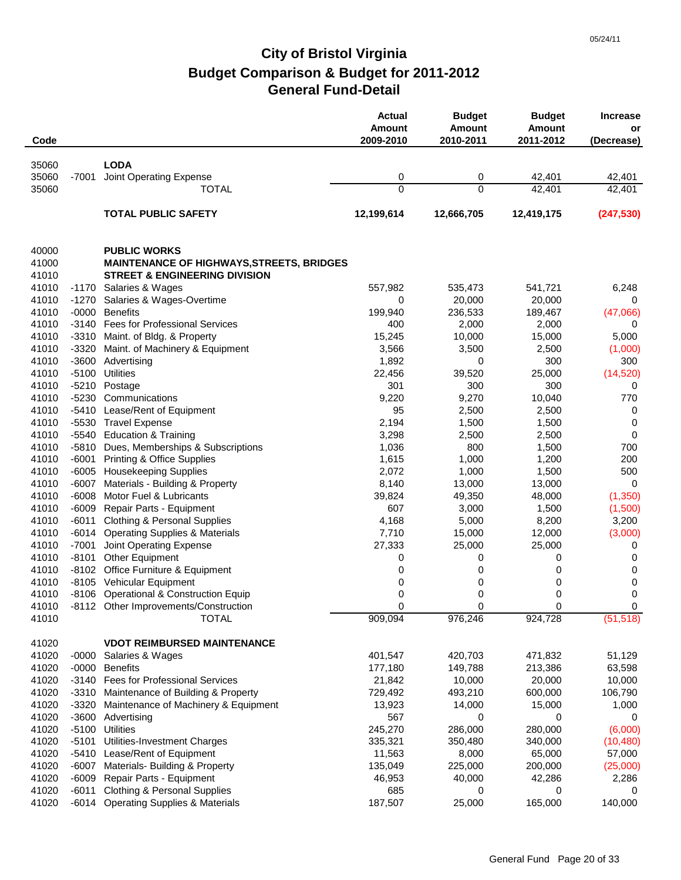05/24/11

# City of Bristol Virginia
## Budget Comparison & Budget for 2011-2012
## General Fund-Detail

| Code | | | Actual Amount 2009-2010 | Budget Amount 2010-2011 | Budget Amount 2011-2012 | Increase or (Decrease) |
|---|---|---|---|---|---|---|
| 35060 | | **LODA** | | | | |
| 35060 | -7001 | Joint Operating Expense | 0 | 0 | 42,401 | 42,401 |
| 35060 | | TOTAL | 0 | 0 | 42,401 | 42,401 |
| | | **TOTAL PUBLIC SAFETY** | **12,199,614** | **12,666,705** | **12,419,175** | **(247,530)** |
| 40000 | | **PUBLIC WORKS** | | | | |
| 41000 | | **MAINTENANCE OF HIGHWAYS,STREETS, BRIDGES** | | | | |
| 41010 | | **STREET & ENGINEERING DIVISION** | | | | |
| 41010 | -1170 | Salaries & Wages | 557,982 | 535,473 | 541,721 | 6,248 |
| 41010 | -1270 | Salaries & Wages-Overtime | 0 | 20,000 | 20,000 | 0 |
| 41010 | -0000 | Benefits | 199,940 | 236,533 | 189,467 | (47,066) |
| 41010 | -3140 | Fees for Professional Services | 400 | 2,000 | 2,000 | 0 |
| 41010 | -3310 | Maint. of Bldg. & Property | 15,245 | 10,000 | 15,000 | 5,000 |
| 41010 | -3320 | Maint. of Machinery & Equipment | 3,566 | 3,500 | 2,500 | (1,000) |
| 41010 | -3600 | Advertising | 1,892 | 0 | 300 | 300 |
| 41010 | -5100 | Utilities | 22,456 | 39,520 | 25,000 | (14,520) |
| 41010 | -5210 | Postage | 301 | 300 | 300 | 0 |
| 41010 | -5230 | Communications | 9,220 | 9,270 | 10,040 | 770 |
| 41010 | -5410 | Lease/Rent of Equipment | 95 | 2,500 | 2,500 | 0 |
| 41010 | -5530 | Travel Expense | 2,194 | 1,500 | 1,500 | 0 |
| 41010 | -5540 | Education & Training | 3,298 | 2,500 | 2,500 | 0 |
| 41010 | -5810 | Dues, Memberships & Subscriptions | 1,036 | 800 | 1,500 | 700 |
| 41010 | -6001 | Printing & Office Supplies | 1,615 | 1,000 | 1,200 | 200 |
| 41010 | -6005 | Housekeeping Supplies | 2,072 | 1,000 | 1,500 | 500 |
| 41010 | -6007 | Materials - Building & Property | 8,140 | 13,000 | 13,000 | 0 |
| 41010 | -6008 | Motor Fuel & Lubricants | 39,824 | 49,350 | 48,000 | (1,350) |
| 41010 | -6009 | Repair Parts - Equipment | 607 | 3,000 | 1,500 | (1,500) |
| 41010 | -6011 | Clothing & Personal Supplies | 4,168 | 5,000 | 8,200 | 3,200 |
| 41010 | -6014 | Operating Supplies & Materials | 7,710 | 15,000 | 12,000 | (3,000) |
| 41010 | -7001 | Joint Operating Expense | 27,333 | 25,000 | 25,000 | 0 |
| 41010 | -8101 | Other Equipment | 0 | 0 | 0 | 0 |
| 41010 | -8102 | Office Furniture & Equipment | 0 | 0 | 0 | 0 |
| 41010 | -8105 | Vehicular Equipment | 0 | 0 | 0 | 0 |
| 41010 | -8106 | Operational & Construction Equip | 0 | 0 | 0 | 0 |
| 41010 | -8112 | Other Improvements/Construction | 0 | 0 | 0 | 0 |
| 41010 | | TOTAL | 909,094 | 976,246 | 924,728 | (51,518) |
| 41020 | | **VDOT REIMBURSED MAINTENANCE** | | | | |
| 41020 | -0000 | Salaries & Wages | 401,547 | 420,703 | 471,832 | 51,129 |
| 41020 | -0000 | Benefits | 177,180 | 149,788 | 213,386 | 63,598 |
| 41020 | -3140 | Fees for Professional Services | 21,842 | 10,000 | 20,000 | 10,000 |
| 41020 | -3310 | Maintenance of Building & Property | 729,492 | 493,210 | 600,000 | 106,790 |
| 41020 | -3320 | Maintenance of Machinery & Equipment | 13,923 | 14,000 | 15,000 | 1,000 |
| 41020 | -3600 | Advertising | 567 | 0 | 0 | 0 |
| 41020 | -5100 | Utilities | 245,270 | 286,000 | 280,000 | (6,000) |
| 41020 | -5101 | Utilities-Investment Charges | 335,321 | 350,480 | 340,000 | (10,480) |
| 41020 | -5410 | Lease/Rent of Equipment | 11,563 | 8,000 | 65,000 | 57,000 |
| 41020 | -6007 | Materials- Building & Property | 135,049 | 225,000 | 200,000 | (25,000) |
| 41020 | -6009 | Repair Parts - Equipment | 46,953 | 40,000 | 42,286 | 2,286 |
| 41020 | -6011 | Clothing & Personal Supplies | 685 | 0 | 0 | 0 |
| 41020 | -6014 | Operating Supplies & Materials | 187,507 | 25,000 | 165,000 | 140,000 |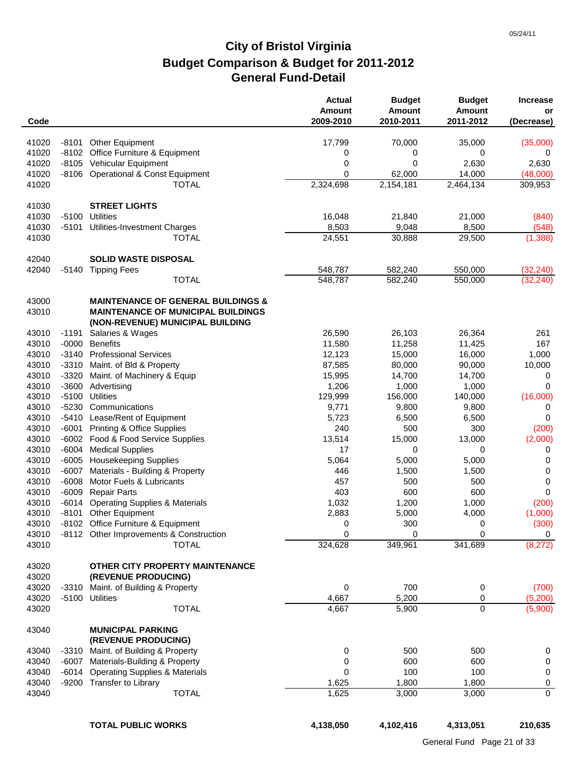# City of Bristol Virginia
## Budget Comparison & Budget for 2011-2012
## General Fund-Detail

| Code | | | Actual Amount 2009-2010 | Budget Amount 2010-2011 | Budget Amount 2011-2012 | Increase or (Decrease) |
|---|---|---|---|---|---|---|
| 41020 | -8101 | Other Equipment | 17,799 | 70,000 | 35,000 | (35,000) |
| 41020 | -8102 | Office Furniture & Equipment | 0 | 0 | 0 | 0 |
| 41020 | -8105 | Vehicular Equipment | 0 | 0 | 2,630 | 2,630 |
| 41020 | -8106 | Operational & Const Equipment | 0 | 62,000 | 14,000 | (48,000) |
| 41020 | | TOTAL | 2,324,698 | 2,154,181 | 2,464,134 | 309,953 |
| | | | | | | |
| 41030 | | **STREET LIGHTS** | | | | |
| 41030 | -5100 | Utilities | 16,048 | 21,840 | 21,000 | (840) |
| 41030 | -5101 | Utilities-Investment Charges | 8,503 | 9,048 | 8,500 | (548) |
| 41030 | | TOTAL | 24,551 | 30,888 | 29,500 | (1,388) |
| | | | | | | |
| 42040 | | **SOLID WASTE DISPOSAL** | | | | |
| 42040 | -5140 | Tipping Fees | 548,787 | 582,240 | 550,000 | (32,240) |
| | | TOTAL | 548,787 | 582,240 | 550,000 | (32,240) |
| | | | | | | |
| 43000 | | **MAINTENANCE OF GENERAL BUILDINGS &** | | | | |
| 43010 | | **MAINTENANCE OF MUNICIPAL BUILDINGS (NON-REVENUE) MUNICIPAL BUILDING** | | | | |
| 43010 | -1191 | Salaries & Wages | 26,590 | 26,103 | 26,364 | 261 |
| 43010 | -0000 | Benefits | 11,580 | 11,258 | 11,425 | 167 |
| 43010 | -3140 | Professional Services | 12,123 | 15,000 | 16,000 | 1,000 |
| 43010 | -3310 | Maint. of Bld & Property | 87,585 | 80,000 | 90,000 | 10,000 |
| 43010 | -3320 | Maint. of Machinery & Equip | 15,995 | 14,700 | 14,700 | 0 |
| 43010 | -3600 | Advertising | 1,206 | 1,000 | 1,000 | 0 |
| 43010 | -5100 | Utilities | 129,999 | 156,000 | 140,000 | (16,000) |
| 43010 | -5230 | Communications | 9,771 | 9,800 | 9,800 | 0 |
| 43010 | -5410 | Lease/Rent of Equipment | 5,723 | 6,500 | 6,500 | 0 |
| 43010 | -6001 | Printing & Office Supplies | 240 | 500 | 300 | (200) |
| 43010 | -6002 | Food & Food Service Supplies | 13,514 | 15,000 | 13,000 | (2,000) |
| 43010 | -6004 | Medical Supplies | 17 | 0 | 0 | 0 |
| 43010 | -6005 | Housekeeping Supplies | 5,064 | 5,000 | 5,000 | 0 |
| 43010 | -6007 | Materials - Building & Property | 446 | 1,500 | 1,500 | 0 |
| 43010 | -6008 | Motor Fuels & Lubricants | 457 | 500 | 500 | 0 |
| 43010 | -6009 | Repair Parts | 403 | 600 | 600 | 0 |
| 43010 | -6014 | Operating Supplies & Materials | 1,032 | 1,200 | 1,000 | (200) |
| 43010 | -8101 | Other Equipment | 2,883 | 5,000 | 4,000 | (1,000) |
| 43010 | -8102 | Office Furniture & Equipment | 0 | 300 | 0 | (300) |
| 43010 | -8112 | Other Improvements & Construction | 0 | 0 | 0 | 0 |
| 43010 | | TOTAL | 324,628 | 349,961 | 341,689 | (8,272) |
| | | | | | | |
| 43020 | | **OTHER CITY PROPERTY MAINTENANCE** | | | | |
| 43020 | | **(REVENUE PRODUCING)** | | | | |
| 43020 | -3310 | Maint. of Building & Property | 0 | 700 | 0 | (700) |
| 43020 | -5100 | Utilities | 4,667 | 5,200 | 0 | (5,200) |
| 43020 | | TOTAL | 4,667 | 5,900 | 0 | (5,900) |
| | | | | | | |
| 43040 | | **MUNICIPAL PARKING (REVENUE PRODUCING)** | | | | |
| 43040 | -3310 | Maint. of Building & Property | 0 | 500 | 500 | 0 |
| 43040 | -6007 | Materials-Building & Property | 0 | 600 | 600 | 0 |
| 43040 | -6014 | Operating Supplies & Materials | 0 | 100 | 100 | 0 |
| 43040 | -9200 | Transfer to Library | 1,625 | 1,800 | 1,800 | 0 |
| 43040 | | TOTAL | 1,625 | 3,000 | 3,000 | 0 |
| | | | | | | |
| | | **TOTAL PUBLIC WORKS** | **4,138,050** | **4,102,416** | **4,313,051** | **210,635** |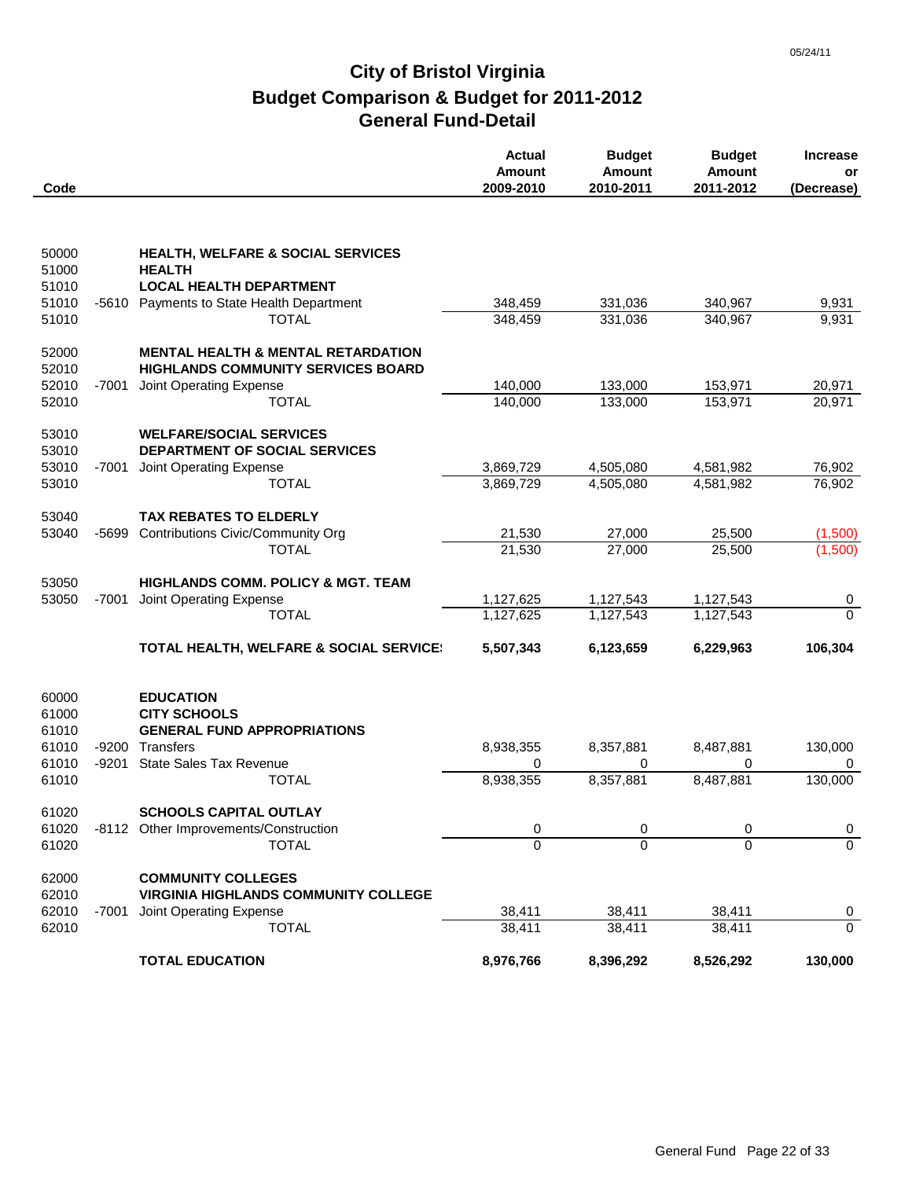# City of Bristol Virginia
## Budget Comparison & Budget for 2011-2012
## General Fund-Detail

| Code | | | Actual Amount 2009-2010 | Budget Amount 2010-2011 | Budget Amount 2011-2012 | Increase or (Decrease) |
|---|---|---|---|---|---|---|
| 50000 | | **HEALTH, WELFARE & SOCIAL SERVICES** | | | | |
| 51000 | | **HEALTH** | | | | |
| 51010 | | **LOCAL HEALTH DEPARTMENT** | | | | |
| 51010 | -5610 | Payments to State Health Department | 348,459 | 331,036 | 340,967 | 9,931 |
| 51010 | | TOTAL | 348,459 | 331,036 | 340,967 | 9,931 |
| 52000 | | **MENTAL HEALTH & MENTAL RETARDATION** | | | | |
| 52010 | | **HIGHLANDS COMMUNITY SERVICES BOARD** | | | | |
| 52010 | -7001 | Joint Operating Expense | 140,000 | 133,000 | 153,971 | 20,971 |
| 52010 | | TOTAL | 140,000 | 133,000 | 153,971 | 20,971 |
| 53010 | | **WELFARE/SOCIAL SERVICES** | | | | |
| 53010 | | **DEPARTMENT OF SOCIAL SERVICES** | | | | |
| 53010 | -7001 | Joint Operating Expense | 3,869,729 | 4,505,080 | 4,581,982 | 76,902 |
| 53010 | | TOTAL | 3,869,729 | 4,505,080 | 4,581,982 | 76,902 |
| 53040 | | **TAX REBATES TO ELDERLY** | | | | |
| 53040 | -5699 | Contributions Civic/Community Org | 21,530 | 27,000 | 25,500 | (1,500) |
| | | TOTAL | 21,530 | 27,000 | 25,500 | (1,500) |
| 53050 | | **HIGHLANDS COMM. POLICY & MGT. TEAM** | | | | |
| 53050 | -7001 | Joint Operating Expense | 1,127,625 | 1,127,543 | 1,127,543 | 0 |
| | | TOTAL | 1,127,625 | 1,127,543 | 1,127,543 | 0 |
| | | **TOTAL HEALTH, WELFARE & SOCIAL SERVICES** | **5,507,343** | **6,123,659** | **6,229,963** | **106,304** |
| 60000 | | **EDUCATION** | | | | |
| 61000 | | **CITY SCHOOLS** | | | | |
| 61010 | | **GENERAL FUND APPROPRIATIONS** | | | | |
| 61010 | -9200 | Transfers | 8,938,355 | 8,357,881 | 8,487,881 | 130,000 |
| 61010 | -9201 | State Sales Tax Revenue | 0 | 0 | 0 | 0 |
| 61010 | | TOTAL | 8,938,355 | 8,357,881 | 8,487,881 | 130,000 |
| 61020 | | **SCHOOLS CAPITAL OUTLAY** | | | | |
| 61020 | -8112 | Other Improvements/Construction | 0 | 0 | 0 | 0 |
| 61020 | | TOTAL | 0 | 0 | 0 | 0 |
| 62000 | | **COMMUNITY COLLEGES** | | | | |
| 62010 | | **VIRGINIA HIGHLANDS COMMUNITY COLLEGE** | | | | |
| 62010 | -7001 | Joint Operating Expense | 38,411 | 38,411 | 38,411 | 0 |
| 62010 | | TOTAL | 38,411 | 38,411 | 38,411 | 0 |
| | | **TOTAL EDUCATION** | **8,976,766** | **8,396,292** | **8,526,292** | **130,000** |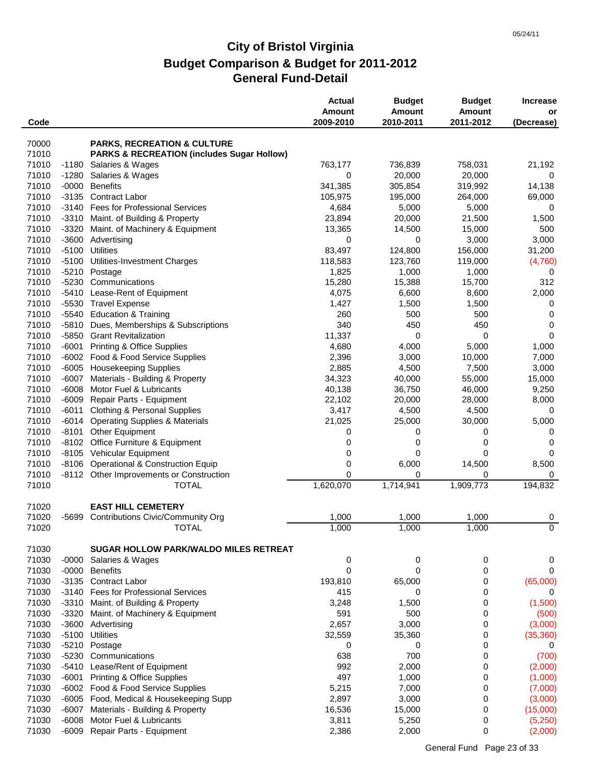# City of Bristol Virginia
## Budget Comparison & Budget for 2011-2012
## General Fund-Detail

| Code | | | Actual Amount 2009-2010 | Budget Amount 2010-2011 | Budget Amount 2011-2012 | Increase or (Decrease) |
|---|---|---|---|---|---|---|
| 70000 | | **PARKS, RECREATION & CULTURE** | | | | |
| 71010 | | **PARKS & RECREATION (includes Sugar Hollow)** | | | | |
| 71010 | -1180 | Salaries & Wages | 763,177 | 736,839 | 758,031 | 21,192 |
| 71010 | -1280 | Salaries & Wages | 0 | 20,000 | 20,000 | 0 |
| 71010 | -0000 | Benefits | 341,385 | 305,854 | 319,992 | 14,138 |
| 71010 | -3135 | Contract Labor | 105,975 | 195,000 | 264,000 | 69,000 |
| 71010 | -3140 | Fees for Professional Services | 4,684 | 5,000 | 5,000 | 0 |
| 71010 | -3310 | Maint. of Building & Property | 23,894 | 20,000 | 21,500 | 1,500 |
| 71010 | -3320 | Maint. of Machinery & Equipment | 13,365 | 14,500 | 15,000 | 500 |
| 71010 | -3600 | Advertising | 0 | 0 | 3,000 | 3,000 |
| 71010 | -5100 | Utilities | 83,497 | 124,800 | 156,000 | 31,200 |
| 71010 | -5100 | Utilities-Investment Charges | 118,583 | 123,760 | 119,000 | (4,760) |
| 71010 | -5210 | Postage | 1,825 | 1,000 | 1,000 | 0 |
| 71010 | -5230 | Communications | 15,280 | 15,388 | 15,700 | 312 |
| 71010 | -5410 | Lease-Rent of Equipment | 4,075 | 6,600 | 8,600 | 2,000 |
| 71010 | -5530 | Travel Expense | 1,427 | 1,500 | 1,500 | 0 |
| 71010 | -5540 | Education & Training | 260 | 500 | 500 | 0 |
| 71010 | -5810 | Dues, Memberships & Subscriptions | 340 | 450 | 450 | 0 |
| 71010 | -5850 | Grant Revitalization | 11,337 | 0 | 0 | 0 |
| 71010 | -6001 | Printing & Office Supplies | 4,680 | 4,000 | 5,000 | 1,000 |
| 71010 | -6002 | Food & Food Service Supplies | 2,396 | 3,000 | 10,000 | 7,000 |
| 71010 | -6005 | Housekeeping Supplies | 2,885 | 4,500 | 7,500 | 3,000 |
| 71010 | -6007 | Materials - Building & Property | 34,323 | 40,000 | 55,000 | 15,000 |
| 71010 | -6008 | Motor Fuel & Lubricants | 40,138 | 36,750 | 46,000 | 9,250 |
| 71010 | -6009 | Repair Parts - Equipment | 22,102 | 20,000 | 28,000 | 8,000 |
| 71010 | -6011 | Clothing & Personal Supplies | 3,417 | 4,500 | 4,500 | 0 |
| 71010 | -6014 | Operating Supplies & Materials | 21,025 | 25,000 | 30,000 | 5,000 |
| 71010 | -8101 | Other Equipment | 0 | 0 | 0 | 0 |
| 71010 | -8102 | Office Furniture & Equipment | 0 | 0 | 0 | 0 |
| 71010 | -8105 | Vehicular Equipment | 0 | 0 | 0 | 0 |
| 71010 | -8106 | Operational & Construction Equip | 0 | 6,000 | 14,500 | 8,500 |
| 71010 | -8112 | Other Improvements or Construction | 0 | 0 | 0 | 0 |
| 71010 | | TOTAL | 1,620,070 | 1,714,941 | 1,909,773 | 194,832 |
| | | | | | | |
| 71020 | | **EAST HILL CEMETERY** | | | | |
| 71020 | -5699 | Contributions Civic/Community Org | 1,000 | 1,000 | 1,000 | 0 |
| 71020 | | TOTAL | 1,000 | 1,000 | 1,000 | 0 |
| | | | | | | |
| 71030 | | **SUGAR HOLLOW PARK/WALDO MILES RETREAT** | | | | |
| 71030 | -0000 | Salaries & Wages | 0 | 0 | 0 | 0 |
| 71030 | -0000 | Benefits | 0 | 0 | 0 | 0 |
| 71030 | -3135 | Contract Labor | 193,810 | 65,000 | 0 | (65,000) |
| 71030 | -3140 | Fees for Professional Services | 415 | 0 | 0 | 0 |
| 71030 | -3310 | Maint. of Building & Property | 3,248 | 1,500 | 0 | (1,500) |
| 71030 | -3320 | Maint. of Machinery & Equipment | 591 | 500 | 0 | (500) |
| 71030 | -3600 | Advertising | 2,657 | 3,000 | 0 | (3,000) |
| 71030 | -5100 | Utilities | 32,559 | 35,360 | 0 | (35,360) |
| 71030 | -5210 | Postage | 0 | 0 | 0 | 0 |
| 71030 | -5230 | Communications | 638 | 700 | 0 | (700) |
| 71030 | -5410 | Lease/Rent of Equipment | 992 | 2,000 | 0 | (2,000) |
| 71030 | -6001 | Printing & Office Supplies | 497 | 1,000 | 0 | (1,000) |
| 71030 | -6002 | Food & Food Service Supplies | 5,215 | 7,000 | 0 | (7,000) |
| 71030 | -6005 | Food, Medical & Housekeeping Supp | 2,897 | 3,000 | 0 | (3,000) |
| 71030 | -6007 | Materials - Building & Property | 16,536 | 15,000 | 0 | (15,000) |
| 71030 | -6008 | Motor Fuel & Lubricants | 3,811 | 5,250 | 0 | (5,250) |
| 71030 | -6009 | Repair Parts - Equipment | 2,386 | 2,000 | 0 | (2,000) |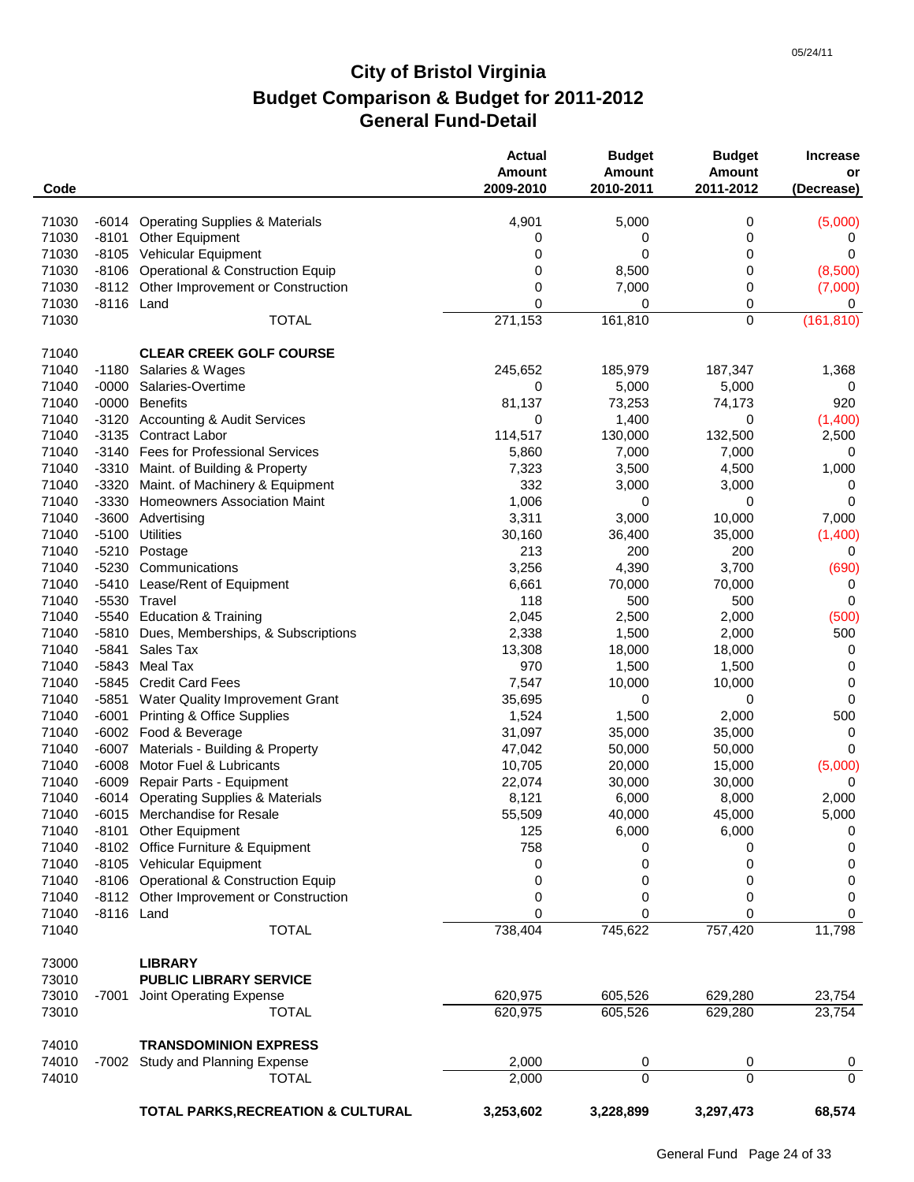05/24/11

# City of Bristol Virginia
## Budget Comparison & Budget for 2011-2012
## General Fund-Detail

| Code | | | Actual Amount 2009-2010 | Budget Amount 2010-2011 | Budget Amount 2011-2012 | Increase or (Decrease) |
|---|---|---|---|---|---|---|
| 71030 | -6014 | Operating Supplies & Materials | 4,901 | 5,000 | 0 | (5,000) |
| 71030 | -8101 | Other Equipment | 0 | 0 | 0 | 0 |
| 71030 | -8105 | Vehicular Equipment | 0 | 0 | 0 | 0 |
| 71030 | -8106 | Operational & Construction Equip | 0 | 8,500 | 0 | (8,500) |
| 71030 | -8112 | Other Improvement or Construction | 0 | 7,000 | 0 | (7,000) |
| 71030 | -8116 | Land | 0 | 0 | 0 | 0 |
| 71030 | | TOTAL | 271,153 | 161,810 | 0 | (161,810) |
| | | | | | | |
| 71040 | | **CLEAR CREEK GOLF COURSE** | | | | |
| 71040 | -1180 | Salaries & Wages | 245,652 | 185,979 | 187,347 | 1,368 |
| 71040 | -0000 | Salaries-Overtime | 0 | 5,000 | 5,000 | 0 |
| 71040 | -0000 | Benefits | 81,137 | 73,253 | 74,173 | 920 |
| 71040 | -3120 | Accounting & Audit Services | 0 | 1,400 | 0 | (1,400) |
| 71040 | -3135 | Contract Labor | 114,517 | 130,000 | 132,500 | 2,500 |
| 71040 | -3140 | Fees for Professional Services | 5,860 | 7,000 | 7,000 | 0 |
| 71040 | -3310 | Maint. of Building & Property | 7,323 | 3,500 | 4,500 | 1,000 |
| 71040 | -3320 | Maint. of Machinery & Equipment | 332 | 3,000 | 3,000 | 0 |
| 71040 | -3330 | Homeowners Association Maint | 1,006 | 0 | 0 | 0 |
| 71040 | -3600 | Advertising | 3,311 | 3,000 | 10,000 | 7,000 |
| 71040 | -5100 | Utilities | 30,160 | 36,400 | 35,000 | (1,400) |
| 71040 | -5210 | Postage | 213 | 200 | 200 | 0 |
| 71040 | -5230 | Communications | 3,256 | 4,390 | 3,700 | (690) |
| 71040 | -5410 | Lease/Rent of Equipment | 6,661 | 70,000 | 70,000 | 0 |
| 71040 | -5530 | Travel | 118 | 500 | 500 | 0 |
| 71040 | -5540 | Education & Training | 2,045 | 2,500 | 2,000 | (500) |
| 71040 | -5810 | Dues, Memberships, & Subscriptions | 2,338 | 1,500 | 2,000 | 500 |
| 71040 | -5841 | Sales Tax | 13,308 | 18,000 | 18,000 | 0 |
| 71040 | -5843 | Meal Tax | 970 | 1,500 | 1,500 | 0 |
| 71040 | -5845 | Credit Card Fees | 7,547 | 10,000 | 10,000 | 0 |
| 71040 | -5851 | Water Quality Improvement Grant | 35,695 | 0 | 0 | 0 |
| 71040 | -6001 | Printing & Office Supplies | 1,524 | 1,500 | 2,000 | 500 |
| 71040 | -6002 | Food & Beverage | 31,097 | 35,000 | 35,000 | 0 |
| 71040 | -6007 | Materials - Building & Property | 47,042 | 50,000 | 50,000 | 0 |
| 71040 | -6008 | Motor Fuel & Lubricants | 10,705 | 20,000 | 15,000 | (5,000) |
| 71040 | -6009 | Repair Parts - Equipment | 22,074 | 30,000 | 30,000 | 0 |
| 71040 | -6014 | Operating Supplies & Materials | 8,121 | 6,000 | 8,000 | 2,000 |
| 71040 | -6015 | Merchandise for Resale | 55,509 | 40,000 | 45,000 | 5,000 |
| 71040 | -8101 | Other Equipment | 125 | 6,000 | 6,000 | 0 |
| 71040 | -8102 | Office Furniture & Equipment | 758 | 0 | 0 | 0 |
| 71040 | -8105 | Vehicular Equipment | 0 | 0 | 0 | 0 |
| 71040 | -8106 | Operational & Construction Equip | 0 | 0 | 0 | 0 |
| 71040 | -8112 | Other Improvement or Construction | 0 | 0 | 0 | 0 |
| 71040 | -8116 | Land | 0 | 0 | 0 | 0 |
| 71040 | | TOTAL | 738,404 | 745,622 | 757,420 | 11,798 |
| | | | | | | |
| 73000 | | **LIBRARY** | | | | |
| 73010 | | **PUBLIC LIBRARY SERVICE** | | | | |
| 73010 | -7001 | Joint Operating Expense | 620,975 | 605,526 | 629,280 | 23,754 |
| 73010 | | TOTAL | 620,975 | 605,526 | 629,280 | 23,754 |
| | | | | | | |
| 74010 | | **TRANSDOMINION EXPRESS** | | | | |
| 74010 | -7002 | Study and Planning Expense | 2,000 | 0 | 0 | 0 |
| 74010 | | TOTAL | 2,000 | 0 | 0 | 0 |
| | | | | | | |
| | | **TOTAL PARKS,RECREATION & CULTURAL** | **3,253,602** | **3,228,899** | **3,297,473** | **68,574** |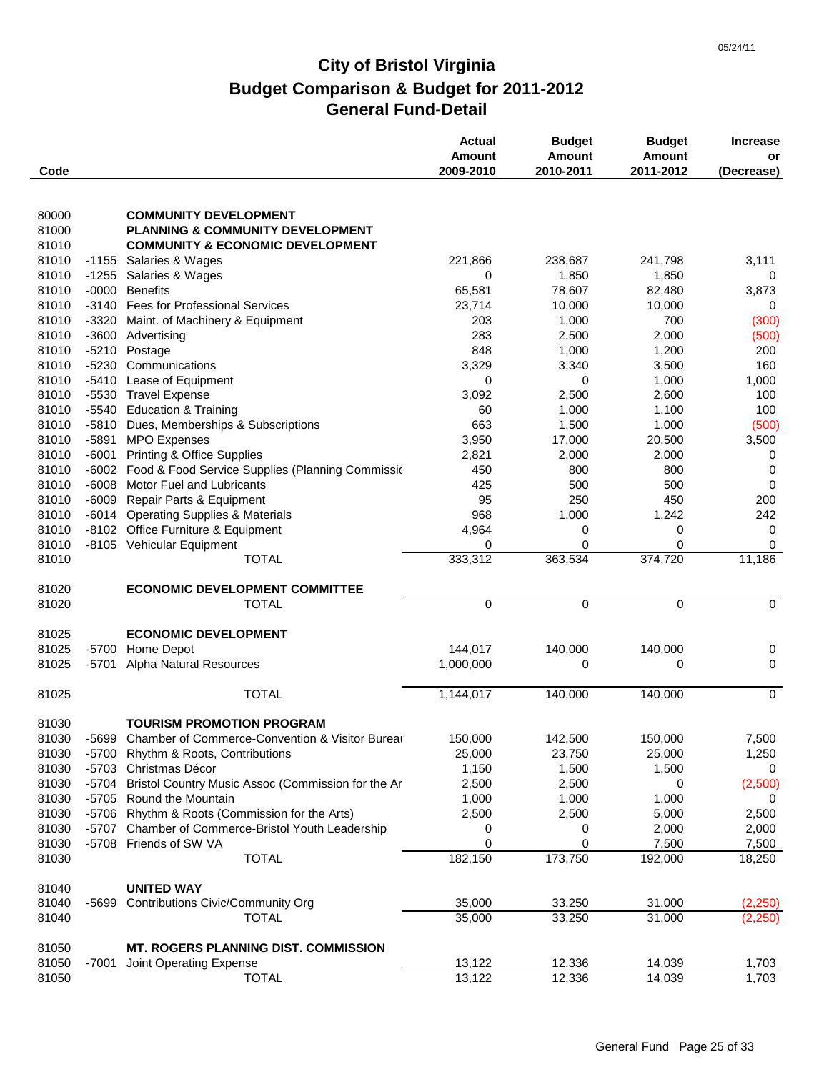# City of Bristol Virginia
## Budget Comparison & Budget for 2011-2012
## General Fund-Detail

| Code | | | Actual Amount 2009-2010 | Budget Amount 2010-2011 | Budget Amount 2011-2012 | Increase or (Decrease) |
|---|---|---|---|---|---|---|
| 80000 | | **COMMUNITY DEVELOPMENT** | | | | |
| 81000 | | **PLANNING & COMMUNITY DEVELOPMENT** | | | | |
| 81010 | | **COMMUNITY & ECONOMIC DEVELOPMENT** | | | | |
| 81010 | -1155 | Salaries & Wages | 221,866 | 238,687 | 241,798 | 3,111 |
| 81010 | -1255 | Salaries & Wages | 0 | 1,850 | 1,850 | 0 |
| 81010 | -0000 | Benefits | 65,581 | 78,607 | 82,480 | 3,873 |
| 81010 | -3140 | Fees for Professional Services | 23,714 | 10,000 | 10,000 | 0 |
| 81010 | -3320 | Maint. of Machinery & Equipment | 203 | 1,000 | 700 | (300) |
| 81010 | -3600 | Advertising | 283 | 2,500 | 2,000 | (500) |
| 81010 | -5210 | Postage | 848 | 1,000 | 1,200 | 200 |
| 81010 | -5230 | Communications | 3,329 | 3,340 | 3,500 | 160 |
| 81010 | -5410 | Lease of Equipment | 0 | 0 | 1,000 | 1,000 |
| 81010 | -5530 | Travel Expense | 3,092 | 2,500 | 2,600 | 100 |
| 81010 | -5540 | Education & Training | 60 | 1,000 | 1,100 | 100 |
| 81010 | -5810 | Dues, Memberships & Subscriptions | 663 | 1,500 | 1,000 | (500) |
| 81010 | -5891 | MPO Expenses | 3,950 | 17,000 | 20,500 | 3,500 |
| 81010 | -6001 | Printing & Office Supplies | 2,821 | 2,000 | 2,000 | 0 |
| 81010 | -6002 | Food & Food Service Supplies (Planning Commissio | 450 | 800 | 800 | 0 |
| 81010 | -6008 | Motor Fuel and Lubricants | 425 | 500 | 500 | 0 |
| 81010 | -6009 | Repair Parts & Equipment | 95 | 250 | 450 | 200 |
| 81010 | -6014 | Operating Supplies & Materials | 968 | 1,000 | 1,242 | 242 |
| 81010 | -8102 | Office Furniture & Equipment | 4,964 | 0 | 0 | 0 |
| 81010 | -8105 | Vehicular Equipment | 0 | 0 | 0 | 0 |
| 81010 | | TOTAL | 333,312 | 363,534 | 374,720 | 11,186 |
| 81020 | | **ECONOMIC DEVELOPMENT COMMITTEE** | | | | |
| 81020 | | TOTAL | 0 | 0 | 0 | 0 |
| 81025 | | **ECONOMIC DEVELOPMENT** | | | | |
| 81025 | -5700 | Home Depot | 144,017 | 140,000 | 140,000 | 0 |
| 81025 | -5701 | Alpha Natural Resources | 1,000,000 | 0 | 0 | 0 |
| 81025 | | TOTAL | 1,144,017 | 140,000 | 140,000 | 0 |
| 81030 | | **TOURISM PROMOTION PROGRAM** | | | | |
| 81030 | -5699 | Chamber of Commerce-Convention & Visitor Bureau | 150,000 | 142,500 | 150,000 | 7,500 |
| 81030 | -5700 | Rhythm & Roots, Contributions | 25,000 | 23,750 | 25,000 | 1,250 |
| 81030 | -5703 | Christmas Décor | 1,150 | 1,500 | 1,500 | 0 |
| 81030 | -5704 | Bristol Country Music Assoc (Commission for the Ar | 2,500 | 2,500 | 0 | (2,500) |
| 81030 | -5705 | Round the Mountain | 1,000 | 1,000 | 1,000 | 0 |
| 81030 | -5706 | Rhythm & Roots (Commission for the Arts) | 2,500 | 2,500 | 5,000 | 2,500 |
| 81030 | -5707 | Chamber of Commerce-Bristol Youth Leadership | 0 | 0 | 2,000 | 2,000 |
| 81030 | -5708 | Friends of SW VA | 0 | 0 | 7,500 | 7,500 |
| 81030 | | TOTAL | 182,150 | 173,750 | 192,000 | 18,250 |
| 81040 | | **UNITED WAY** | | | | |
| 81040 | -5699 | Contributions Civic/Community Org | 35,000 | 33,250 | 31,000 | (2,250) |
| 81040 | | TOTAL | 35,000 | 33,250 | 31,000 | (2,250) |
| 81050 | | **MT. ROGERS PLANNING DIST. COMMISSION** | | | | |
| 81050 | -7001 | Joint Operating Expense | 13,122 | 12,336 | 14,039 | 1,703 |
| 81050 | | TOTAL | 13,122 | 12,336 | 14,039 | 1,703 |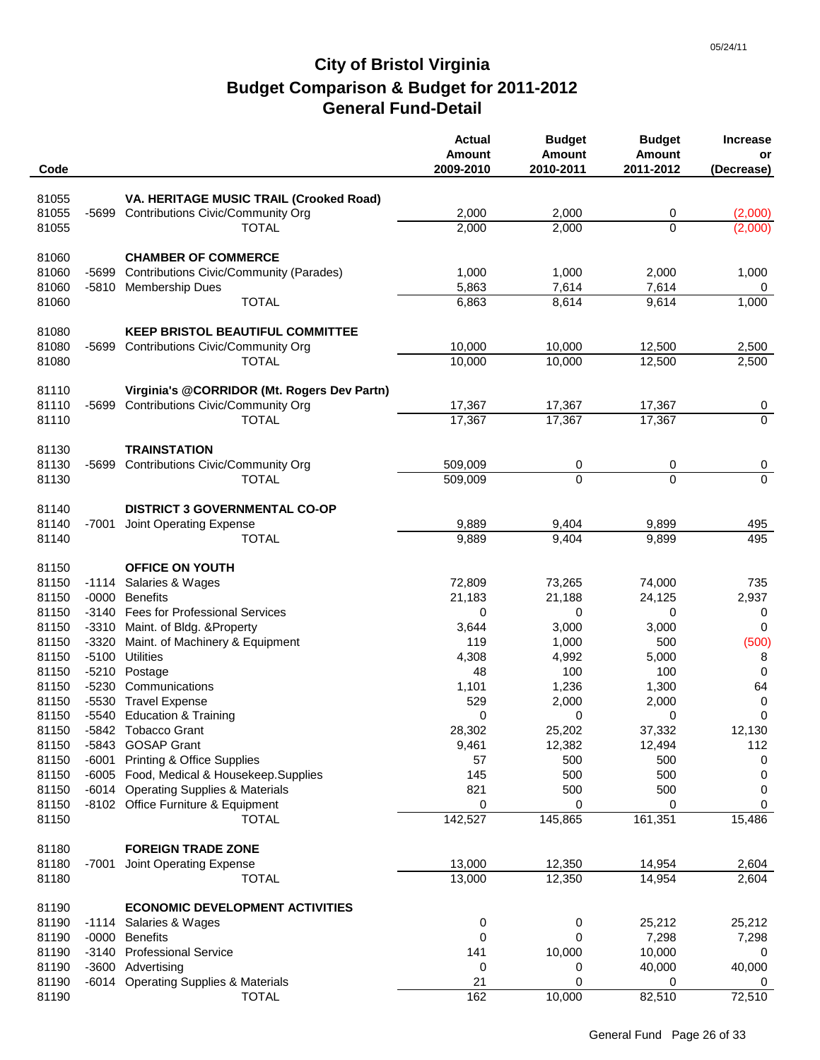# City of Bristol Virginia
## Budget Comparison & Budget for 2011-2012
## General Fund-Detail

| Code | | | Actual Amount 2009-2010 | Budget Amount 2010-2011 | Budget Amount 2011-2012 | Increase or (Decrease) |
|---|---|---|---|---|---|---|
| 81055 | | **VA. HERITAGE MUSIC TRAIL (Crooked Road)** | | | | |
| 81055 | -5699 | Contributions Civic/Community Org | 2,000 | 2,000 | 0 | (2,000) |
| 81055 | | TOTAL | 2,000 | 2,000 | 0 | (2,000) |
| 81060 | | **CHAMBER OF COMMERCE** | | | | |
| 81060 | -5699 | Contributions Civic/Community (Parades) | 1,000 | 1,000 | 2,000 | 1,000 |
| 81060 | -5810 | Membership Dues | 5,863 | 7,614 | 7,614 | 0 |
| 81060 | | TOTAL | 6,863 | 8,614 | 9,614 | 1,000 |
| 81080 | | **KEEP BRISTOL BEAUTIFUL COMMITTEE** | | | | |
| 81080 | -5699 | Contributions Civic/Community Org | 10,000 | 10,000 | 12,500 | 2,500 |
| 81080 | | TOTAL | 10,000 | 10,000 | 12,500 | 2,500 |
| 81110 | | **Virginia's @CORRIDOR (Mt. Rogers Dev Partn)** | | | | |
| 81110 | -5699 | Contributions Civic/Community Org | 17,367 | 17,367 | 17,367 | 0 |
| 81110 | | TOTAL | 17,367 | 17,367 | 17,367 | 0 |
| 81130 | | **TRAINSTATION** | | | | |
| 81130 | -5699 | Contributions Civic/Community Org | 509,009 | 0 | 0 | 0 |
| 81130 | | TOTAL | 509,009 | 0 | 0 | 0 |
| 81140 | | **DISTRICT 3 GOVERNMENTAL CO-OP** | | | | |
| 81140 | -7001 | Joint Operating Expense | 9,889 | 9,404 | 9,899 | 495 |
| 81140 | | TOTAL | 9,889 | 9,404 | 9,899 | 495 |
| 81150 | | **OFFICE ON YOUTH** | | | | |
| 81150 | -1114 | Salaries & Wages | 72,809 | 73,265 | 74,000 | 735 |
| 81150 | -0000 | Benefits | 21,183 | 21,188 | 24,125 | 2,937 |
| 81150 | -3140 | Fees for Professional Services | 0 | 0 | 0 | 0 |
| 81150 | -3310 | Maint. of Bldg. &Property | 3,644 | 3,000 | 3,000 | 0 |
| 81150 | -3320 | Maint. of Machinery & Equipment | 119 | 1,000 | 500 | (500) |
| 81150 | -5100 | Utilities | 4,308 | 4,992 | 5,000 | 8 |
| 81150 | -5210 | Postage | 48 | 100 | 100 | 0 |
| 81150 | -5230 | Communications | 1,101 | 1,236 | 1,300 | 64 |
| 81150 | -5530 | Travel Expense | 529 | 2,000 | 2,000 | 0 |
| 81150 | -5540 | Education & Training | 0 | 0 | 0 | 0 |
| 81150 | -5842 | Tobacco Grant | 28,302 | 25,202 | 37,332 | 12,130 |
| 81150 | -5843 | GOSAP Grant | 9,461 | 12,382 | 12,494 | 112 |
| 81150 | -6001 | Printing & Office Supplies | 57 | 500 | 500 | 0 |
| 81150 | -6005 | Food, Medical & Housekeep.Supplies | 145 | 500 | 500 | 0 |
| 81150 | -6014 | Operating Supplies & Materials | 821 | 500 | 500 | 0 |
| 81150 | -8102 | Office Furniture & Equipment | 0 | 0 | 0 | 0 |
| 81150 | | TOTAL | 142,527 | 145,865 | 161,351 | 15,486 |
| 81180 | | **FOREIGN TRADE ZONE** | | | | |
| 81180 | -7001 | Joint Operating Expense | 13,000 | 12,350 | 14,954 | 2,604 |
| 81180 | | TOTAL | 13,000 | 12,350 | 14,954 | 2,604 |
| 81190 | | **ECONOMIC DEVELOPMENT ACTIVITIES** | | | | |
| 81190 | -1114 | Salaries & Wages | 0 | 0 | 25,212 | 25,212 |
| 81190 | -0000 | Benefits | 0 | 0 | 7,298 | 7,298 |
| 81190 | -3140 | Professional Service | 141 | 10,000 | 10,000 | 0 |
| 81190 | -3600 | Advertising | 0 | 0 | 40,000 | 40,000 |
| 81190 | -6014 | Operating Supplies & Materials | 21 | 0 | 0 | 0 |
| 81190 | | TOTAL | 162 | 10,000 | 82,510 | 72,510 |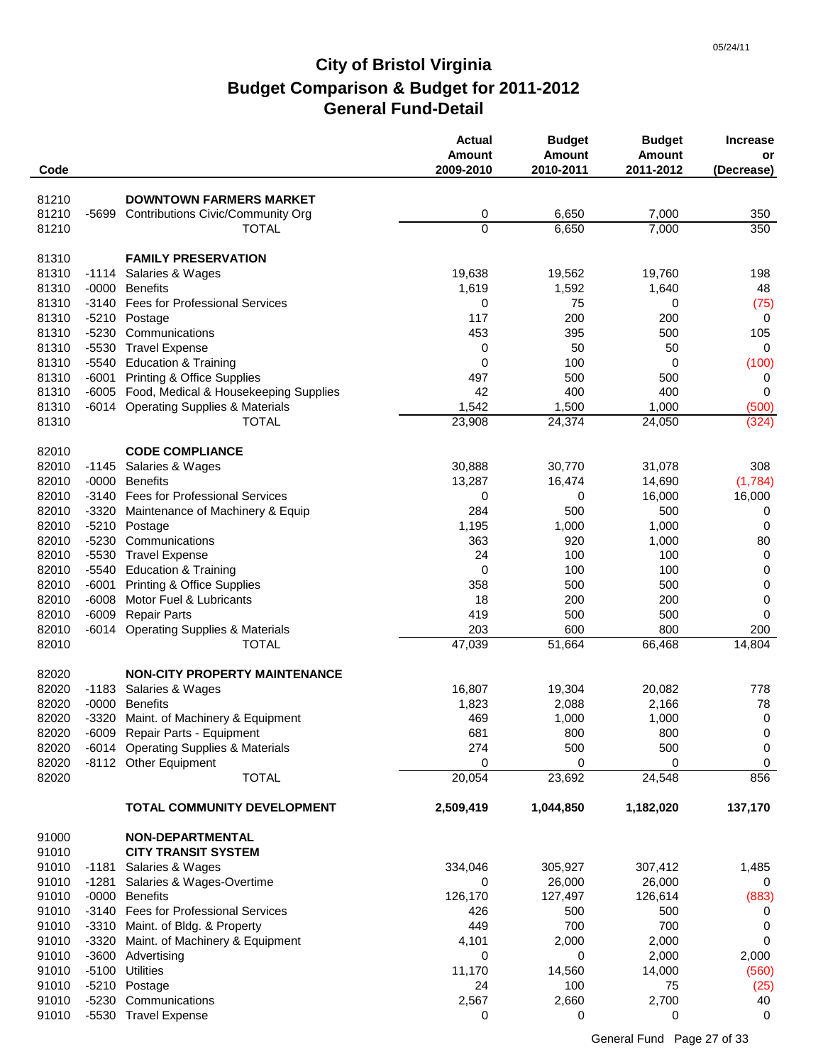05/24/11

# City of Bristol Virginia
## Budget Comparison & Budget for 2011-2012
## General Fund-Detail

| Code | | | Actual Amount 2009-2010 | Budget Amount 2010-2011 | Budget Amount 2011-2012 | Increase or (Decrease) |
|---|---|---|---|---|---|---|
| 81210 | | **DOWNTOWN FARMERS MARKET** | | | | |
| 81210 | -5699 | Contributions Civic/Community Org | 0 | 6,650 | 7,000 | 350 |
| 81210 | | TOTAL | 0 | 6,650 | 7,000 | 350 |
| 81310 | | **FAMILY PRESERVATION** | | | | |
| 81310 | -1114 | Salaries & Wages | 19,638 | 19,562 | 19,760 | 198 |
| 81310 | -0000 | Benefits | 1,619 | 1,592 | 1,640 | 48 |
| 81310 | -3140 | Fees for Professional Services | 0 | 75 | 0 | (75) |
| 81310 | -5210 | Postage | 117 | 200 | 200 | 0 |
| 81310 | -5230 | Communications | 453 | 395 | 500 | 105 |
| 81310 | -5530 | Travel Expense | 0 | 50 | 50 | 0 |
| 81310 | -5540 | Education & Training | 0 | 100 | 0 | (100) |
| 81310 | -6001 | Printing & Office Supplies | 497 | 500 | 500 | 0 |
| 81310 | -6005 | Food, Medical & Housekeeping Supplies | 42 | 400 | 400 | 0 |
| 81310 | -6014 | Operating Supplies & Materials | 1,542 | 1,500 | 1,000 | (500) |
| 81310 | | TOTAL | 23,908 | 24,374 | 24,050 | (324) |
| 82010 | | **CODE COMPLIANCE** | | | | |
| 82010 | -1145 | Salaries & Wages | 30,888 | 30,770 | 31,078 | 308 |
| 82010 | -0000 | Benefits | 13,287 | 16,474 | 14,690 | (1,784) |
| 82010 | -3140 | Fees for Professional Services | 0 | 0 | 16,000 | 16,000 |
| 82010 | -3320 | Maintenance of Machinery & Equip | 284 | 500 | 500 | 0 |
| 82010 | -5210 | Postage | 1,195 | 1,000 | 1,000 | 0 |
| 82010 | -5230 | Communications | 363 | 920 | 1,000 | 80 |
| 82010 | -5530 | Travel Expense | 24 | 100 | 100 | 0 |
| 82010 | -5540 | Education & Training | 0 | 100 | 100 | 0 |
| 82010 | -6001 | Printing & Office Supplies | 358 | 500 | 500 | 0 |
| 82010 | -6008 | Motor Fuel & Lubricants | 18 | 200 | 200 | 0 |
| 82010 | -6009 | Repair Parts | 419 | 500 | 500 | 0 |
| 82010 | -6014 | Operating Supplies & Materials | 203 | 600 | 800 | 200 |
| 82010 | | TOTAL | 47,039 | 51,664 | 66,468 | 14,804 |
| 82020 | | **NON-CITY PROPERTY MAINTENANCE** | | | | |
| 82020 | -1183 | Salaries & Wages | 16,807 | 19,304 | 20,082 | 778 |
| 82020 | -0000 | Benefits | 1,823 | 2,088 | 2,166 | 78 |
| 82020 | -3320 | Maint. of Machinery & Equipment | 469 | 1,000 | 1,000 | 0 |
| 82020 | -6009 | Repair Parts - Equipment | 681 | 800 | 800 | 0 |
| 82020 | -6014 | Operating Supplies & Materials | 274 | 500 | 500 | 0 |
| 82020 | -8112 | Other Equipment | 0 | 0 | 0 | 0 |
| 82020 | | TOTAL | 20,054 | 23,692 | 24,548 | 856 |
| | | **TOTAL COMMUNITY DEVELOPMENT** | **2,509,419** | **1,044,850** | **1,182,020** | **137,170** |
| 91000 | | **NON-DEPARTMENTAL** | | | | |
| 91010 | | **CITY TRANSIT SYSTEM** | | | | |
| 91010 | -1181 | Salaries & Wages | 334,046 | 305,927 | 307,412 | 1,485 |
| 91010 | -1281 | Salaries & Wages-Overtime | 0 | 26,000 | 26,000 | 0 |
| 91010 | -0000 | Benefits | 126,170 | 127,497 | 126,614 | (883) |
| 91010 | -3140 | Fees for Professional Services | 426 | 500 | 500 | 0 |
| 91010 | -3310 | Maint. of Bldg. & Property | 449 | 700 | 700 | 0 |
| 91010 | -3320 | Maint. of Machinery & Equipment | 4,101 | 2,000 | 2,000 | 0 |
| 91010 | -3600 | Advertising | 0 | 0 | 2,000 | 2,000 |
| 91010 | -5100 | Utilities | 11,170 | 14,560 | 14,000 | (560) |
| 91010 | -5210 | Postage | 24 | 100 | 75 | (25) |
| 91010 | -5230 | Communications | 2,567 | 2,660 | 2,700 | 40 |
| 91010 | -5530 | Travel Expense | 0 | 0 | 0 | 0 |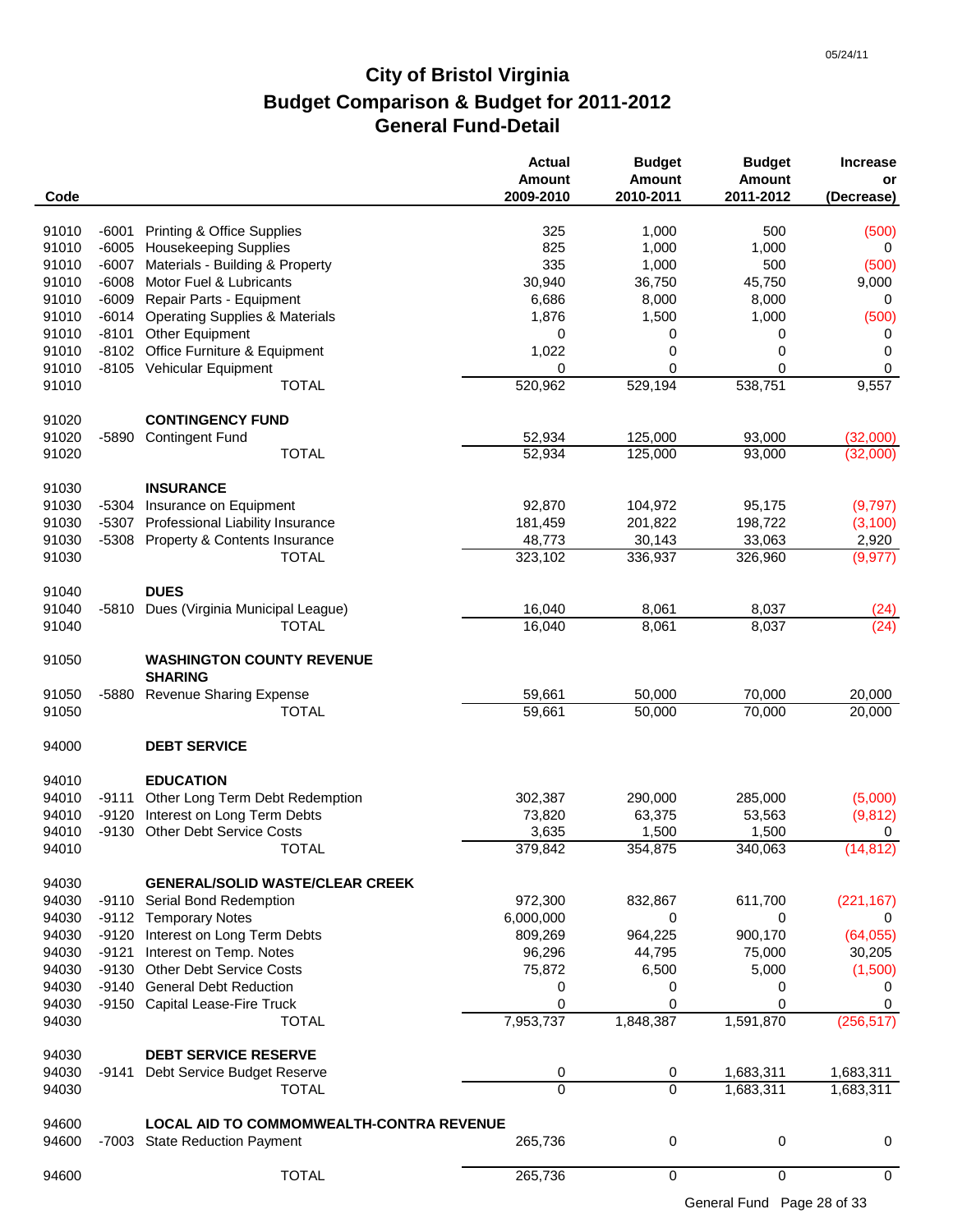05/24/11

# City of Bristol Virginia
## Budget Comparison & Budget for 2011-2012
## General Fund-Detail

| Code | | | Actual Amount 2009-2010 | Budget Amount 2010-2011 | Budget Amount 2011-2012 | Increase or (Decrease) |
|---|---|---|---|---|---|---|
| 91010 | -6001 | Printing & Office Supplies | 325 | 1,000 | 500 | (500) |
| 91010 | -6005 | Housekeeping Supplies | 825 | 1,000 | 1,000 | 0 |
| 91010 | -6007 | Materials - Building & Property | 335 | 1,000 | 500 | (500) |
| 91010 | -6008 | Motor Fuel & Lubricants | 30,940 | 36,750 | 45,750 | 9,000 |
| 91010 | -6009 | Repair Parts - Equipment | 6,686 | 8,000 | 8,000 | 0 |
| 91010 | -6014 | Operating Supplies & Materials | 1,876 | 1,500 | 1,000 | (500) |
| 91010 | -8101 | Other Equipment | 0 | 0 | 0 | 0 |
| 91010 | -8102 | Office Furniture & Equipment | 1,022 | 0 | 0 | 0 |
| 91010 | -8105 | Vehicular Equipment | 0 | 0 | 0 | 0 |
| 91010 | | TOTAL | 520,962 | 529,194 | 538,751 | 9,557 |
| 91020 | | **CONTINGENCY FUND** | | | | |
| 91020 | -5890 | Contingent Fund | 52,934 | 125,000 | 93,000 | (32,000) |
| 91020 | | TOTAL | 52,934 | 125,000 | 93,000 | (32,000) |
| 91030 | | **INSURANCE** | | | | |
| 91030 | -5304 | Insurance on Equipment | 92,870 | 104,972 | 95,175 | (9,797) |
| 91030 | -5307 | Professional Liability Insurance | 181,459 | 201,822 | 198,722 | (3,100) |
| 91030 | -5308 | Property & Contents Insurance | 48,773 | 30,143 | 33,063 | 2,920 |
| 91030 | | TOTAL | 323,102 | 336,937 | 326,960 | (9,977) |
| 91040 | | **DUES** | | | | |
| 91040 | -5810 | Dues (Virginia Municipal League) | 16,040 | 8,061 | 8,037 | (24) |
| 91040 | | TOTAL | 16,040 | 8,061 | 8,037 | (24) |
| 91050 | | **WASHINGTON COUNTY REVENUE SHARING** | | | | |
| 91050 | -5880 | Revenue Sharing Expense | 59,661 | 50,000 | 70,000 | 20,000 |
| 91050 | | TOTAL | 59,661 | 50,000 | 70,000 | 20,000 |
| 94000 | | **DEBT SERVICE** | | | | |
| 94010 | | **EDUCATION** | | | | |
| 94010 | -9111 | Other Long Term Debt Redemption | 302,387 | 290,000 | 285,000 | (5,000) |
| 94010 | -9120 | Interest on Long Term Debts | 73,820 | 63,375 | 53,563 | (9,812) |
| 94010 | -9130 | Other Debt Service Costs | 3,635 | 1,500 | 1,500 | 0 |
| 94010 | | TOTAL | 379,842 | 354,875 | 340,063 | (14,812) |
| 94030 | | **GENERAL/SOLID WASTE/CLEAR CREEK** | | | | |
| 94030 | -9110 | Serial Bond Redemption | 972,300 | 832,867 | 611,700 | (221,167) |
| 94030 | -9112 | Temporary Notes | 6,000,000 | 0 | 0 | 0 |
| 94030 | -9120 | Interest on Long Term Debts | 809,269 | 964,225 | 900,170 | (64,055) |
| 94030 | -9121 | Interest on Temp. Notes | 96,296 | 44,795 | 75,000 | 30,205 |
| 94030 | -9130 | Other Debt Service Costs | 75,872 | 6,500 | 5,000 | (1,500) |
| 94030 | -9140 | General Debt Reduction | 0 | 0 | 0 | 0 |
| 94030 | -9150 | Capital Lease-Fire Truck | 0 | 0 | 0 | 0 |
| 94030 | | TOTAL | 7,953,737 | 1,848,387 | 1,591,870 | (256,517) |
| 94030 | | **DEBT SERVICE RESERVE** | | | | |
| 94030 | -9141 | Debt Service Budget Reserve | 0 | 0 | 1,683,311 | 1,683,311 |
| 94030 | | TOTAL | 0 | 0 | 1,683,311 | 1,683,311 |
| 94600 | | **LOCAL AID TO COMMOMWEALTH-CONTRA REVENUE** | | | | |
| 94600 | -7003 | State Reduction Payment | 265,736 | 0 | 0 | 0 |
| 94600 | | TOTAL | 265,736 | 0 | 0 | 0 |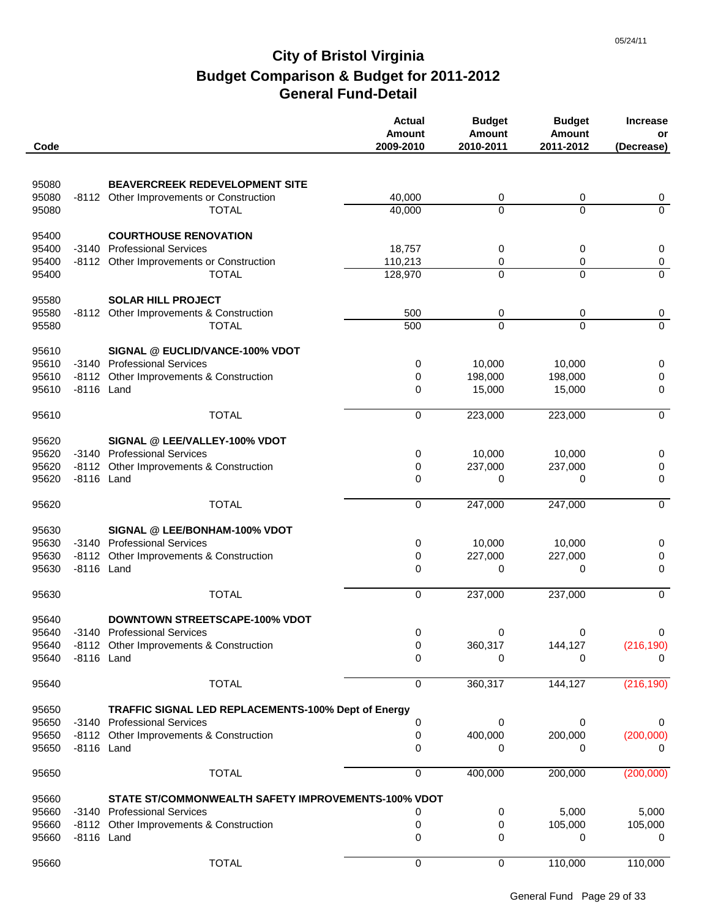# City of Bristol Virginia
## Budget Comparison & Budget for 2011-2012
## General Fund-Detail

05/24/11

| Code | | | Actual Amount 2009-2010 | Budget Amount 2010-2011 | Budget Amount 2011-2012 | Increase or (Decrease) |
|---|---|---|---|---|---|---|
| 95080 | | **BEAVERCREEK REDEVELOPMENT SITE** | | | | |
| 95080 | -8112 | Other Improvements or Construction | 40,000 | 0 | 0 | 0 |
| 95080 | | TOTAL | 40,000 | 0 | 0 | 0 |
| 95400 | | **COURTHOUSE RENOVATION** | | | | |
| 95400 | -3140 | Professional Services | 18,757 | 0 | 0 | 0 |
| 95400 | -8112 | Other Improvements or Construction | 110,213 | 0 | 0 | 0 |
| 95400 | | TOTAL | 128,970 | 0 | 0 | 0 |
| 95580 | | **SOLAR HILL PROJECT** | | | | |
| 95580 | -8112 | Other Improvements & Construction | 500 | 0 | 0 | 0 |
| 95580 | | TOTAL | 500 | 0 | 0 | 0 |
| 95610 | | **SIGNAL @ EUCLID/VANCE-100% VDOT** | | | | |
| 95610 | -3140 | Professional Services | 0 | 10,000 | 10,000 | 0 |
| 95610 | -8112 | Other Improvements & Construction | 0 | 198,000 | 198,000 | 0 |
| 95610 | -8116 | Land | 0 | 15,000 | 15,000 | 0 |
| 95610 | | TOTAL | 0 | 223,000 | 223,000 | 0 |
| 95620 | | **SIGNAL @ LEE/VALLEY-100% VDOT** | | | | |
| 95620 | -3140 | Professional Services | 0 | 10,000 | 10,000 | 0 |
| 95620 | -8112 | Other Improvements & Construction | 0 | 237,000 | 237,000 | 0 |
| 95620 | -8116 | Land | 0 | 0 | 0 | 0 |
| 95620 | | TOTAL | 0 | 247,000 | 247,000 | 0 |
| 95630 | | **SIGNAL @ LEE/BONHAM-100% VDOT** | | | | |
| 95630 | -3140 | Professional Services | 0 | 10,000 | 10,000 | 0 |
| 95630 | -8112 | Other Improvements & Construction | 0 | 227,000 | 227,000 | 0 |
| 95630 | -8116 | Land | 0 | 0 | 0 | 0 |
| 95630 | | TOTAL | 0 | 237,000 | 237,000 | 0 |
| 95640 | | **DOWNTOWN STREETSCAPE-100% VDOT** | | | | |
| 95640 | -3140 | Professional Services | 0 | 0 | 0 | 0 |
| 95640 | -8112 | Other Improvements & Construction | 0 | 360,317 | 144,127 | (216,190) |
| 95640 | -8116 | Land | 0 | 0 | 0 | 0 |
| 95640 | | TOTAL | 0 | 360,317 | 144,127 | (216,190) |
| 95650 | | **TRAFFIC SIGNAL LED REPLACEMENTS-100% Dept of Energy** | | | | |
| 95650 | -3140 | Professional Services | 0 | 0 | 0 | 0 |
| 95650 | -8112 | Other Improvements & Construction | 0 | 400,000 | 200,000 | (200,000) |
| 95650 | -8116 | Land | 0 | 0 | 0 | 0 |
| 95650 | | TOTAL | 0 | 400,000 | 200,000 | (200,000) |
| 95660 | | **STATE ST/COMMONWEALTH SAFETY IMPROVEMENTS-100% VDOT** | | | | |
| 95660 | -3140 | Professional Services | 0 | 0 | 5,000 | 5,000 |
| 95660 | -8112 | Other Improvements & Construction | 0 | 0 | 105,000 | 105,000 |
| 95660 | -8116 | Land | 0 | 0 | 0 | 0 |
| 95660 | | TOTAL | 0 | 0 | 110,000 | 110,000 |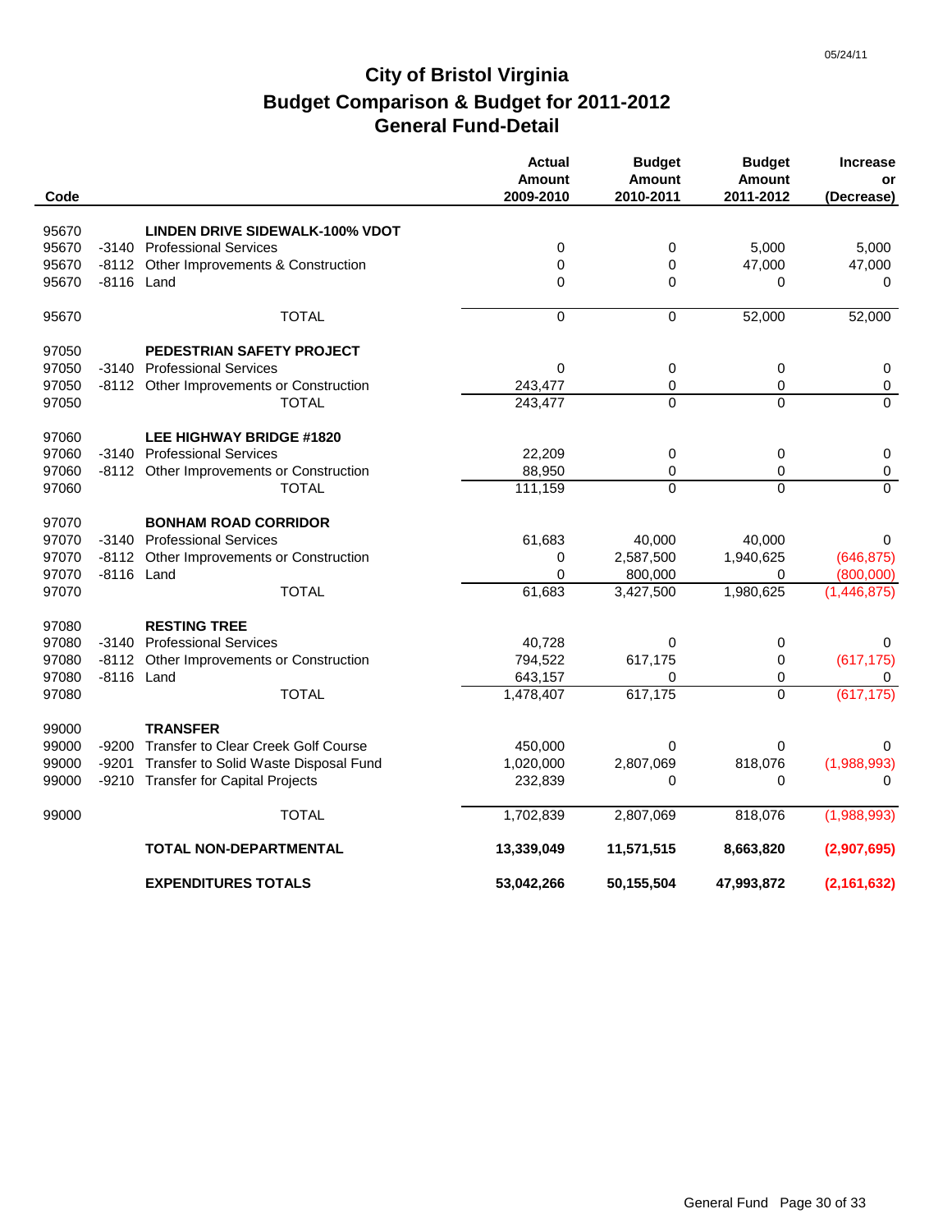# City of Bristol Virginia

## Budget Comparison & Budget for 2011-2012

## General Fund-Detail

05/24/11

| Code | | | Actual Amount 2009-2010 | Budget Amount 2010-2011 | Budget Amount 2011-2012 | Increase or (Decrease) |
|---|---|---|---|---|---|---|
| 95670 | | **LINDEN DRIVE SIDEWALK-100% VDOT** | | | | |
| 95670 | -3140 | Professional Services | 0 | 0 | 5,000 | 5,000 |
| 95670 | -8112 | Other Improvements & Construction | 0 | 0 | 47,000 | 47,000 |
| 95670 | -8116 | Land | 0 | 0 | 0 | 0 |
| 95670 | | TOTAL | 0 | 0 | 52,000 | 52,000 |
| 97050 | | **PEDESTRIAN SAFETY PROJECT** | | | | |
| 97050 | -3140 | Professional Services | 0 | 0 | 0 | 0 |
| 97050 | -8112 | Other Improvements or Construction | 243,477 | 0 | 0 | 0 |
| 97050 | | TOTAL | 243,477 | 0 | 0 | 0 |
| 97060 | | **LEE HIGHWAY BRIDGE #1820** | | | | |
| 97060 | -3140 | Professional Services | 22,209 | 0 | 0 | 0 |
| 97060 | -8112 | Other Improvements or Construction | 88,950 | 0 | 0 | 0 |
| 97060 | | TOTAL | 111,159 | 0 | 0 | 0 |
| 97070 | | **BONHAM ROAD CORRIDOR** | | | | |
| 97070 | -3140 | Professional Services | 61,683 | 40,000 | 40,000 | 0 |
| 97070 | -8112 | Other Improvements or Construction | 0 | 2,587,500 | 1,940,625 | (646,875) |
| 97070 | -8116 | Land | 0 | 800,000 | 0 | (800,000) |
| 97070 | | TOTAL | 61,683 | 3,427,500 | 1,980,625 | (1,446,875) |
| 97080 | | **RESTING TREE** | | | | |
| 97080 | -3140 | Professional Services | 40,728 | 0 | 0 | 0 |
| 97080 | -8112 | Other Improvements or Construction | 794,522 | 617,175 | 0 | (617,175) |
| 97080 | -8116 | Land | 643,157 | 0 | 0 | 0 |
| 97080 | | TOTAL | 1,478,407 | 617,175 | 0 | (617,175) |
| 99000 | | **TRANSFER** | | | | |
| 99000 | -9200 | Transfer to Clear Creek Golf Course | 450,000 | 0 | 0 | 0 |
| 99000 | -9201 | Transfer to Solid Waste Disposal Fund | 1,020,000 | 2,807,069 | 818,076 | (1,988,993) |
| 99000 | -9210 | Transfer for Capital Projects | 232,839 | 0 | 0 | 0 |
| 99000 | | TOTAL | 1,702,839 | 2,807,069 | 818,076 | (1,988,993) |
| | | **TOTAL NON-DEPARTMENTAL** | **13,339,049** | **11,571,515** | **8,663,820** | **(2,907,695)** |
| | | **EXPENDITURES TOTALS** | **53,042,266** | **50,155,504** | **47,993,872** | **(2,161,632)** |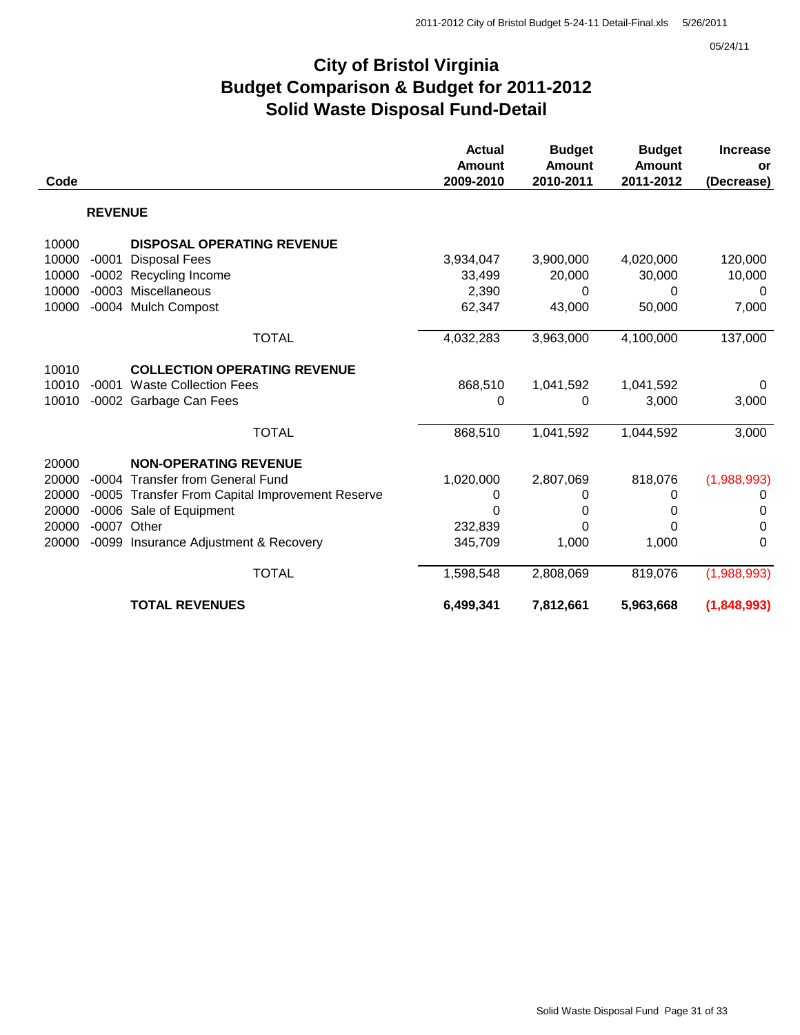# City of Bristol Virginia
## Budget Comparison & Budget for 2011-2012
## Solid Waste Disposal Fund-Detail

| Code | | | Actual Amount 2009-2010 | Budget Amount 2010-2011 | Budget Amount 2011-2012 | Increase or (Decrease) |
|---|---|---|---|---|---|---|
| | | **REVENUE** | | | | |
| 10000 | | **DISPOSAL OPERATING REVENUE** | | | | |
| 10000 | -0001 | Disposal Fees | 3,934,047 | 3,900,000 | 4,020,000 | 120,000 |
| 10000 | -0002 | Recycling Income | 33,499 | 20,000 | 30,000 | 10,000 |
| 10000 | -0003 | Miscellaneous | 2,390 | 0 | 0 | 0 |
| 10000 | -0004 | Mulch Compost | 62,347 | 43,000 | 50,000 | 7,000 |
| | | TOTAL | 4,032,283 | 3,963,000 | 4,100,000 | 137,000 |
| 10010 | | **COLLECTION OPERATING REVENUE** | | | | |
| 10010 | -0001 | Waste Collection Fees | 868,510 | 1,041,592 | 1,041,592 | 0 |
| 10010 | -0002 | Garbage Can Fees | 0 | 0 | 3,000 | 3,000 |
| | | TOTAL | 868,510 | 1,041,592 | 1,044,592 | 3,000 |
| 20000 | | **NON-OPERATING REVENUE** | | | | |
| 20000 | -0004 | Transfer from General Fund | 1,020,000 | 2,807,069 | 818,076 | (1,988,993) |
| 20000 | -0005 | Transfer From Capital Improvement Reserve | 0 | 0 | 0 | 0 |
| 20000 | -0006 | Sale of Equipment | 0 | 0 | 0 | 0 |
| 20000 | -0007 | Other | 232,839 | 0 | 0 | 0 |
| 20000 | -0099 | Insurance Adjustment & Recovery | 345,709 | 1,000 | 1,000 | 0 |
| | | TOTAL | 1,598,548 | 2,808,069 | 819,076 | (1,988,993) |
| | | **TOTAL REVENUES** | **6,499,341** | **7,812,661** | **5,963,668** | **(1,848,993)** |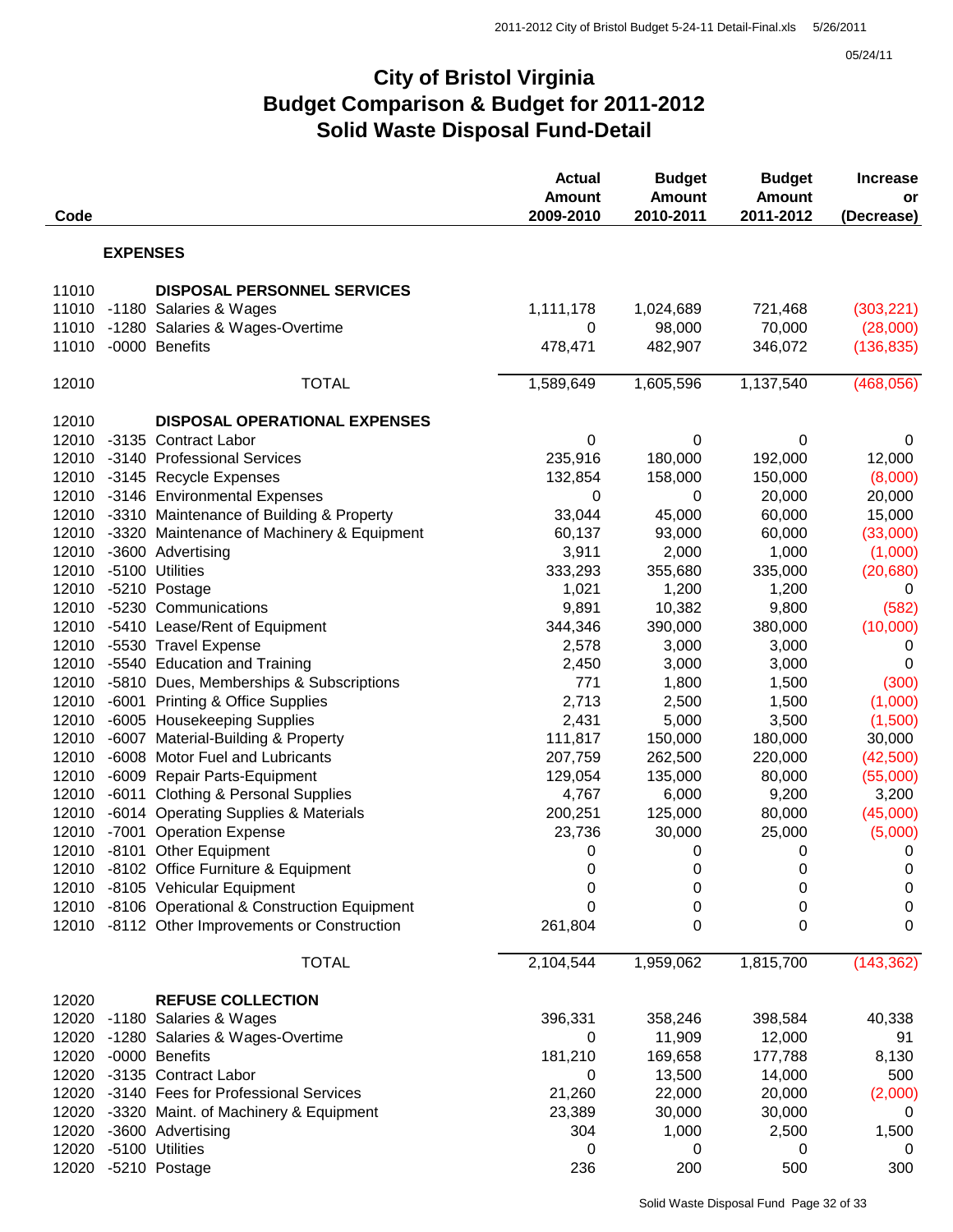# City of Bristol Virginia
# Budget Comparison & Budget for 2011-2012
# Solid Waste Disposal Fund-Detail

| Code | | | Actual Amount 2009-2010 | Budget Amount 2010-2011 | Budget Amount 2011-2012 | Increase or (Decrease) |
|---|---|---|---|---|---|---|
| | | **EXPENSES** | | | | |
| 11010 | | **DISPOSAL PERSONNEL SERVICES** | | | | |
| 11010 | -1180 | Salaries & Wages | 1,111,178 | 1,024,689 | 721,468 | (303,221) |
| 11010 | -1280 | Salaries & Wages-Overtime | 0 | 98,000 | 70,000 | (28,000) |
| 11010 | -0000 | Benefits | 478,471 | 482,907 | 346,072 | (136,835) |
| 12010 | | TOTAL | 1,589,649 | 1,605,596 | 1,137,540 | (468,056) |
| 12010 | | **DISPOSAL OPERATIONAL EXPENSES** | | | | |
| 12010 | -3135 | Contract Labor | 0 | 0 | 0 | 0 |
| 12010 | -3140 | Professional Services | 235,916 | 180,000 | 192,000 | 12,000 |
| 12010 | -3145 | Recycle Expenses | 132,854 | 158,000 | 150,000 | (8,000) |
| 12010 | -3146 | Environmental Expenses | 0 | 0 | 20,000 | 20,000 |
| 12010 | -3310 | Maintenance of Building & Property | 33,044 | 45,000 | 60,000 | 15,000 |
| 12010 | -3320 | Maintenance of Machinery & Equipment | 60,137 | 93,000 | 60,000 | (33,000) |
| 12010 | -3600 | Advertising | 3,911 | 2,000 | 1,000 | (1,000) |
| 12010 | -5100 | Utilities | 333,293 | 355,680 | 335,000 | (20,680) |
| 12010 | -5210 | Postage | 1,021 | 1,200 | 1,200 | 0 |
| 12010 | -5230 | Communications | 9,891 | 10,382 | 9,800 | (582) |
| 12010 | -5410 | Lease/Rent of Equipment | 344,346 | 390,000 | 380,000 | (10,000) |
| 12010 | -5530 | Travel Expense | 2,578 | 3,000 | 3,000 | 0 |
| 12010 | -5540 | Education and Training | 2,450 | 3,000 | 3,000 | 0 |
| 12010 | -5810 | Dues, Memberships & Subscriptions | 771 | 1,800 | 1,500 | (300) |
| 12010 | -6001 | Printing & Office Supplies | 2,713 | 2,500 | 1,500 | (1,000) |
| 12010 | -6005 | Housekeeping Supplies | 2,431 | 5,000 | 3,500 | (1,500) |
| 12010 | -6007 | Material-Building & Property | 111,817 | 150,000 | 180,000 | 30,000 |
| 12010 | -6008 | Motor Fuel and Lubricants | 207,759 | 262,500 | 220,000 | (42,500) |
| 12010 | -6009 | Repair Parts-Equipment | 129,054 | 135,000 | 80,000 | (55,000) |
| 12010 | -6011 | Clothing & Personal Supplies | 4,767 | 6,000 | 9,200 | 3,200 |
| 12010 | -6014 | Operating Supplies & Materials | 200,251 | 125,000 | 80,000 | (45,000) |
| 12010 | -7001 | Operation Expense | 23,736 | 30,000 | 25,000 | (5,000) |
| 12010 | -8101 | Other Equipment | 0 | 0 | 0 | 0 |
| 12010 | -8102 | Office Furniture & Equipment | 0 | 0 | 0 | 0 |
| 12010 | -8105 | Vehicular Equipment | 0 | 0 | 0 | 0 |
| 12010 | -8106 | Operational & Construction Equipment | 0 | 0 | 0 | 0 |
| 12010 | -8112 | Other Improvements or Construction | 261,804 | 0 | 0 | 0 |
| | | TOTAL | 2,104,544 | 1,959,062 | 1,815,700 | (143,362) |
| 12020 | | **REFUSE COLLECTION** | | | | |
| 12020 | -1180 | Salaries & Wages | 396,331 | 358,246 | 398,584 | 40,338 |
| 12020 | -1280 | Salaries & Wages-Overtime | 0 | 11,909 | 12,000 | 91 |
| 12020 | -0000 | Benefits | 181,210 | 169,658 | 177,788 | 8,130 |
| 12020 | -3135 | Contract Labor | 0 | 13,500 | 14,000 | 500 |
| 12020 | -3140 | Fees for Professional Services | 21,260 | 22,000 | 20,000 | (2,000) |
| 12020 | -3320 | Maint. of Machinery & Equipment | 23,389 | 30,000 | 30,000 | 0 |
| 12020 | -3600 | Advertising | 304 | 1,000 | 2,500 | 1,500 |
| 12020 | -5100 | Utilities | 0 | 0 | 0 | 0 |
| 12020 | -5210 | Postage | 236 | 200 | 500 | 300 |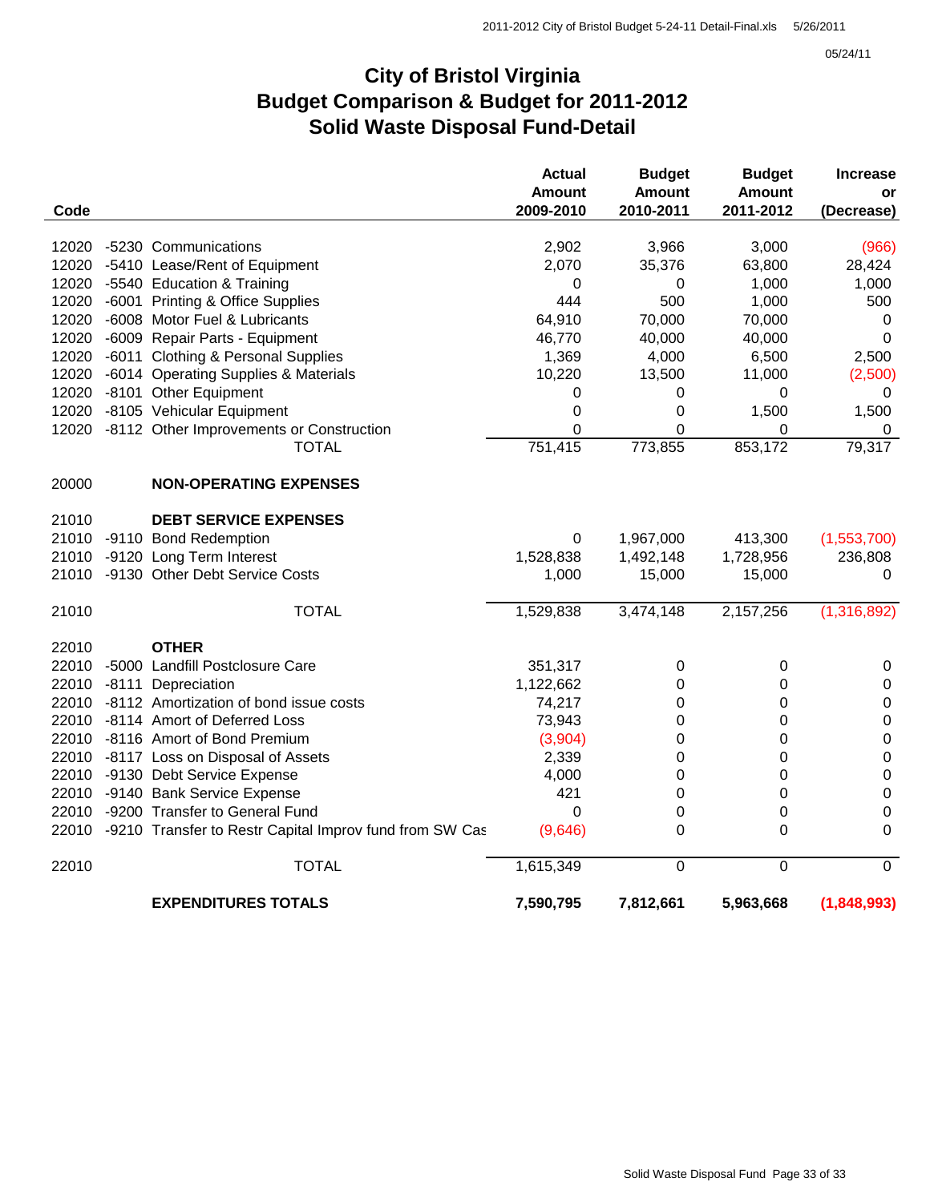05/24/11

# City of Bristol Virginia
## Budget Comparison & Budget for 2011-2012
## Solid Waste Disposal Fund-Detail

| Code | | | Actual Amount 2009-2010 | Budget Amount 2010-2011 | Budget Amount 2011-2012 | Increase or (Decrease) |
|---|---|---|---|---|---|---|
| 12020 | -5230 | Communications | 2,902 | 3,966 | 3,000 | (966) |
| 12020 | -5410 | Lease/Rent of Equipment | 2,070 | 35,376 | 63,800 | 28,424 |
| 12020 | -5540 | Education & Training | 0 | 0 | 1,000 | 1,000 |
| 12020 | -6001 | Printing & Office Supplies | 444 | 500 | 1,000 | 500 |
| 12020 | -6008 | Motor Fuel & Lubricants | 64,910 | 70,000 | 70,000 | 0 |
| 12020 | -6009 | Repair Parts - Equipment | 46,770 | 40,000 | 40,000 | 0 |
| 12020 | -6011 | Clothing & Personal Supplies | 1,369 | 4,000 | 6,500 | 2,500 |
| 12020 | -6014 | Operating Supplies & Materials | 10,220 | 13,500 | 11,000 | (2,500) |
| 12020 | -8101 | Other Equipment | 0 | 0 | 0 | 0 |
| 12020 | -8105 | Vehicular Equipment | 0 | 0 | 1,500 | 1,500 |
| 12020 | -8112 | Other Improvements or Construction | 0 | 0 | 0 | 0 |
| | | TOTAL | 751,415 | 773,855 | 853,172 | 79,317 |
| 20000 | | **NON-OPERATING EXPENSES** | | | | |
| 21010 | | **DEBT SERVICE EXPENSES** | | | | |
| 21010 | -9110 | Bond Redemption | 0 | 1,967,000 | 413,300 | (1,553,700) |
| 21010 | -9120 | Long Term Interest | 1,528,838 | 1,492,148 | 1,728,956 | 236,808 |
| 21010 | -9130 | Other Debt Service Costs | 1,000 | 15,000 | 15,000 | 0 |
| 21010 | | TOTAL | 1,529,838 | 3,474,148 | 2,157,256 | (1,316,892) |
| 22010 | | **OTHER** | | | | |
| 22010 | -5000 | Landfill Postclosure Care | 351,317 | 0 | 0 | 0 |
| 22010 | -8111 | Depreciation | 1,122,662 | 0 | 0 | 0 |
| 22010 | -8112 | Amortization of bond issue costs | 74,217 | 0 | 0 | 0 |
| 22010 | -8114 | Amort of Deferred Loss | 73,943 | 0 | 0 | 0 |
| 22010 | -8116 | Amort of Bond Premium | (3,904) | 0 | 0 | 0 |
| 22010 | -8117 | Loss on Disposal of Assets | 2,339 | 0 | 0 | 0 |
| 22010 | -9130 | Debt Service Expense | 4,000 | 0 | 0 | 0 |
| 22010 | -9140 | Bank Service Expense | 421 | 0 | 0 | 0 |
| 22010 | -9200 | Transfer to General Fund | 0 | 0 | 0 | 0 |
| 22010 | -9210 | Transfer to Restr Capital Improv fund from SW Cas | (9,646) | 0 | 0 | 0 |
| 22010 | | TOTAL | 1,615,349 | 0 | 0 | 0 |
| | | **EXPENDITURES TOTALS** | **7,590,795** | **7,812,661** | **5,963,668** | **(1,848,993)** |